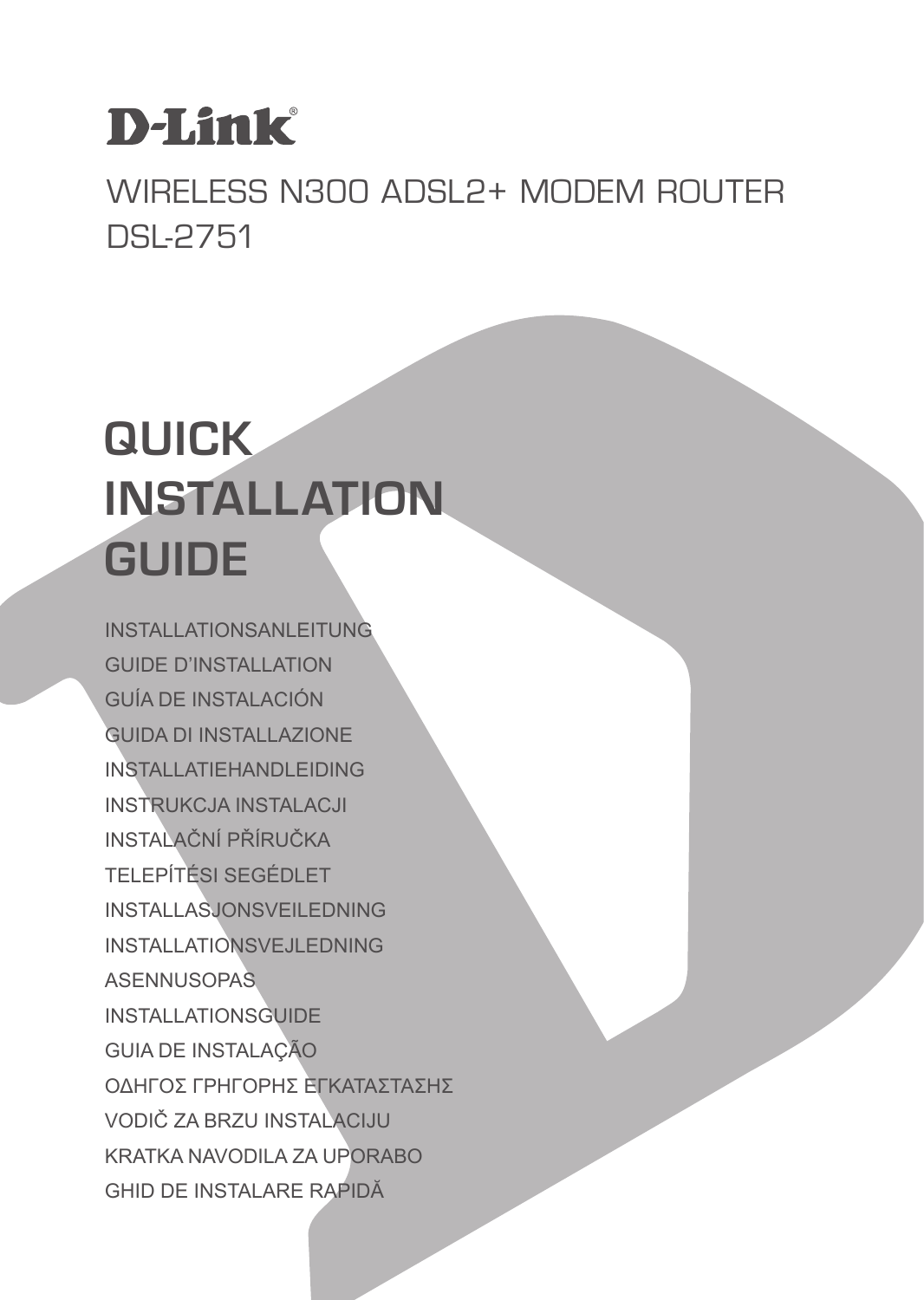D-Link®

WIRELESS N300 ADSL2+ MODEM ROUTER
DSL-2751

# QUICK INSTALLATION GUIDE

INSTALLATIONSANLEITUNG
GUIDE D’INSTALLATION
GUÍA DE INSTALACIÓN
GUIDA DI INSTALLAZIONE
INSTALLATIEHANDLEIDING
INSTRUKCJA INSTALACJI
INSTALAČNÍ PŘÍRUČKA
TELEPÍTÉSI SEGÉDLET
INSTALLASJONSVEILEDNING
INSTALLATIONSVEJLEDNING
ASENNUSOPAS
INSTALLATIONSGUIDE
GUIA DE INSTALAÇÃO
ΟΔΗΓΟΣ ΓΡΗΓΟΡΗΣ ΕΓΚΑΤΑΣΤΑΣΗΣ
VODIČ ZA BRZU INSTALACIJU
KRATKA NAVODILA ZA UPORABO
GHID DE INSTALARE RAPIDĂ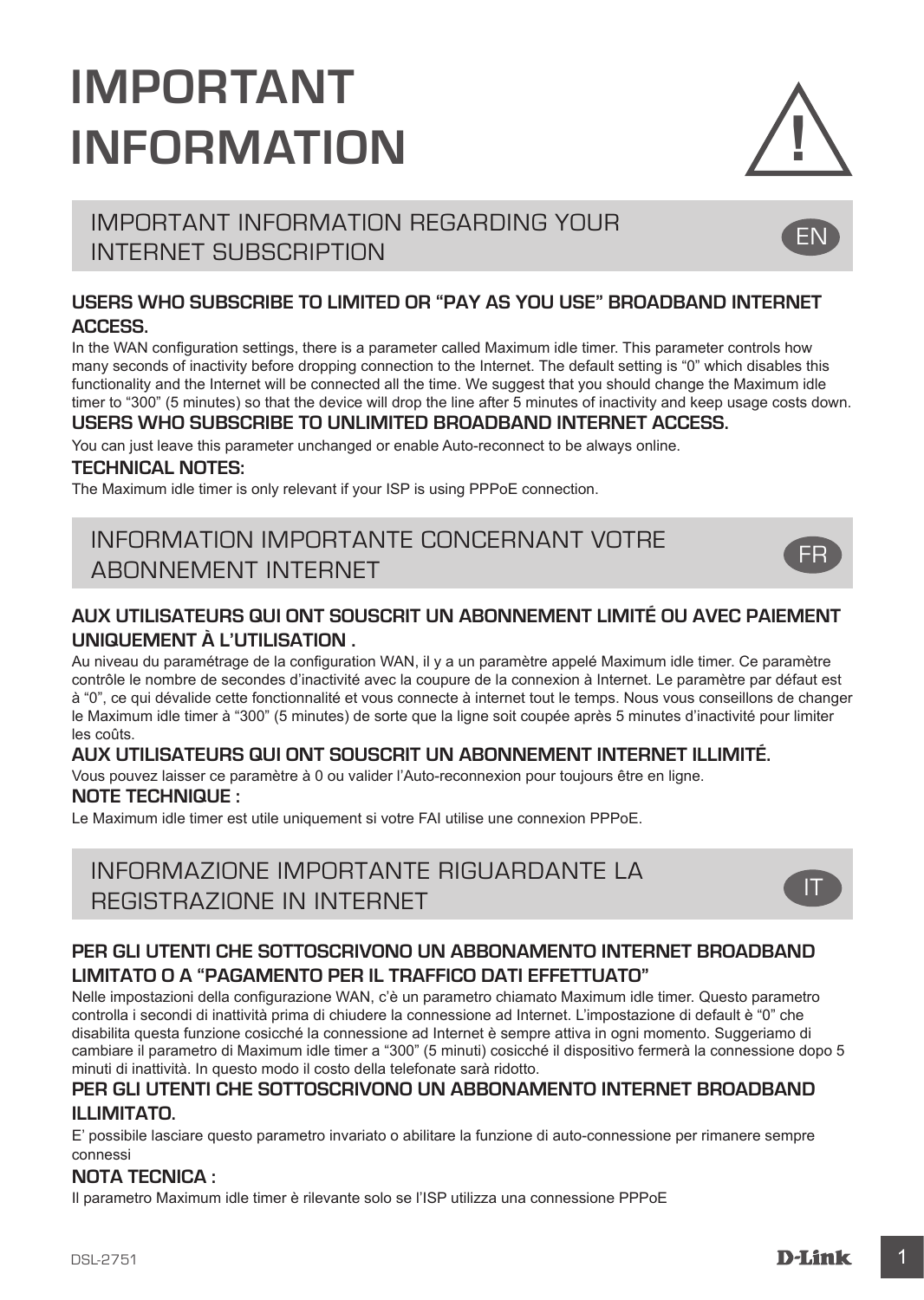# IMPORTANT INFORMATION

## IMPORTANT INFORMATION REGARDING YOUR INTERNET SUBSCRIPTION

EN

### USERS WHO SUBSCRIBE TO LIMITED OR “PAY AS YOU USE” BROADBAND INTERNET ACCESS.

In the WAN configuration settings, there is a parameter called Maximum idle timer. This parameter controls how many seconds of inactivity before dropping connection to the Internet. The default setting is “0” which disables this functionality and the Internet will be connected all the time. We suggest that you should change the Maximum idle timer to “300” (5 minutes) so that the device will drop the line after 5 minutes of inactivity and keep usage costs down.

### USERS WHO SUBSCRIBE TO UNLIMITED BROADBAND INTERNET ACCESS.

You can just leave this parameter unchanged or enable Auto-reconnect to be always online.

### TECHNICAL NOTES:

The Maximum idle timer is only relevant if your ISP is using PPPoE connection.

## INFORMATION IMPORTANTE CONCERNANT VOTRE ABONNEMENT INTERNET

FR

### AUX UTILISATEURS QUI ONT SOUSCRIT UN ABONNEMENT LIMITÉ OU AVEC PAIEMENT UNIQUEMENT À L’UTILISATION .

Au niveau du paramétrage de la configuration WAN, il y a un paramètre appelé Maximum idle timer. Ce paramètre contrôle le nombre de secondes d’inactivité avec la coupure de la connexion à Internet. Le paramètre par défaut est à “0”, ce qui dévalide cette fonctionnalité et vous connecte à internet tout le temps. Nous vous conseillons de changer le Maximum idle timer à “300” (5 minutes) de sorte que la ligne soit coupée après 5 minutes d’inactivité pour limiter les coûts.

### AUX UTILISATEURS QUI ONT SOUSCRIT UN ABONNEMENT INTERNET ILLIMITÉ.

Vous pouvez laisser ce paramètre à 0 ou valider l’Auto-reconnexion pour toujours être en ligne.

### NOTE TECHNIQUE :

Le Maximum idle timer est utile uniquement si votre FAI utilise une connexion PPPoE.

## INFORMAZIONE IMPORTANTE RIGUARDANTE LA REGISTRAZIONE IN INTERNET

IT

### PER GLI UTENTI CHE SOTTOSCRIVONO UN ABBONAMENTO INTERNET BROADBAND LIMITATO O A “PAGAMENTO PER IL TRAFFICO DATI EFFETTUATO”

Nelle impostazioni della configurazione WAN, c’è un parametro chiamato Maximum idle timer. Questo parametro controlla i secondi di inattività prima di chiudere la connessione ad Internet. L’impostazione di default è “0” che disabilita questa funzione cosicché la connessione ad Internet è sempre attiva in ogni momento. Suggeriamo di cambiare il parametro di Maximum idle timer a “300” (5 minuti) cosicché il dispositivo fermerà la connessione dopo 5 minuti di inattività. In questo modo il costo della telefonate sarà ridotto.

### PER GLI UTENTI CHE SOTTOSCRIVONO UN ABBONAMENTO INTERNET BROADBAND ILLIMITATO.

E’ possibile lasciare questo parametro invariato o abilitare la funzione di auto-connessione per rimanere sempre connessi

### NOTA TECNICA :

Il parametro Maximum idle timer è rilevante solo se l’ISP utilizza una connessione PPPoE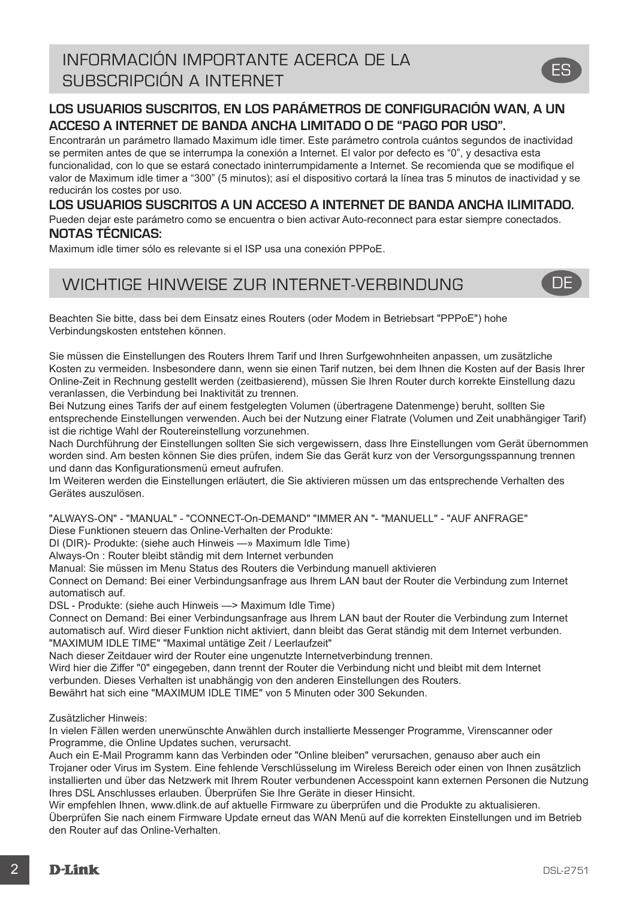## INFORMACIÓN IMPORTANTE ACERCA DE LA SUBSCRIPCIÓN A INTERNET

ES

### LOS USUARIOS SUSCRITOS, EN LOS PARÁMETROS DE CONFIGURACIÓN WAN, A UN ACCESO A INTERNET DE BANDA ANCHA LIMITADO O DE "PAGO POR USO".

Encontrarán un parámetro llamado Maximum idle timer. Este parámetro controla cuántos segundos de inactividad se permiten antes de que se interrumpa la conexión a Internet. El valor por defecto es "0", y desactiva esta funcionalidad, con lo que se estará conectado ininterrumpidamente a Internet. Se recomienda que se modifique el valor de Maximum idle timer a "300" (5 minutos); así el dispositivo cortará la línea tras 5 minutos de inactividad y se reducirán los costes por uso.

### LOS USUARIOS SUSCRITOS A UN ACCESO A INTERNET DE BANDA ANCHA ILIMITADO.

Pueden dejar este parámetro como se encuentra o bien activar Auto-reconnect para estar siempre conectados.

### NOTAS TÉCNICAS:

Maximum idle timer sólo es relevante si el ISP usa una conexión PPPoE.

## WICHTIGE HINWEISE ZUR INTERNET-VERBINDUNG

DE

Beachten Sie bitte, dass bei dem Einsatz eines Routers (oder Modem in Betriebsart "PPPoE") hohe Verbindungskosten entstehen können.

Sie müssen die Einstellungen des Routers Ihrem Tarif und Ihren Surfgewohnheiten anpassen, um zusätzliche Kosten zu vermeiden. Insbesondere dann, wenn sie einen Tarif nutzen, bei dem Ihnen die Kosten auf der Basis Ihrer Online-Zeit in Rechnung gestellt werden (zeitbasierend), müssen Sie Ihren Router durch korrekte Einstellung dazu veranlassen, die Verbindung bei Inaktivität zu trennen.
Bei Nutzung eines Tarifs der auf einem festgelegten Volumen (übertragene Datenmenge) beruht, sollten Sie entsprechende Einstellungen verwenden. Auch bei der Nutzung einer Flatrate (Volumen und Zeit unabhängiger Tarif) ist die richtige Wahl der Routereinstellung vorzunehmen.
Nach Durchführung der Einstellungen sollten Sie sich vergewissern, dass Ihre Einstellungen vom Gerät übernommen worden sind. Am besten können Sie dies prüfen, indem Sie das Gerät kurz von der Versorgungsspannung trennen und dann das Konfigurationsmenü erneut aufrufen.
Im Weiteren werden die Einstellungen erläutert, die Sie aktivieren müssen um das entsprechende Verhalten des Gerätes auszulösen.

"ALWAYS-ON" - "MANUAL" - "CONNECT-On-DEMAND" "IMMER AN "- "MANUELL" - "AUF ANFRAGE"
Diese Funktionen steuern das Online-Verhalten der Produkte:
DI (DIR)- Produkte: (siehe auch Hinweis —» Maximum Idle Time)
Always-On : Router bleibt ständig mit dem Internet verbunden
Manual: Sie müssen im Menu Status des Routers die Verbindung manuell aktivieren
Connect on Demand: Bei einer Verbindungsanfrage aus Ihrem LAN baut der Router die Verbindung zum Internet automatisch auf.
DSL - Produkte: (siehe auch Hinweis —> Maximum Idle Time)
Connect on Demand: Bei einer Verbindungsanfrage aus Ihrem LAN baut der Router die Verbindung zum Internet automatisch auf. Wird dieser Funktion nicht aktiviert, dann bleibt das Gerat ständig mit dem Internet verbunden.
"MAXIMUM IDLE TIME" "Maximal untätige Zeit / Leerlaufzeit"
Nach dieser Zeitdauer wird der Router eine ungenutzte Internetverbindung trennen.
Wird hier die Ziffer "0" eingegeben, dann trennt der Router die Verbindung nicht und bleibt mit dem Internet verbunden. Dieses Verhalten ist unabhängig von den anderen Einstellungen des Routers.
Bewährt hat sich eine "MAXIMUM IDLE TIME" von 5 Minuten oder 300 Sekunden.

Zusätzlicher Hinweis:
In vielen Fällen werden unerwünschte Anwählen durch installierte Messenger Programme, Virenscanner oder Programme, die Online Updates suchen, verursacht.
Auch ein E-Mail Programm kann das Verbinden oder "Online bleiben" verursachen, genauso aber auch ein Trojaner oder Virus im System. Eine fehlende Verschlüsselung im Wireless Bereich oder einen von Ihnen zusätzlich installierten und über das Netzwerk mit Ihrem Router verbundenen Accesspoint kann externen Personen die Nutzung Ihres DSL Anschlusses erlauben. Überprüfen Sie Ihre Geräte in dieser Hinsicht.
Wir empfehlen Ihnen, www.dlink.de auf aktuelle Firmware zu überprüfen und die Produkte zu aktualisieren. Überprüfen Sie nach einem Firmware Update erneut das WAN Menü auf die korrekten Einstellungen und im Betrieb den Router auf das Online-Verhalten.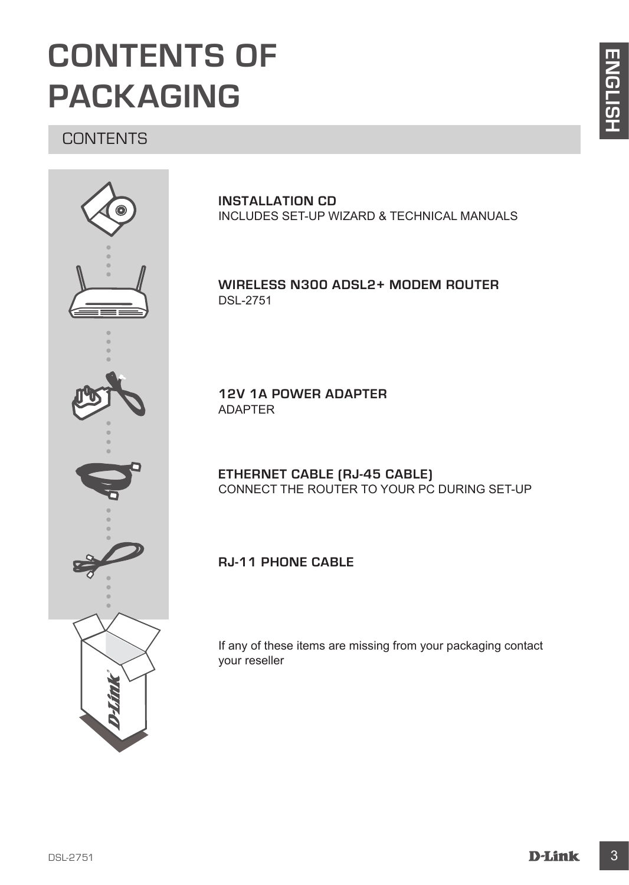# CONTENTS OF PACKAGING

## CONTENTS

**INSTALLATION CD**
INCLUDES SET-UP WIZARD & TECHNICAL MANUALS

**WIRELESS N300 ADSL2+ MODEM ROUTER**
DSL-2751

**12V 1A POWER ADAPTER**
ADAPTER

**ETHERNET CABLE (RJ-45 CABLE)**
CONNECT THE ROUTER TO YOUR PC DURING SET-UP

**RJ-11 PHONE CABLE**

If any of these items are missing from your packaging contact your reseller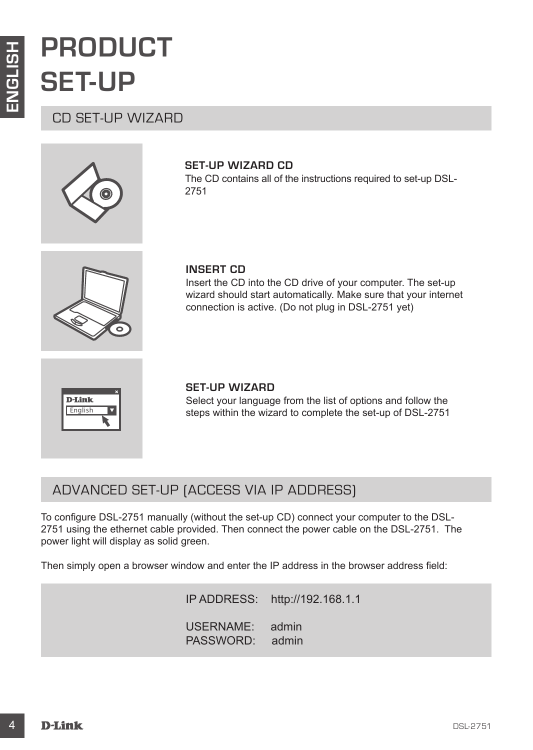# PRODUCT SET-UP

## CD SET-UP WIZARD

### SET-UP WIZARD CD

The CD contains all of the instructions required to set-up DSL-2751

### INSERT CD

Insert the CD into the CD drive of your computer. The set-up wizard should start automatically. Make sure that your internet connection is active. (Do not plug in DSL-2751 yet)

### SET-UP WIZARD

Select your language from the list of options and follow the steps within the wizard to complete the set-up of DSL-2751

## ADVANCED SET-UP (ACCESS VIA IP ADDRESS)

To configure DSL-2751 manually (without the set-up CD) connect your computer to the DSL-2751 using the ethernet cable provided. Then connect the power cable on the DSL-2751. The power light will display as solid green.

Then simply open a browser window and enter the IP address in the browser address field:

IP ADDRESS: http://192.168.1.1

USERNAME: admin
PASSWORD: admin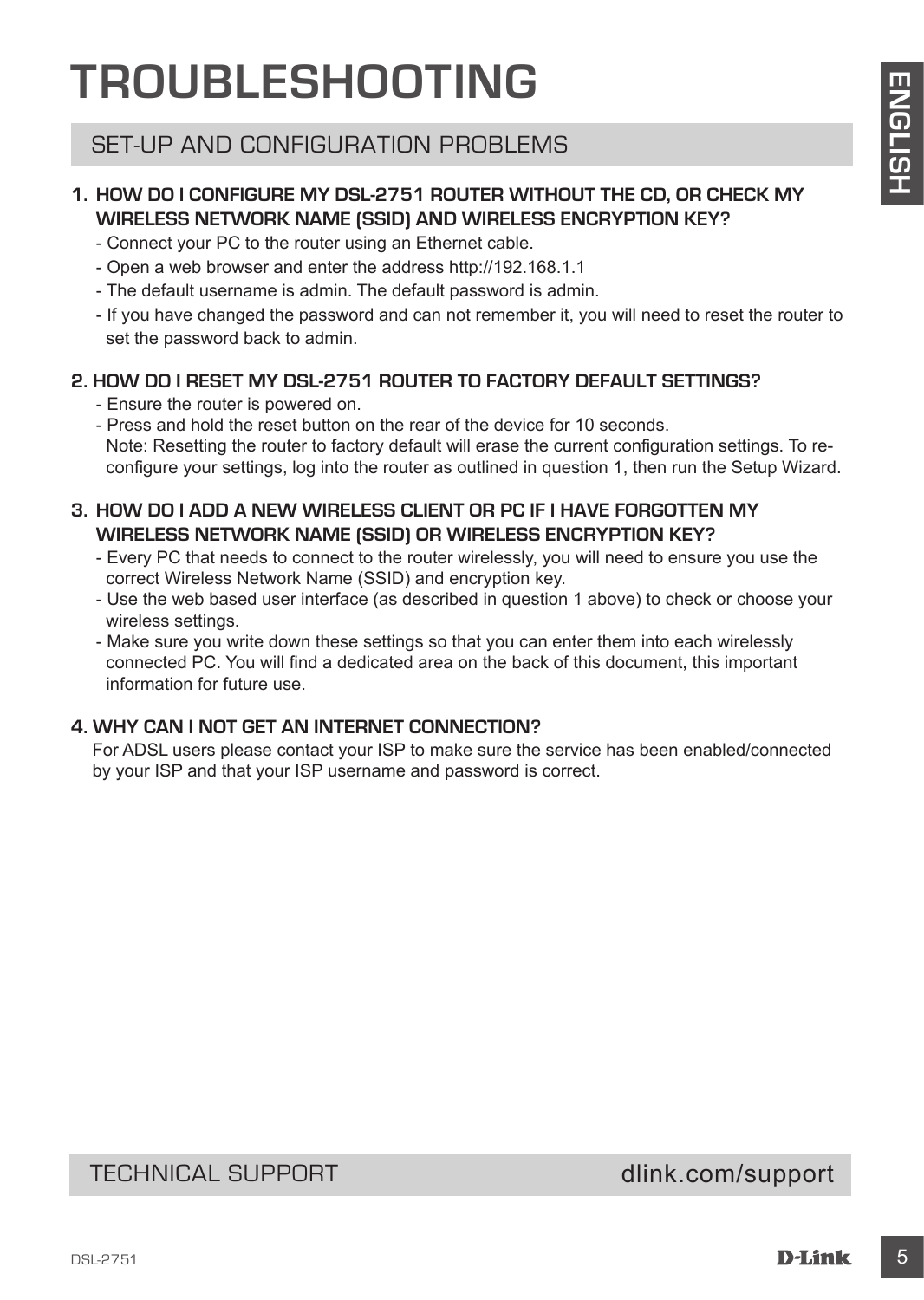# TROUBLESHOOTING

## SET-UP AND CONFIGURATION PROBLEMS

### 1. HOW DO I CONFIGURE MY DSL-2751 ROUTER WITHOUT THE CD, OR CHECK MY WIRELESS NETWORK NAME (SSID) AND WIRELESS ENCRYPTION KEY?

- Connect your PC to the router using an Ethernet cable.
- Open a web browser and enter the address http://192.168.1.1
- The default username is admin. The default password is admin.
- If you have changed the password and can not remember it, you will need to reset the router to set the password back to admin.

### 2. HOW DO I RESET MY DSL-2751 ROUTER TO FACTORY DEFAULT SETTINGS?

- Ensure the router is powered on.
- Press and hold the reset button on the rear of the device for 10 seconds.
  Note: Resetting the router to factory default will erase the current configuration settings. To re-configure your settings, log into the router as outlined in question 1, then run the Setup Wizard.

### 3. HOW DO I ADD A NEW WIRELESS CLIENT OR PC IF I HAVE FORGOTTEN MY WIRELESS NETWORK NAME (SSID) OR WIRELESS ENCRYPTION KEY?

- Every PC that needs to connect to the router wirelessly, you will need to ensure you use the correct Wireless Network Name (SSID) and encryption key.
- Use the web based user interface (as described in question 1 above) to check or choose your wireless settings.
- Make sure you write down these settings so that you can enter them into each wirelessly connected PC. You will find a dedicated area on the back of this document, this important information for future use.

### 4. WHY CAN I NOT GET AN INTERNET CONNECTION?

For ADSL users please contact your ISP to make sure the service has been enabled/connected by your ISP and that your ISP username and password is correct.

## TECHNICAL SUPPORT

dlink.com/support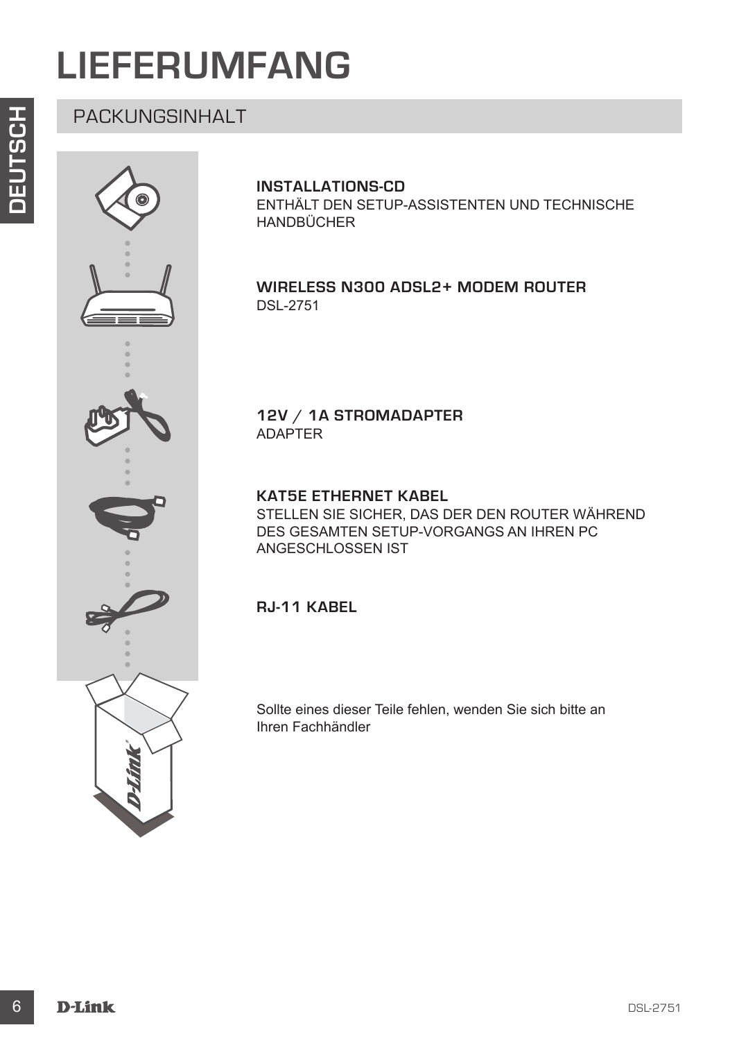# LIEFERUMFANG

## PACKUNGSINHALT

**INSTALLATIONS-CD**
ENTHÄLT DEN SETUP-ASSISTENTEN UND TECHNISCHE HANDBÜCHER

**WIRELESS N300 ADSL2+ MODEM ROUTER**
DSL-2751

**12V / 1A STROMADAPTER**
ADAPTER

**KAT5E ETHERNET KABEL**
STELLEN SIE SICHER, DAS DER DEN ROUTER WÄHREND DES GESAMTEN SETUP-VORGANGS AN IHREN PC ANGESCHLOSSEN IST

**RJ-11 KABEL**

Sollte eines dieser Teile fehlen, wenden Sie sich bitte an Ihren Fachhändler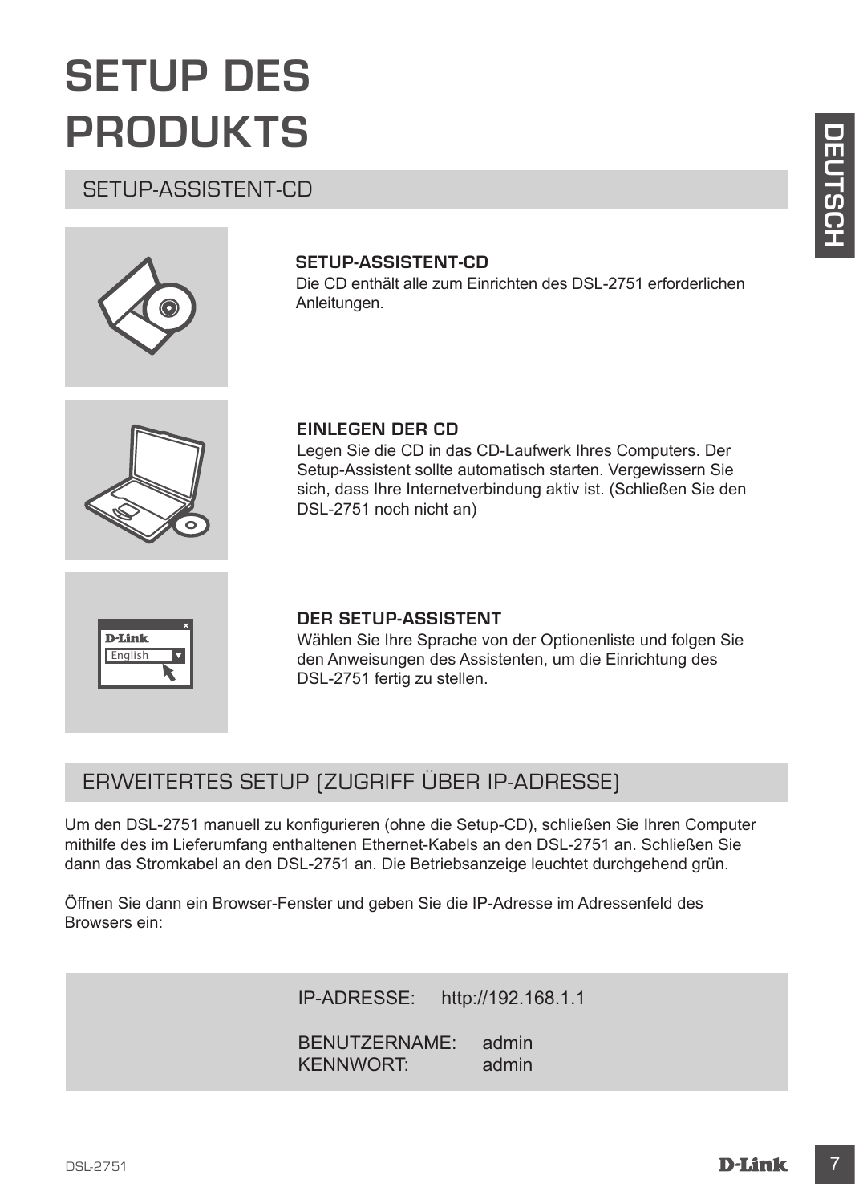# SETUP DES PRODUKTS

## SETUP-ASSISTENT-CD

**SETUP-ASSISTENT-CD**
Die CD enthält alle zum Einrichten des DSL-2751 erforderlichen Anleitungen.

**EINLEGEN DER CD**
Legen Sie die CD in das CD-Laufwerk Ihres Computers. Der Setup-Assistent sollte automatisch starten. Vergewissern Sie sich, dass Ihre Internetverbindung aktiv ist. (Schließen Sie den DSL-2751 noch nicht an)

**DER SETUP-ASSISTENT**
Wählen Sie Ihre Sprache von der Optionenliste und folgen Sie den Anweisungen des Assistenten, um die Einrichtung des DSL-2751 fertig zu stellen.

## ERWEITERTES SETUP (ZUGRIFF ÜBER IP-ADRESSE)

Um den DSL-2751 manuell zu konfigurieren (ohne die Setup-CD), schließen Sie Ihren Computer mithilfe des im Lieferumfang enthaltenen Ethernet-Kabels an den DSL-2751 an. Schließen Sie dann das Stromkabel an den DSL-2751 an. Die Betriebsanzeige leuchtet durchgehend grün.

Öffnen Sie dann ein Browser-Fenster und geben Sie die IP-Adresse im Adressenfeld des Browsers ein:

IP-ADRESSE: http://192.168.1.1

BENUTZERNAME: admin
KENNWORT: admin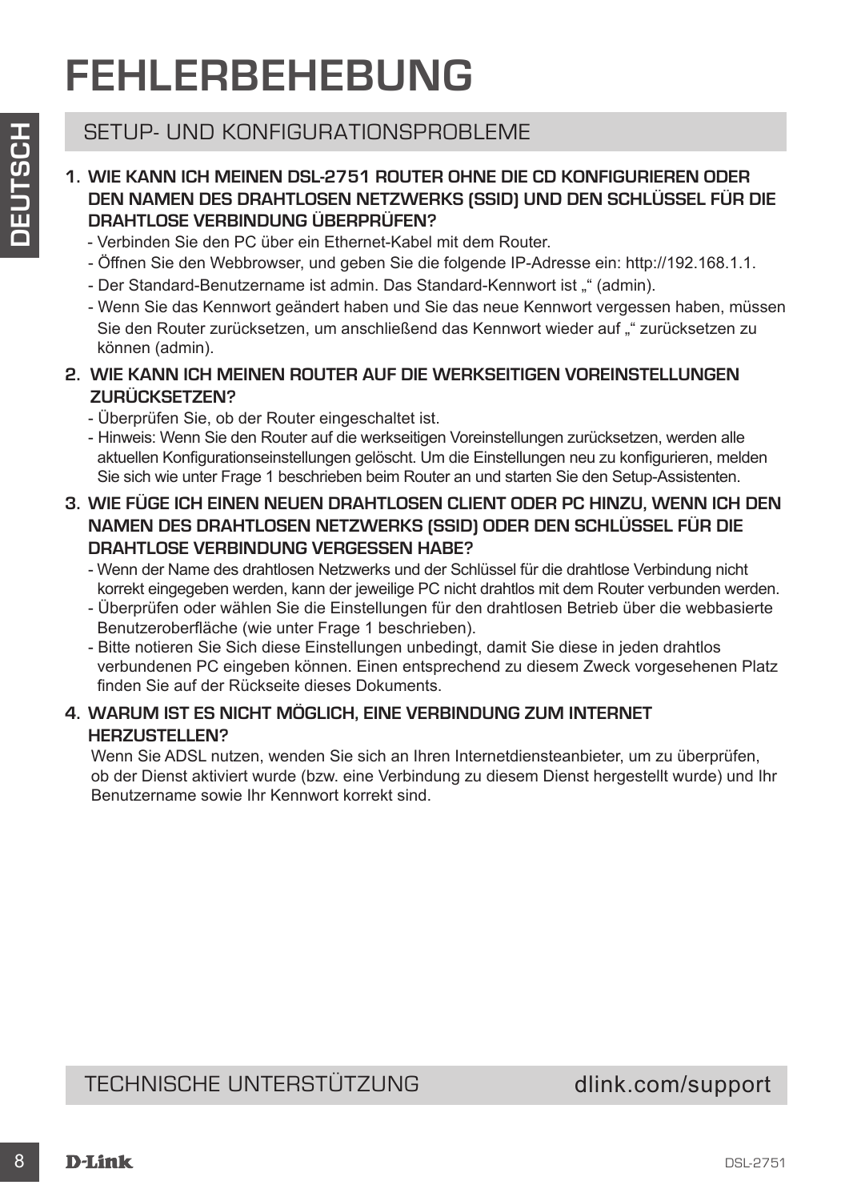# FEHLERBEHEBUNG

## SETUP- UND KONFIGURATIONSPROBLEME

**1. WIE KANN ICH MEINEN DSL-2751 ROUTER OHNE DIE CD KONFIGURIEREN ODER DEN NAMEN DES DRAHTLOSEN NETZWERKS (SSID) UND DEN SCHLÜSSEL FÜR DIE DRAHTLOSE VERBINDUNG ÜBERPRÜFEN?**

- Verbinden Sie den PC über ein Ethernet-Kabel mit dem Router.
- Öffnen Sie den Webbrowser, und geben Sie die folgende IP-Adresse ein: http://192.168.1.1.
- Der Standard-Benutzername ist admin. Das Standard-Kennwort ist „“ (admin).
- Wenn Sie das Kennwort geändert haben und Sie das neue Kennwort vergessen haben, müssen Sie den Router zurücksetzen, um anschließend das Kennwort wieder auf „“ zurücksetzen zu können (admin).

**2. WIE KANN ICH MEINEN ROUTER AUF DIE WERKSEITIGEN VOREINSTELLUNGEN ZURÜCKSETZEN?**

- Überprüfen Sie, ob der Router eingeschaltet ist.
- Hinweis: Wenn Sie den Router auf die werkseitigen Voreinstellungen zurücksetzen, werden alle aktuellen Konfigurationseinstellungen gelöscht. Um die Einstellungen neu zu konfigurieren, melden Sie sich wie unter Frage 1 beschrieben beim Router an und starten Sie den Setup-Assistenten.

**3. WIE FÜGE ICH EINEN NEUEN DRAHTLOSEN CLIENT ODER PC HINZU, WENN ICH DEN NAMEN DES DRAHTLOSEN NETZWERKS (SSID) ODER DEN SCHLÜSSEL FÜR DIE DRAHTLOSE VERBINDUNG VERGESSEN HABE?**

- Wenn der Name des drahtlosen Netzwerks und der Schlüssel für die drahtlose Verbindung nicht korrekt eingegeben werden, kann der jeweilige PC nicht drahtlos mit dem Router verbunden werden.
- Überprüfen oder wählen Sie die Einstellungen für den drahtlosen Betrieb über die webbasierte Benutzeroberfläche (wie unter Frage 1 beschrieben).
- Bitte notieren Sie Sich diese Einstellungen unbedingt, damit Sie diese in jeden drahtlos verbundenen PC eingeben können. Einen entsprechend zu diesem Zweck vorgesehenen Platz finden Sie auf der Rückseite dieses Dokuments.

**4. WARUM IST ES NICHT MÖGLICH, EINE VERBINDUNG ZUM INTERNET HERZUSTELLEN?**

Wenn Sie ADSL nutzen, wenden Sie sich an Ihren Internetdiensteanbieter, um zu überprüfen, ob der Dienst aktiviert wurde (bzw. eine Verbindung zu diesem Dienst hergestellt wurde) und Ihr Benutzername sowie Ihr Kennwort korrekt sind.

## TECHNISCHE UNTERSTÜTZUNG dlink.com/support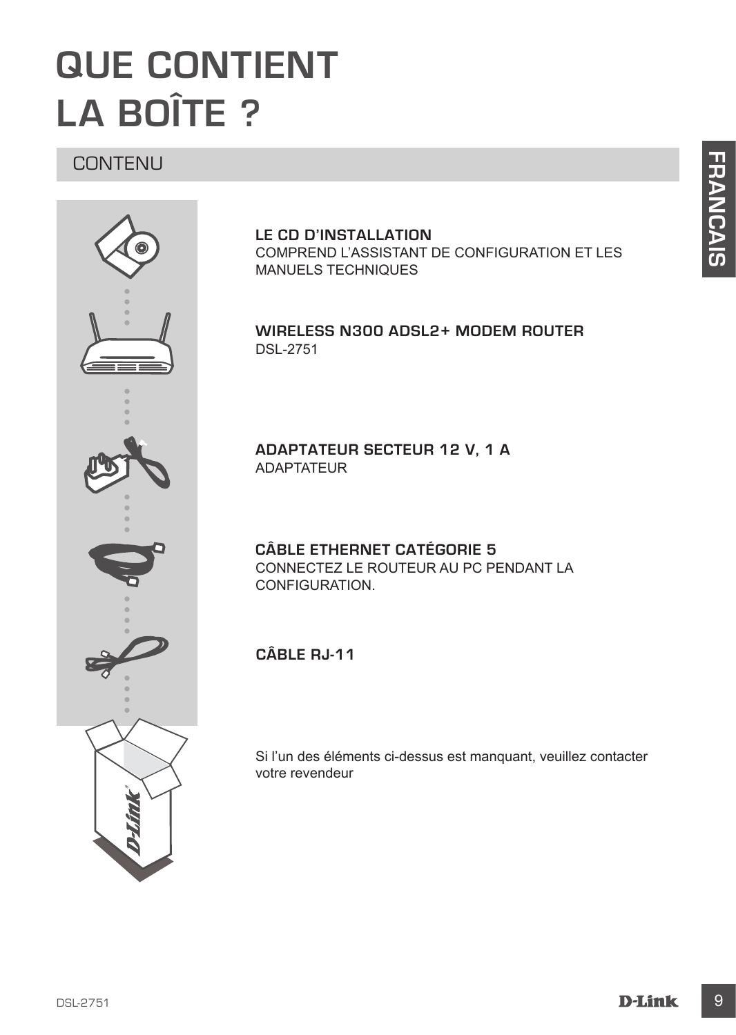# QUE CONTIENT LA BOÎTE ?

## CONTENU

**LE CD D'INSTALLATION**
COMPREND L'ASSISTANT DE CONFIGURATION ET LES MANUELS TECHNIQUES

**WIRELESS N300 ADSL2+ MODEM ROUTER**
DSL-2751

**ADAPTATEUR SECTEUR 12 V, 1 A**
ADAPTATEUR

**CÂBLE ETHERNET CATÉGORIE 5**
CONNECTEZ LE ROUTEUR AU PC PENDANT LA CONFIGURATION.

**CÂBLE RJ-11**

Si l'un des éléments ci-dessus est manquant, veuillez contacter votre revendeur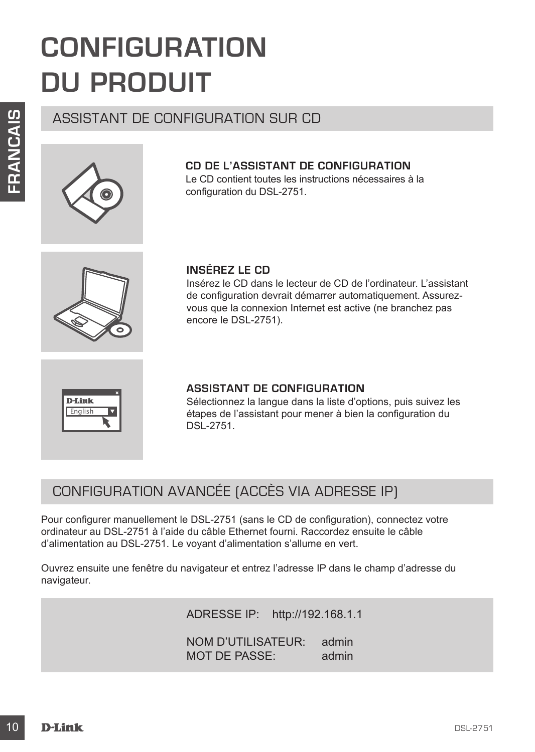# CONFIGURATION DU PRODUIT

## ASSISTANT DE CONFIGURATION SUR CD

**CD DE L'ASSISTANT DE CONFIGURATION**
Le CD contient toutes les instructions nécessaires à la configuration du DSL-2751.

**INSÉREZ LE CD**
Insérez le CD dans le lecteur de CD de l'ordinateur. L'assistant de configuration devrait démarrer automatiquement. Assurez-vous que la connexion Internet est active (ne branchez pas encore le DSL-2751).

**ASSISTANT DE CONFIGURATION**
Sélectionnez la langue dans la liste d'options, puis suivez les étapes de l'assistant pour mener à bien la configuration du DSL-2751.

## CONFIGURATION AVANCÉE (ACCÈS VIA ADRESSE IP)

Pour configurer manuellement le DSL-2751 (sans le CD de configuration), connectez votre ordinateur au DSL-2751 à l'aide du câble Ethernet fourni. Raccordez ensuite le câble d'alimentation au DSL-2751. Le voyant d'alimentation s'allume en vert.

Ouvrez ensuite une fenêtre du navigateur et entrez l'adresse IP dans le champ d'adresse du navigateur.

ADRESSE IP: http://192.168.1.1

NOM D'UTILISATEUR: admin
MOT DE PASSE: admin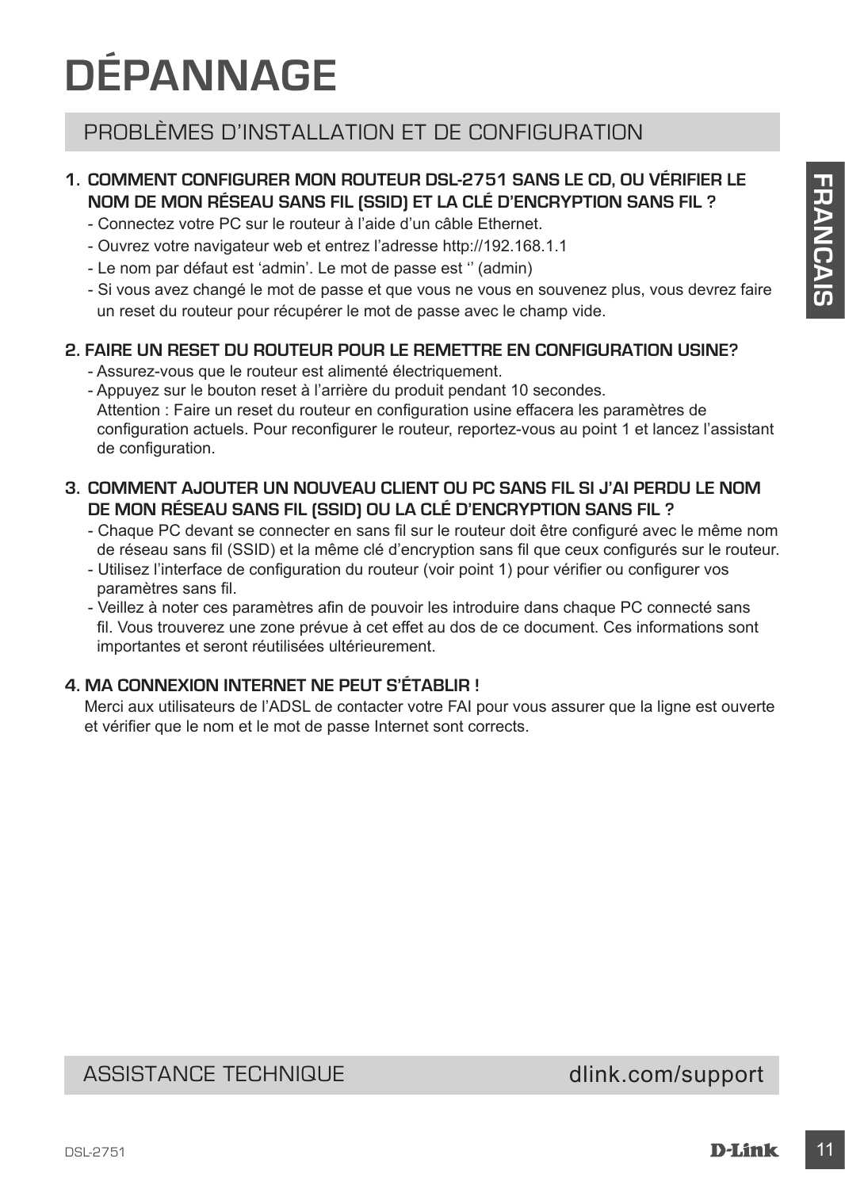# DÉPANNAGE

## PROBLÈMES D'INSTALLATION ET DE CONFIGURATION

**1. COMMENT CONFIGURER MON ROUTEUR DSL-2751 SANS LE CD, OU VÉRIFIER LE NOM DE MON RÉSEAU SANS FIL (SSID) ET LA CLÉ D'ENCRYPTION SANS FIL ?**

- Connectez votre PC sur le routeur à l'aide d'un câble Ethernet.
- Ouvrez votre navigateur web et entrez l'adresse http://192.168.1.1
- Le nom par défaut est 'admin'. Le mot de passe est '' (admin)
- Si vous avez changé le mot de passe et que vous ne vous en souvenez plus, vous devrez faire un reset du routeur pour récupérer le mot de passe avec le champ vide.

**2. FAIRE UN RESET DU ROUTEUR POUR LE REMETTRE EN CONFIGURATION USINE?**

- Assurez-vous que le routeur est alimenté électriquement.
- Appuyez sur le bouton reset à l'arrière du produit pendant 10 secondes.
  Attention : Faire un reset du routeur en configuration usine effacera les paramètres de configuration actuels. Pour reconfigurer le routeur, reportez-vous au point 1 et lancez l'assistant de configuration.

**3. COMMENT AJOUTER UN NOUVEAU CLIENT OU PC SANS FIL SI J'AI PERDU LE NOM DE MON RÉSEAU SANS FIL (SSID) OU LA CLÉ D'ENCRYPTION SANS FIL ?**

- Chaque PC devant se connecter en sans fil sur le routeur doit être configuré avec le même nom de réseau sans fil (SSID) et la même clé d'encryption sans fil que ceux configurés sur le routeur.
- Utilisez l'interface de configuration du routeur (voir point 1) pour vérifier ou configurer vos paramètres sans fil.
- Veillez à noter ces paramètres afin de pouvoir les introduire dans chaque PC connecté sans fil. Vous trouverez une zone prévue à cet effet au dos de ce document. Ces informations sont importantes et seront réutilisées ultérieurement.

**4. MA CONNEXION INTERNET NE PEUT S'ÉTABLIR !**

Merci aux utilisateurs de l'ADSL de contacter votre FAI pour vous assurer que la ligne est ouverte et vérifier que le nom et le mot de passe Internet sont corrects.

## ASSISTANCE TECHNIQUE dlink.com/support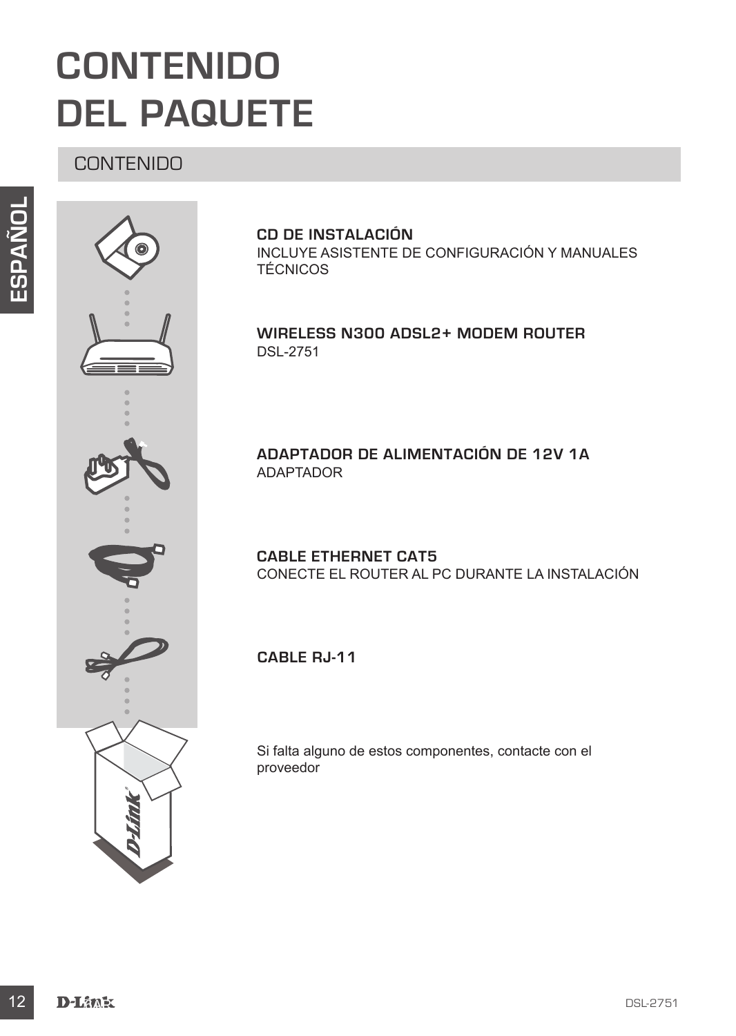# CONTENIDO DEL PAQUETE

## CONTENIDO

**CD DE INSTALACIÓN**
INCLUYE ASISTENTE DE CONFIGURACIÓN Y MANUALES TÉCNICOS

**WIRELESS N300 ADSL2+ MODEM ROUTER**
DSL-2751

**ADAPTADOR DE ALIMENTACIÓN DE 12V 1A**
ADAPTADOR

**CABLE ETHERNET CAT5**
CONECTE EL ROUTER AL PC DURANTE LA INSTALACIÓN

**CABLE RJ-11**

Si falta alguno de estos componentes, contacte con el proveedor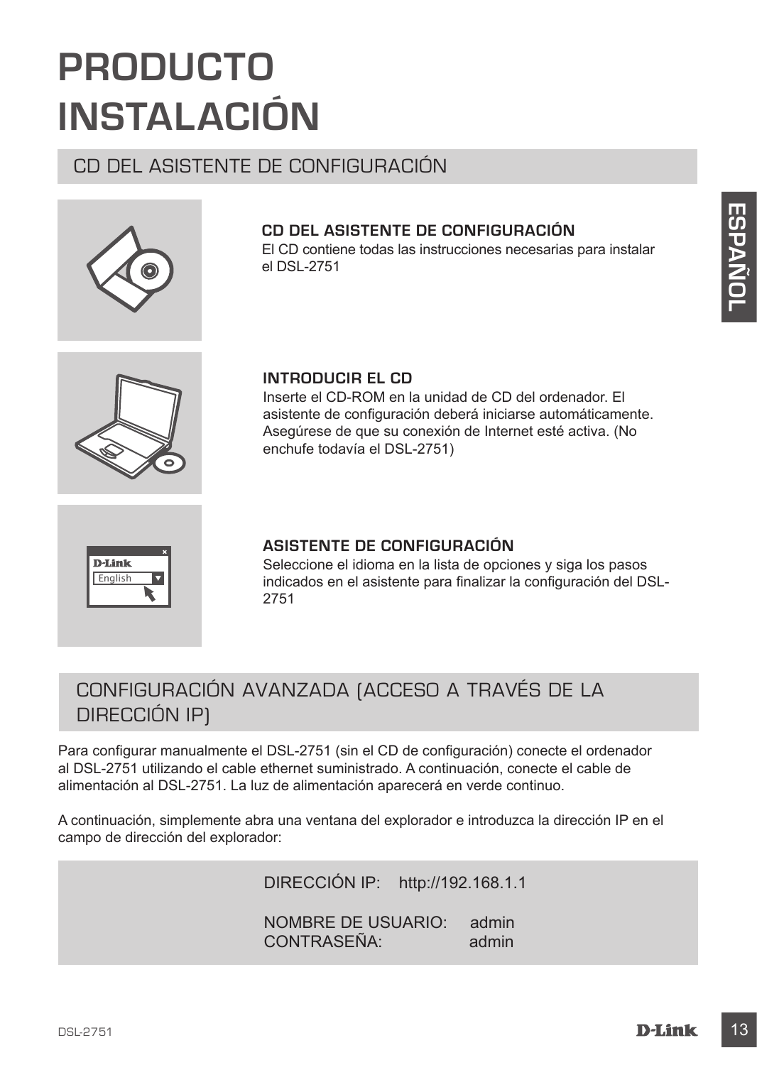# PRODUCTO INSTALACIÓN

## CD DEL ASISTENTE DE CONFIGURACIÓN

**CD DEL ASISTENTE DE CONFIGURACIÓN**
El CD contiene todas las instrucciones necesarias para instalar el DSL-2751

**INTRODUCIR EL CD**
Inserte el CD-ROM en la unidad de CD del ordenador. El asistente de configuración deberá iniciarse automáticamente. Asegúrese de que su conexión de Internet esté activa. (No enchufe todavía el DSL-2751)

**ASISTENTE DE CONFIGURACIÓN**
Seleccione el idioma en la lista de opciones y siga los pasos indicados en el asistente para finalizar la configuración del DSL-2751

## CONFIGURACIÓN AVANZADA (ACCESO A TRAVÉS DE LA DIRECCIÓN IP)

Para configurar manualmente el DSL-2751 (sin el CD de configuración) conecte el ordenador al DSL-2751 utilizando el cable ethernet suministrado. A continuación, conecte el cable de alimentación al DSL-2751. La luz de alimentación aparecerá en verde continuo.

A continuación, simplemente abra una ventana del explorador e introduzca la dirección IP en el campo de dirección del explorador:

DIRECCIÓN IP: http://192.168.1.1

NOMBRE DE USUARIO: admin
CONTRASEÑA: admin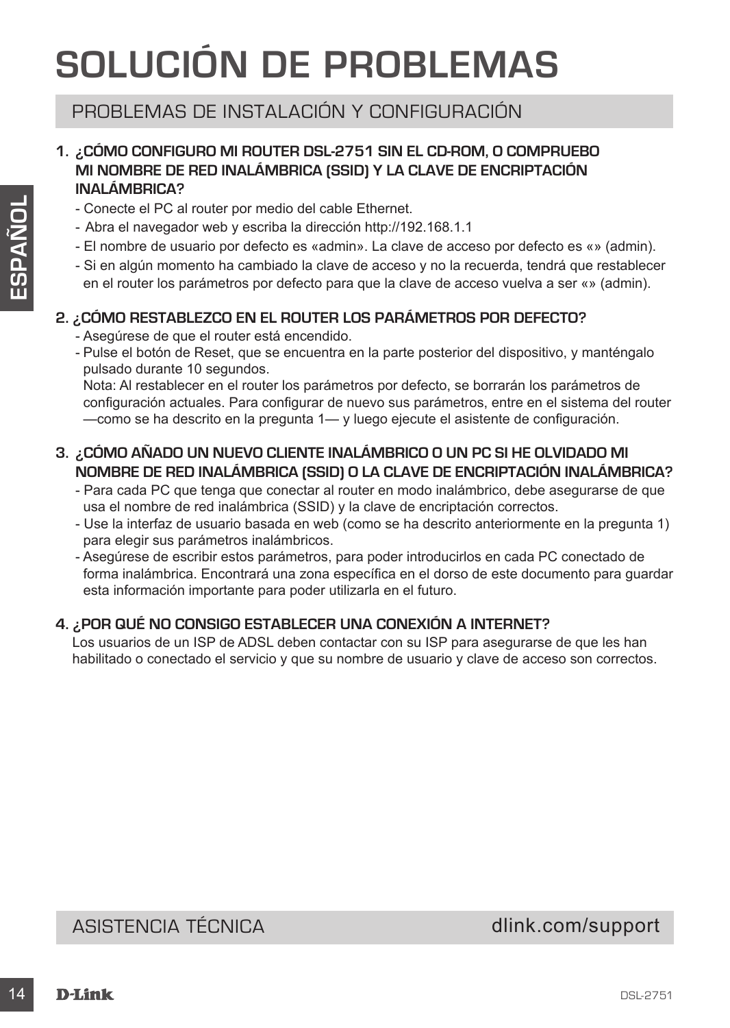# SOLUCIÓN DE PROBLEMAS

## PROBLEMAS DE INSTALACIÓN Y CONFIGURACIÓN

**1. ¿CÓMO CONFIGURO MI ROUTER DSL-2751 SIN EL CD-ROM, O COMPRUEBO MI NOMBRE DE RED INALÁMBRICA (SSID) Y LA CLAVE DE ENCRIPTACIÓN INALÁMBRICA?**

- Conecte el PC al router por medio del cable Ethernet.
- Abra el navegador web y escriba la dirección http://192.168.1.1
- El nombre de usuario por defecto es «admin». La clave de acceso por defecto es «» (admin).
- Si en algún momento ha cambiado la clave de acceso y no la recuerda, tendrá que restablecer en el router los parámetros por defecto para que la clave de acceso vuelva a ser «» (admin).

**2. ¿CÓMO RESTABLEZCO EN EL ROUTER LOS PARÁMETROS POR DEFECTO?**

- Asegúrese de que el router está encendido.
- Pulse el botón de Reset, que se encuentra en la parte posterior del dispositivo, y manténgalo pulsado durante 10 segundos.
  Nota: Al restablecer en el router los parámetros por defecto, se borrarán los parámetros de configuración actuales. Para configurar de nuevo sus parámetros, entre en el sistema del router —como se ha descrito en la pregunta 1— y luego ejecute el asistente de configuración.

**3. ¿CÓMO AÑADO UN NUEVO CLIENTE INALÁMBRICO O UN PC SI HE OLVIDADO MI NOMBRE DE RED INALÁMBRICA (SSID) O LA CLAVE DE ENCRIPTACIÓN INALÁMBRICA?**

- Para cada PC que tenga que conectar al router en modo inalámbrico, debe asegurarse de que usa el nombre de red inalámbrica (SSID) y la clave de encriptación correctos.
- Use la interfaz de usuario basada en web (como se ha descrito anteriormente en la pregunta 1) para elegir sus parámetros inalámbricos.
- Asegúrese de escribir estos parámetros, para poder introducirlos en cada PC conectado de forma inalámbrica. Encontrará una zona específica en el dorso de este documento para guardar esta información importante para poder utilizarla en el futuro.

**4. ¿POR QUÉ NO CONSIGO ESTABLECER UNA CONEXIÓN A INTERNET?**

Los usuarios de un ISP de ADSL deben contactar con su ISP para asegurarse de que les han habilitado o conectado el servicio y que su nombre de usuario y clave de acceso son correctos.

## ASISTENCIA TÉCNICA dlink.com/support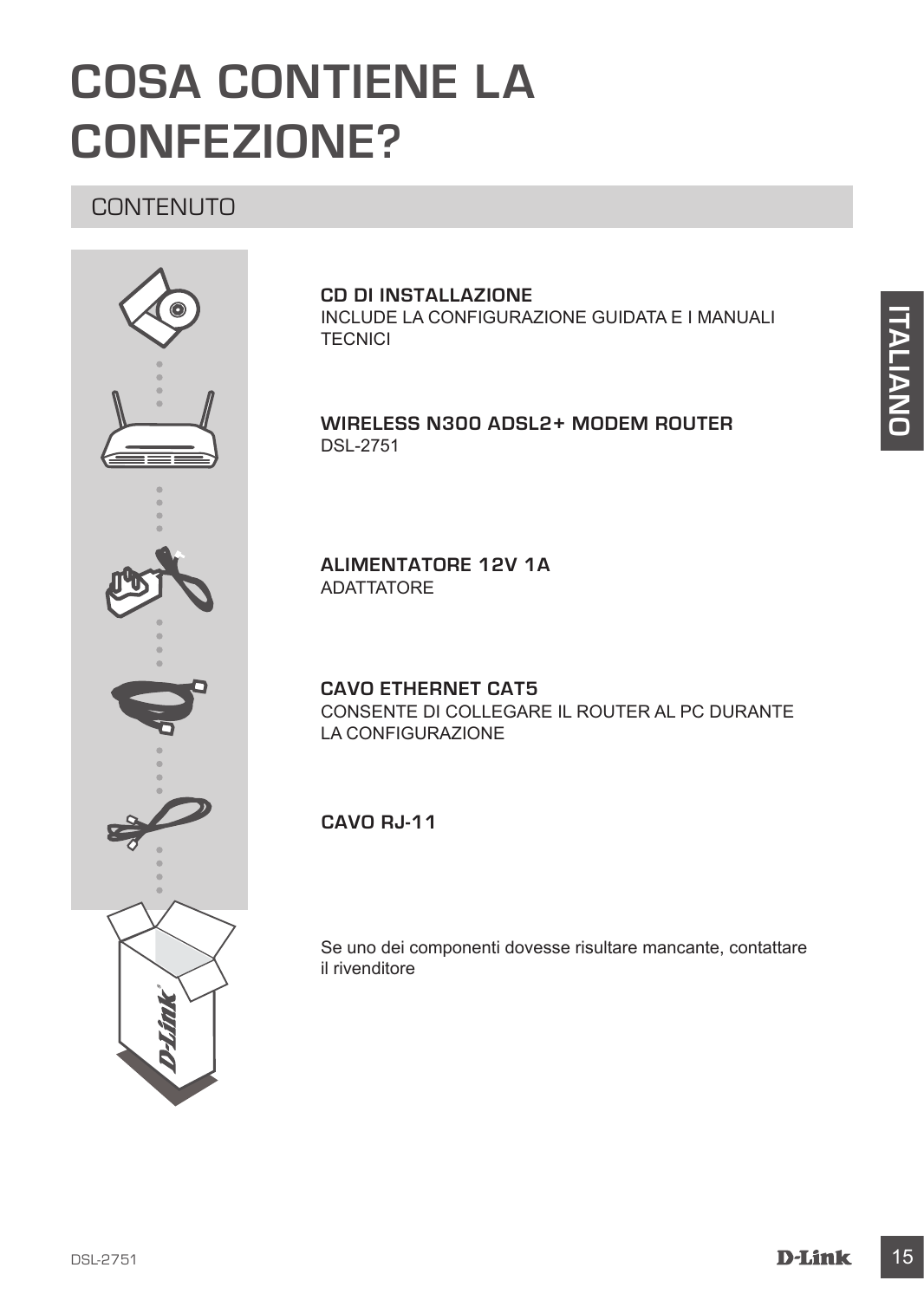# COSA CONTIENE LA CONFEZIONE?

## CONTENUTO

**CD DI INSTALLAZIONE**
INCLUDE LA CONFIGURAZIONE GUIDATA E I MANUALI TECNICI

**WIRELESS N300 ADSL2+ MODEM ROUTER**
DSL-2751

**ALIMENTATORE 12V 1A**
ADATTATORE

**CAVO ETHERNET CAT5**
CONSENTE DI COLLEGARE IL ROUTER AL PC DURANTE LA CONFIGURAZIONE

**CAVO RJ-11**

Se uno dei componenti dovesse risultare mancante, contattare il rivenditore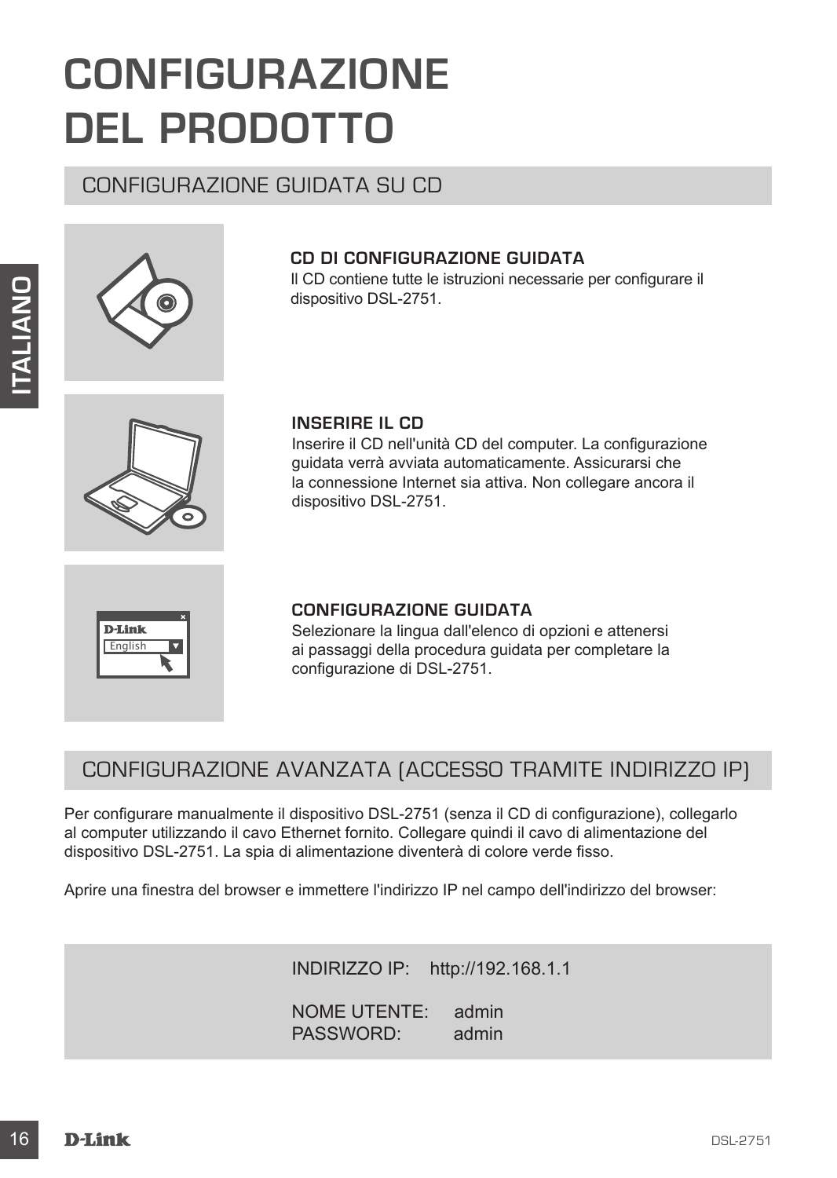# CONFIGURAZIONE DEL PRODOTTO

## CONFIGURAZIONE GUIDATA SU CD

### CD DI CONFIGURAZIONE GUIDATA

Il CD contiene tutte le istruzioni necessarie per configurare il dispositivo DSL-2751.

### INSERIRE IL CD

Inserire il CD nell'unità CD del computer. La configurazione guidata verrà avviata automaticamente. Assicurarsi che la connessione Internet sia attiva. Non collegare ancora il dispositivo DSL-2751.

### CONFIGURAZIONE GUIDATA

Selezionare la lingua dall'elenco di opzioni e attenersi ai passaggi della procedura guidata per completare la configurazione di DSL-2751.

## CONFIGURAZIONE AVANZATA (ACCESSO TRAMITE INDIRIZZO IP)

Per configurare manualmente il dispositivo DSL-2751 (senza il CD di configurazione), collegarlo al computer utilizzando il cavo Ethernet fornito. Collegare quindi il cavo di alimentazione del dispositivo DSL-2751. La spia di alimentazione diventerà di colore verde fisso.

Aprire una finestra del browser e immettere l'indirizzo IP nel campo dell'indirizzo del browser:

INDIRIZZO IP: http://192.168.1.1

NOME UTENTE: admin
PASSWORD: admin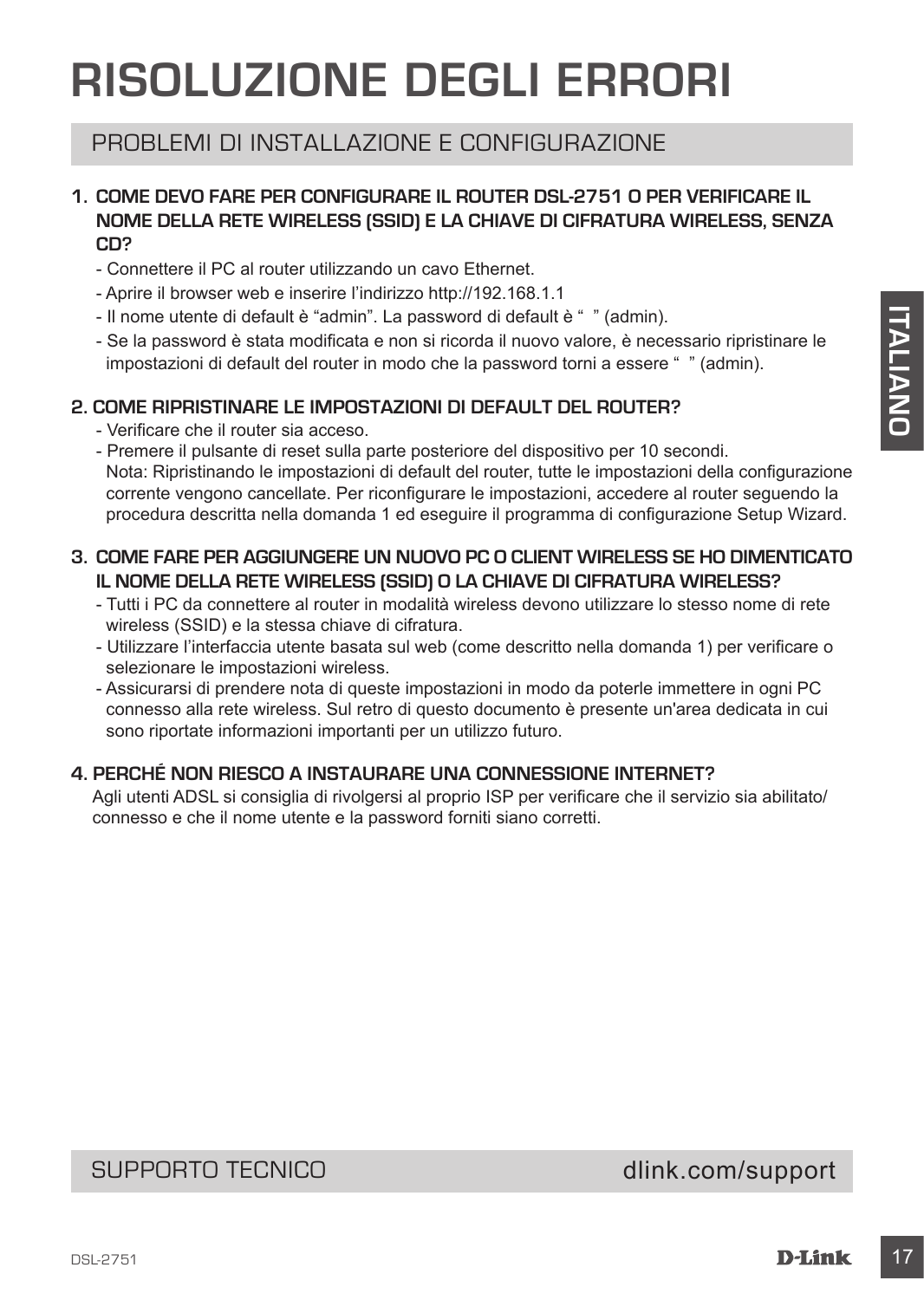# RISOLUZIONE DEGLI ERRORI

## PROBLEMI DI INSTALLAZIONE E CONFIGURAZIONE

**1. COME DEVO FARE PER CONFIGURARE IL ROUTER DSL-2751 O PER VERIFICARE IL NOME DELLA RETE WIRELESS (SSID) E LA CHIAVE DI CIFRATURA WIRELESS, SENZA CD?**

- Connettere il PC al router utilizzando un cavo Ethernet.
- Aprire il browser web e inserire l'indirizzo http://192.168.1.1
- Il nome utente di default è "admin". La password di default è " " (admin).
- Se la password è stata modificata e non si ricorda il nuovo valore, è necessario ripristinare le impostazioni di default del router in modo che la password torni a essere " " (admin).

**2. COME RIPRISTINARE LE IMPOSTAZIONI DI DEFAULT DEL ROUTER?**

- Verificare che il router sia acceso.
- Premere il pulsante di reset sulla parte posteriore del dispositivo per 10 secondi.
  Nota: Ripristinando le impostazioni di default del router, tutte le impostazioni della configurazione corrente vengono cancellate. Per riconfigurare le impostazioni, accedere al router seguendo la procedura descritta nella domanda 1 ed eseguire il programma di configurazione Setup Wizard.

**3. COME FARE PER AGGIUNGERE UN NUOVO PC O CLIENT WIRELESS SE HO DIMENTICATO IL NOME DELLA RETE WIRELESS (SSID) O LA CHIAVE DI CIFRATURA WIRELESS?**

- Tutti i PC da connettere al router in modalità wireless devono utilizzare lo stesso nome di rete wireless (SSID) e la stessa chiave di cifratura.
- Utilizzare l'interfaccia utente basata sul web (come descritto nella domanda 1) per verificare o selezionare le impostazioni wireless.
- Assicurarsi di prendere nota di queste impostazioni in modo da poterle immettere in ogni PC connesso alla rete wireless. Sul retro di questo documento è presente un'area dedicata in cui sono riportate informazioni importanti per un utilizzo futuro.

**4. PERCHÉ NON RIESCO A INSTAURARE UNA CONNESSIONE INTERNET?**

Agli utenti ADSL si consiglia di rivolgersi al proprio ISP per verificare che il servizio sia abilitato/connesso e che il nome utente e la password forniti siano corretti.

## SUPPORTO TECNICO

dlink.com/support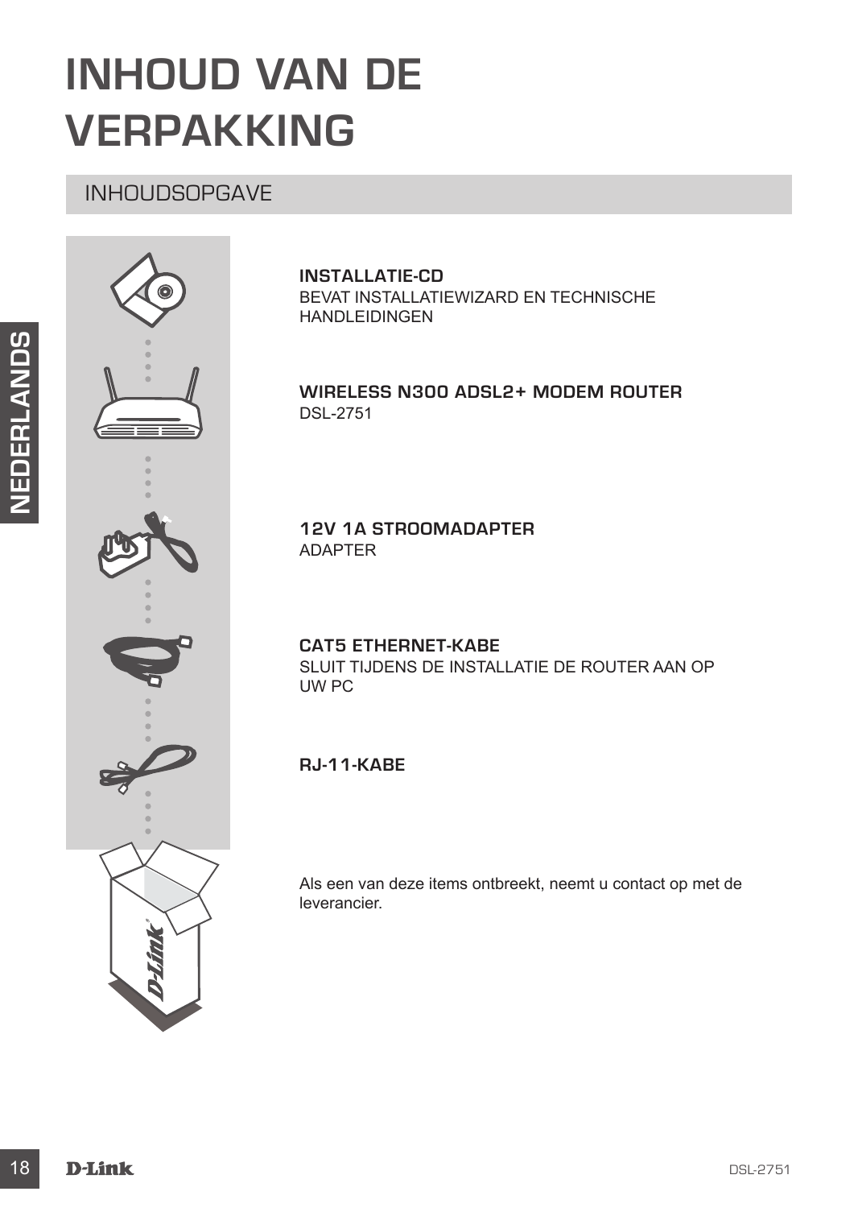# INHOUD VAN DE VERPAKKING

## INHOUDSOPGAVE

**INSTALLATIE-CD**
BEVAT INSTALLATIEWIZARD EN TECHNISCHE HANDLEIDINGEN

**WIRELESS N300 ADSL2+ MODEM ROUTER**
DSL-2751

**12V 1A STROOMADAPTER**
ADAPTER

**CAT5 ETHERNET-KABE**
SLUIT TIJDENS DE INSTALLATIE DE ROUTER AAN OP UW PC

**RJ-11-KABE**

Als een van deze items ontbreekt, neemt u contact op met de leverancier.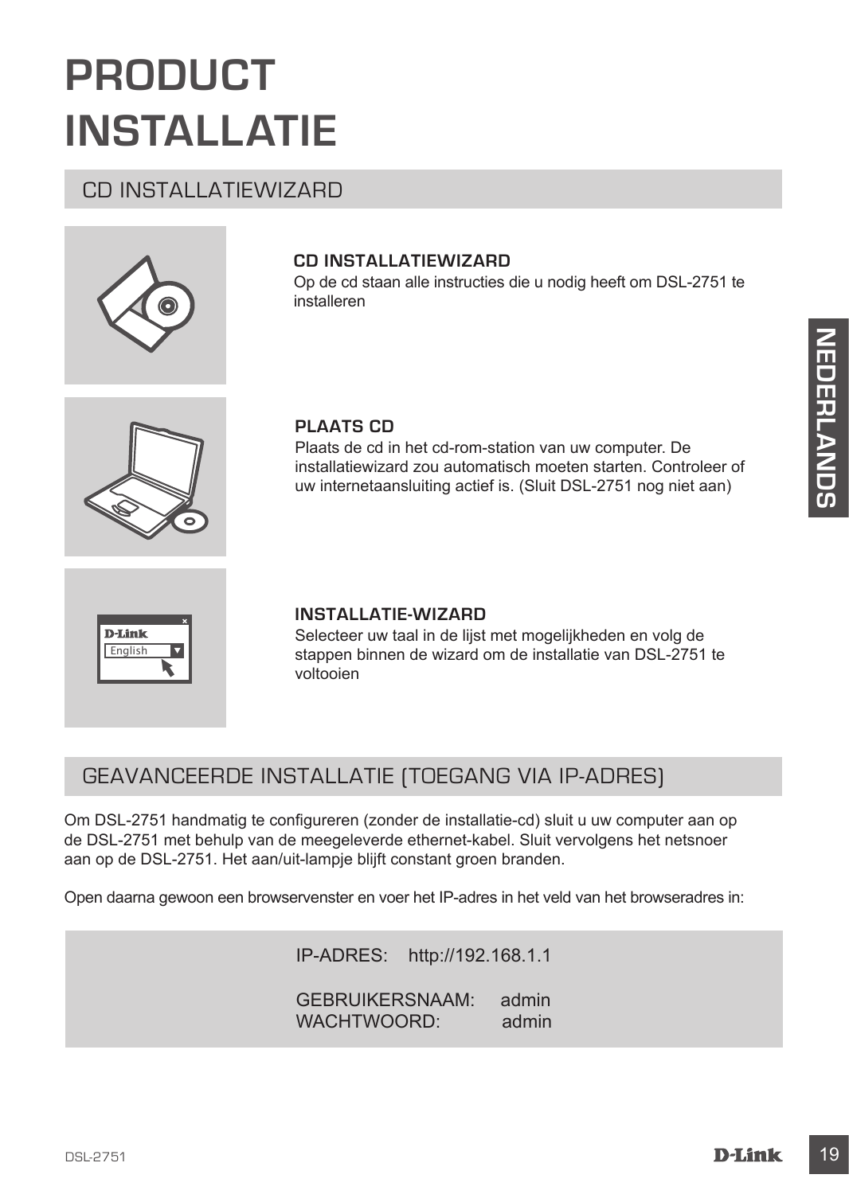# PRODUCT INSTALLATIE

## CD INSTALLATIEWIZARD

**CD INSTALLATIEWIZARD**

Op de cd staan alle instructies die u nodig heeft om DSL-2751 te installeren

**PLAATS CD**

Plaats de cd in het cd-rom-station van uw computer. De installatiewizard zou automatisch moeten starten. Controleer of uw internetaansluiting actief is. (Sluit DSL-2751 nog niet aan)

**INSTALLATIE-WIZARD**

Selecteer uw taal in de lijst met mogelijkheden en volg de stappen binnen de wizard om de installatie van DSL-2751 te voltooien

## GEAVANCEERDE INSTALLATIE (TOEGANG VIA IP-ADRES)

Om DSL-2751 handmatig te configureren (zonder de installatie-cd) sluit u uw computer aan op de DSL-2751 met behulp van de meegeleverde ethernet-kabel. Sluit vervolgens het netsnoer aan op de DSL-2751. Het aan/uit-lampje blijft constant groen branden.

Open daarna gewoon een browservenster en voer het IP-adres in het veld van het browseradres in:

IP-ADRES: http://192.168.1.1

GEBRUIKERSNAAM: admin
WACHTWOORD: admin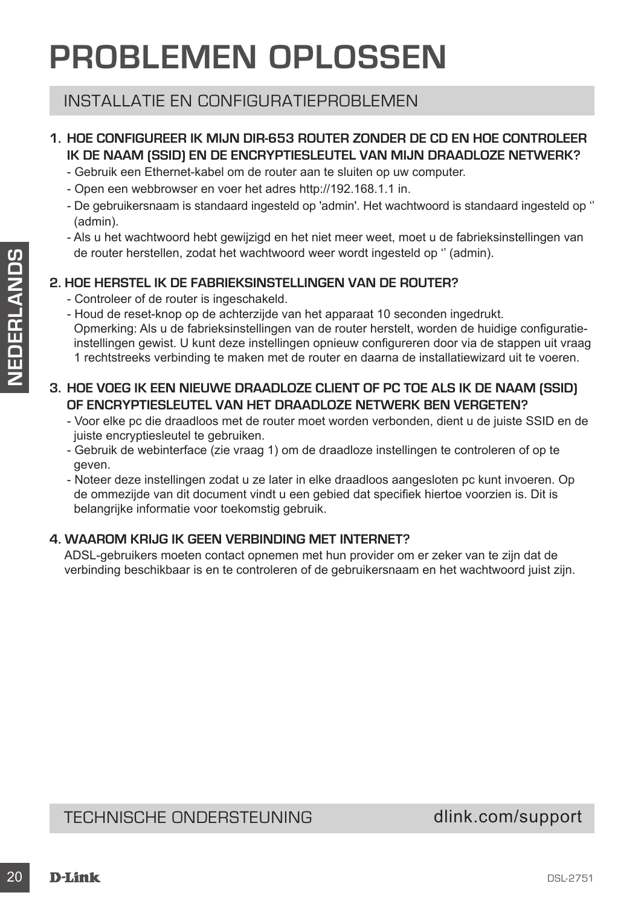# PROBLEMEN OPLOSSEN

## INSTALLATIE EN CONFIGURATIEPROBLEMEN

**1. HOE CONFIGUREER IK MIJN DIR-653 ROUTER ZONDER DE CD EN HOE CONTROLEER IK DE NAAM (SSID) EN DE ENCRYPTIESLEUTEL VAN MIJN DRAADLOZE NETWERK?**

- Gebruik een Ethernet-kabel om de router aan te sluiten op uw computer.
- Open een webbrowser en voer het adres http://192.168.1.1 in.
- De gebruikersnaam is standaard ingesteld op 'admin'. Het wachtwoord is standaard ingesteld op '' (admin).
- Als u het wachtwoord hebt gewijzigd en het niet meer weet, moet u de fabrieksinstellingen van de router herstellen, zodat het wachtwoord weer wordt ingesteld op '' (admin).

**2. HOE HERSTEL IK DE FABRIEKSINSTELLINGEN VAN DE ROUTER?**

- Controleer of de router is ingeschakeld.
- Houd de reset-knop op de achterzijde van het apparaat 10 seconden ingedrukt.
  Opmerking: Als u de fabrieksinstellingen van de router herstelt, worden de huidige configuratie-instellingen gewist. U kunt deze instellingen opnieuw configureren door via de stappen uit vraag 1 rechtstreeks verbinding te maken met de router en daarna de installatiewizard uit te voeren.

**3. HOE VOEG IK EEN NIEUWE DRAADLOZE CLIENT OF PC TOE ALS IK DE NAAM (SSID) OF ENCRYPTIESLEUTEL VAN HET DRAADLOZE NETWERK BEN VERGETEN?**

- Voor elke pc die draadloos met de router moet worden verbonden, dient u de juiste SSID en de juiste encryptiesleutel te gebruiken.
- Gebruik de webinterface (zie vraag 1) om de draadloze instellingen te controleren of op te geven.
- Noteer deze instellingen zodat u ze later in elke draadloos aangesloten pc kunt invoeren. Op de ommezijde van dit document vindt u een gebied dat specifiek hiertoe voorzien is. Dit is belangrijke informatie voor toekomstig gebruik.

**4. WAAROM KRIJG IK GEEN VERBINDING MET INTERNET?**

ADSL-gebruikers moeten contact opnemen met hun provider om er zeker van te zijn dat de verbinding beschikbaar is en te controleren of de gebruikersnaam en het wachtwoord juist zijn.

## TECHNISCHE ONDERSTEUNING dlink.com/support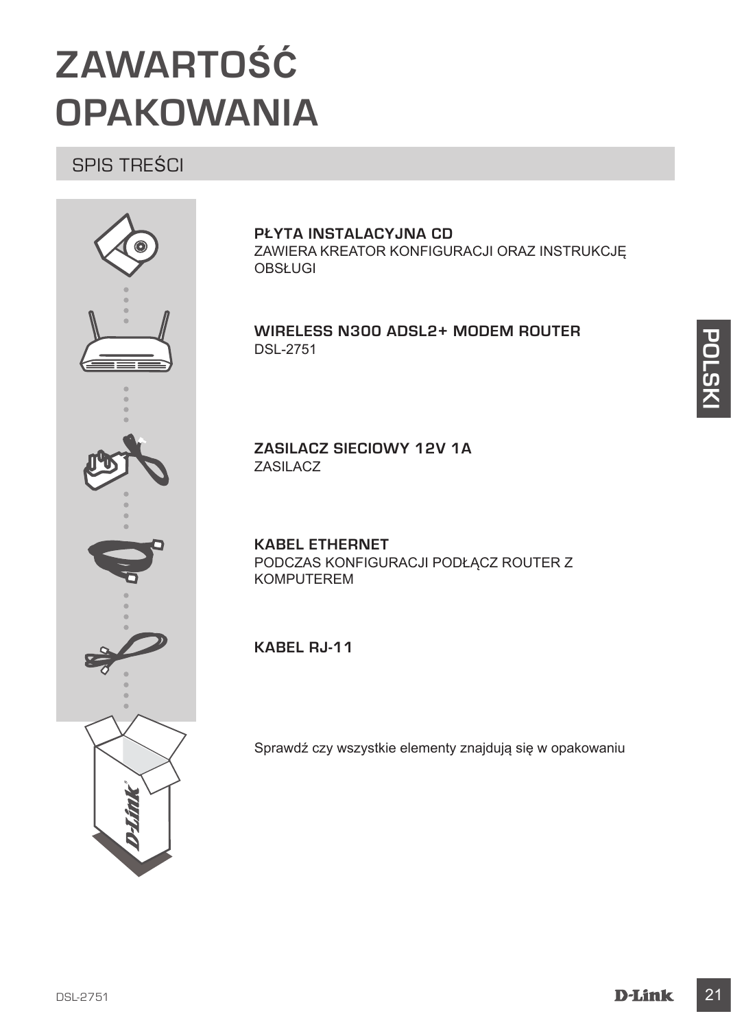# ZAWARTOŚĆ OPAKOWANIA

## SPIS TREŚCI

**PŁYTA INSTALACYJNA CD**
ZAWIERA KREATOR KONFIGURACJI ORAZ INSTRUKCJĘ OBSŁUGI

**WIRELESS N300 ADSL2+ MODEM ROUTER**
DSL-2751

**ZASILACZ SIECIOWY 12V 1A**
ZASILACZ

**KABEL ETHERNET**
PODCZAS KONFIGURACJI PODŁĄCZ ROUTER Z KOMPUTEREM

**KABEL RJ-11**

Sprawdź czy wszystkie elementy znajdują się w opakowaniu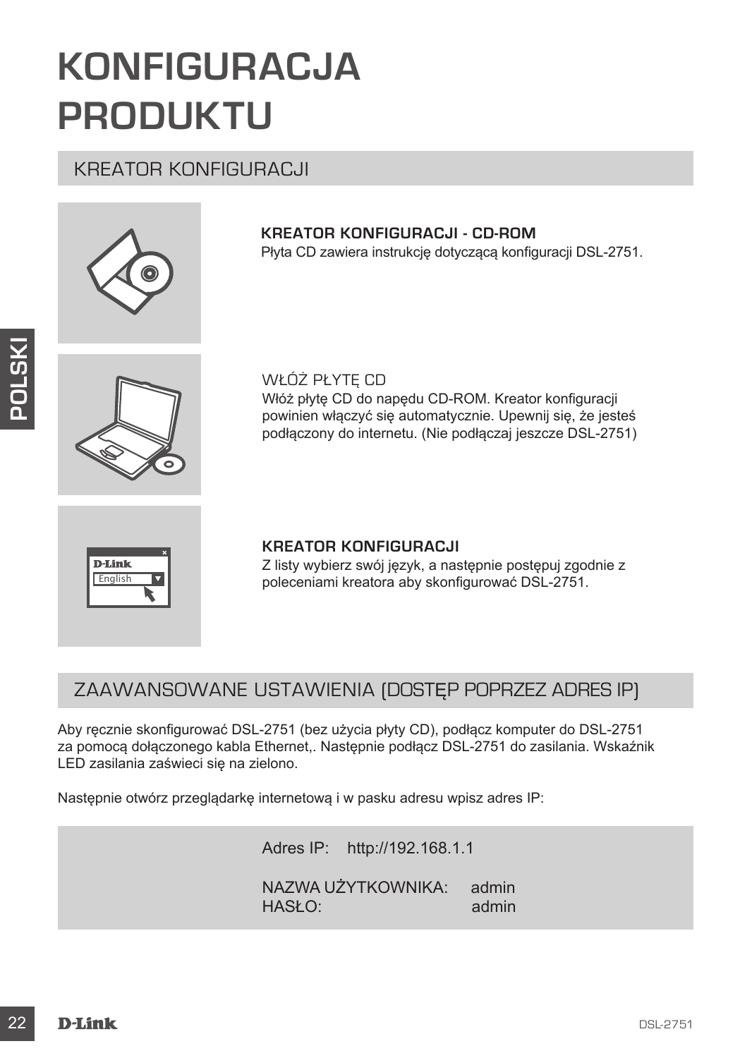# KONFIGURACJA PRODUKTU

## KREATOR KONFIGURACJI

**KREATOR KONFIGURACJI - CD-ROM**
Płyta CD zawiera instrukcję dotyczącą konfiguracji DSL-2751.

WŁÓŻ PŁYTĘ CD
Włóż płytę CD do napędu CD-ROM. Kreator konfiguracji powinien włączyć się automatycznie. Upewnij się, że jesteś podłączony do internetu. (Nie podłączaj jeszcze DSL-2751)

**KREATOR KONFIGURACJI**
Z listy wybierz swój język, a następnie postępuj zgodnie z poleceniami kreatora aby skonfigurować DSL-2751.

## ZAAWANSOWANE USTAWIENIA (DOSTĘP POPRZEZ ADRES IP)

Aby ręcznie skonfigurować DSL-2751 (bez użycia płyty CD), podłącz komputer do DSL-2751 za pomocą dołączonego kabla Ethernet,. Następnie podłącz DSL-2751 do zasilania. Wskaźnik LED zasilania zaświeci się na zielono.

Następnie otwórz przeglądarkę internetową i w pasku adresu wpisz adres IP:

Adres IP: http://192.168.1.1

NAZWA UŻYTKOWNIKA: admin
HASŁO: admin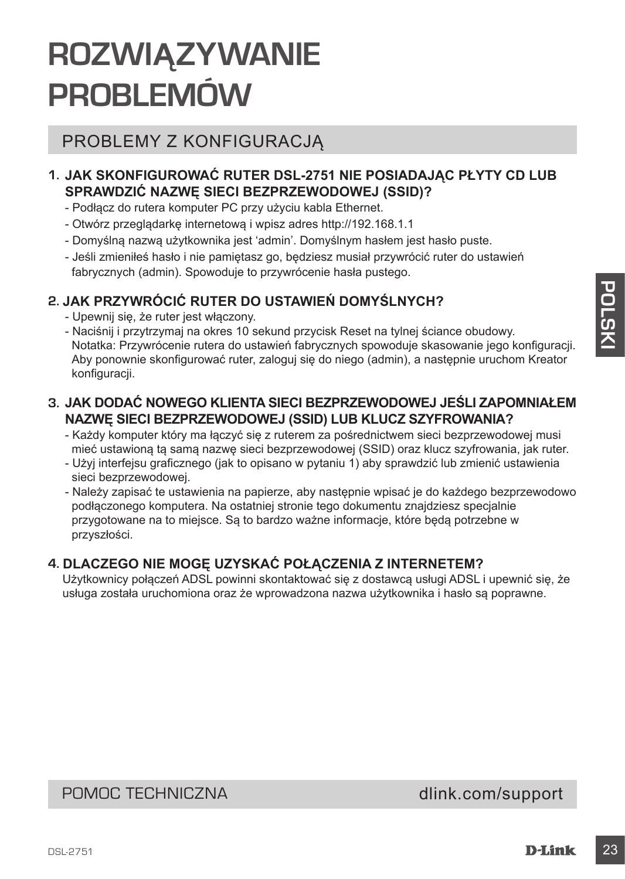# ROZWIĄZYWANIE PROBLEMÓW

## PROBLEMY Z KONFIGURACJĄ

### 1. JAK SKONFIGUROWAĆ RUTER DSL-2751 NIE POSIADAJĄC PŁYTY CD LUB SPRAWDZIĆ NAZWĘ SIECI BEZPRZEWODOWEJ (SSID)?

- Podłącz do rutera komputer PC przy użyciu kabla Ethernet.
- Otwórz przeglądarkę internetową i wpisz adres http://192.168.1.1
- Domyślną nazwą użytkownika jest 'admin'. Domyślnym hasłem jest hasło puste.
- Jeśli zmieniłeś hasło i nie pamiętasz go, będziesz musiał przywrócić ruter do ustawień fabrycznych (admin). Spowoduje to przywrócenie hasła pustego.

### 2. JAK PRZYWRÓCIĆ RUTER DO USTAWIEŃ DOMYŚLNYCH?

- Upewnij się, że ruter jest włączony.
- Naciśnij i przytrzymaj na okres 10 sekund przycisk Reset na tylnej ściance obudowy. Notatka: Przywrócenie rutera do ustawień fabrycznych spowoduje skasowanie jego konfiguracji. Aby ponownie skonfigurować ruter, zaloguj się do niego (admin), a następnie uruchom Kreator konfiguracji.

### 3. JAK DODAĆ NOWEGO KLIENTA SIECI BEZPRZEWODOWEJ JEŚLI ZAPOMNIAŁEM NAZWĘ SIECI BEZPRZEWODOWEJ (SSID) LUB KLUCZ SZYFROWANIA?

- Każdy komputer który ma łączyć się z ruterem za pośrednictwem sieci bezprzewodowej musi mieć ustawioną tą samą nazwę sieci bezprzewodowej (SSID) oraz klucz szyfrowania, jak ruter.
- Użyj interfejsu graficznego (jak to opisano w pytaniu 1) aby sprawdzić lub zmienić ustawienia sieci bezprzewodowej.
- Należy zapisać te ustawienia na papierze, aby następnie wpisać je do każdego bezprzewodowo podłączonego komputera. Na ostatniej stronie tego dokumentu znajdziesz specjalnie przygotowane na to miejsce. Są to bardzo ważne informacje, które będą potrzebne w przyszłości.

### 4. DLACZEGO NIE MOGĘ UZYSKAĆ POŁĄCZENIA Z INTERNETEM?

Użytkownicy połączeń ADSL powinni skontaktować się z dostawcą usługi ADSL i upewnić się, że usługa została uruchomiona oraz że wprowadzona nazwa użytkownika i hasło są poprawne.

POMOC TECHNICZNA dlink.com/support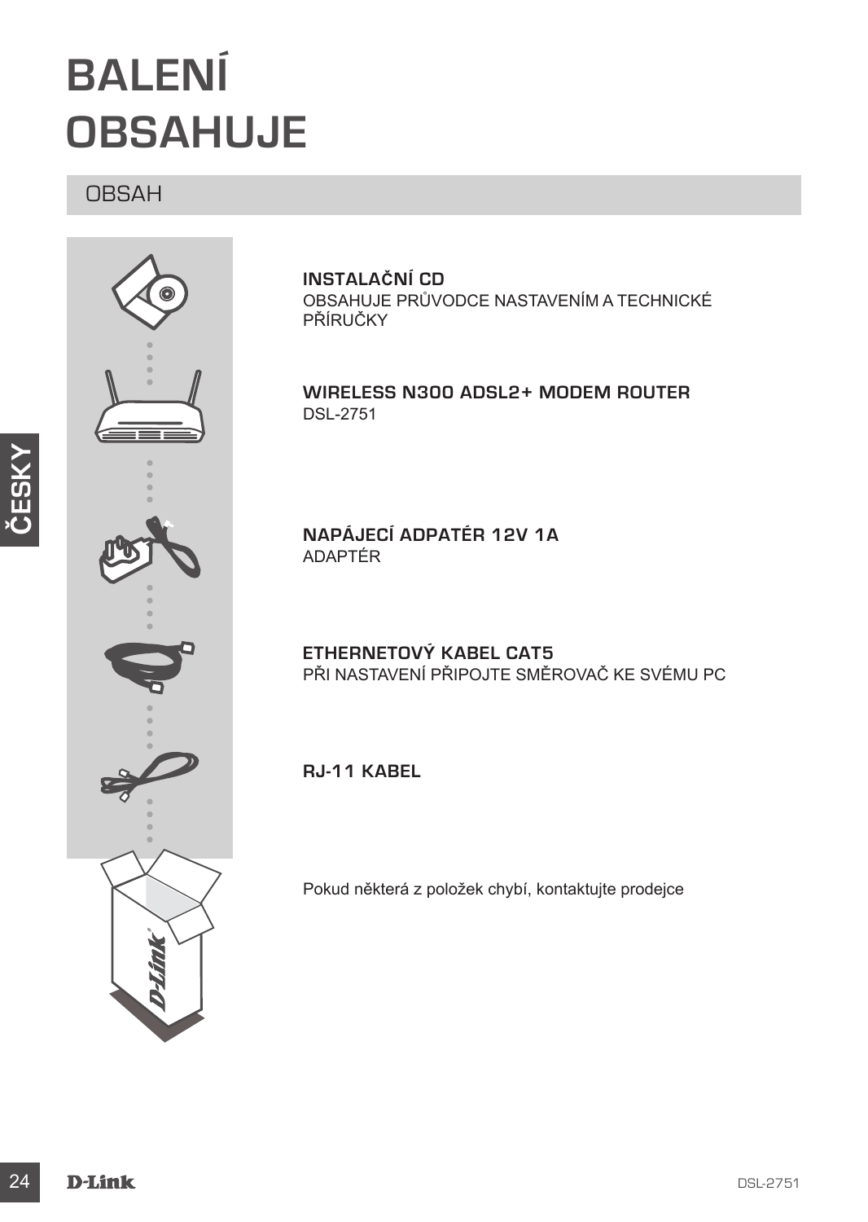# BALENÍ OBSAHUJE

## OBSAH

**INSTALAČNÍ CD**
OBSAHUJE PRŮVODCE NASTAVENÍM A TECHNICKÉ PŘÍRUČKY

**WIRELESS N300 ADSL2+ MODEM ROUTER**
DSL-2751

**NAPÁJECÍ ADPATÉR 12V 1A**
ADAPTÉR

**ETHERNETOVÝ KABEL CAT5**
PŘI NASTAVENÍ PŘIPOJTE SMĚROVAČ KE SVÉMU PC

**RJ-11 KABEL**

Pokud některá z položek chybí, kontaktujte prodejce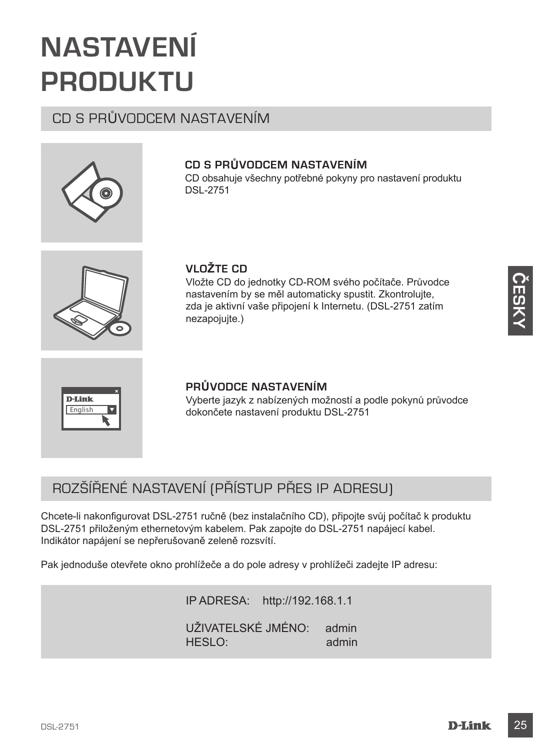# NASTAVENÍ PRODUKTU

## CD S PRŮVODCEM NASTAVENÍM

**CD S PRŮVODCEM NASTAVENÍM**
CD obsahuje všechny potřebné pokyny pro nastavení produktu DSL-2751

**VLOŽTE CD**
Vložte CD do jednotky CD-ROM svého počítače. Průvodce nastavením by se měl automaticky spustit. Zkontrolujte, zda je aktivní vaše připojení k Internetu. (DSL-2751 zatím nezapojujte.)

**PRŮVODCE NASTAVENÍM**
Vyberte jazyk z nabízených možností a podle pokynů průvodce dokončete nastavení produktu DSL-2751

## ROZŠÍŘENÉ NASTAVENÍ (PŘÍSTUP PŘES IP ADRESU)

Chcete-li nakonfigurovat DSL-2751 ručně (bez instalačního CD), připojte svůj počítač k produktu DSL-2751 přiloženým ethernetovým kabelem. Pak zapojte do DSL-2751 napájecí kabel. Indikátor napájení se nepřerušovaně zeleně rozsvítí.

Pak jednoduše otevřete okno prohlížeče a do pole adresy v prohlížeči zadejte IP adresu:

IP ADRESA: http://192.168.1.1

UŽIVATELSKÉ JMÉNO: admin
HESLO: admin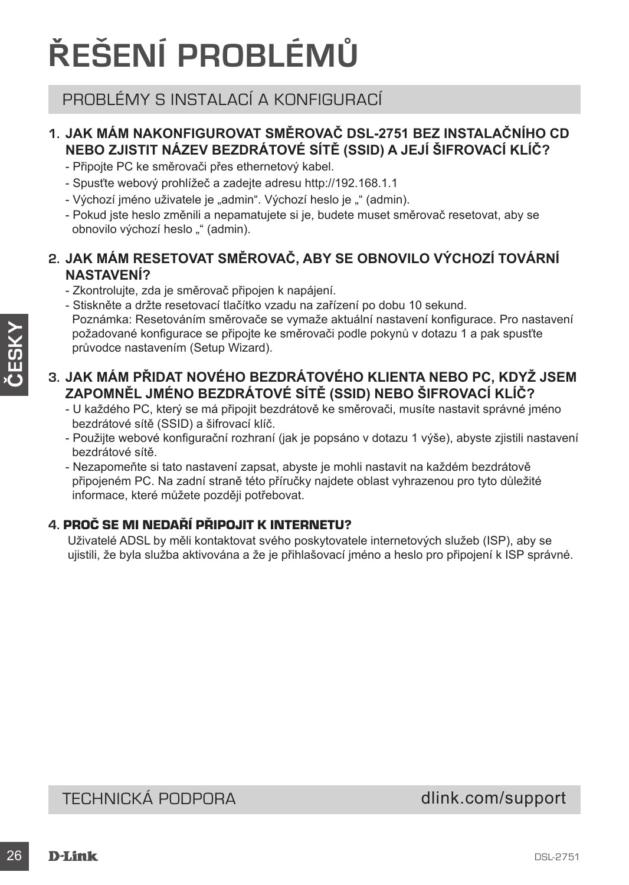# ŘEŠENÍ PROBLÉMŮ

## PROBLÉMY S INSTALACÍ A KONFIGURACÍ

**1. JAK MÁM NAKONFIGUROVAT SMĚROVAČ DSL-2751 BEZ INSTALAČNÍHO CD NEBO ZJISTIT NÁZEV BEZDRÁTOVÉ SÍTĚ (SSID) A JEJÍ ŠIFROVACÍ KLÍČ?**

- Připojte PC ke směrovači přes ethernetový kabel.
- Spusťte webový prohlížeč a zadejte adresu http://192.168.1.1
- Výchozí jméno uživatele je „admin". Výchozí heslo je „" (admin).
- Pokud jste heslo změnili a nepamatujete si je, budete muset směrovač resetovat, aby se obnovilo výchozí heslo „" (admin).

**2. JAK MÁM RESETOVAT SMĚROVAČ, ABY SE OBNOVILO VÝCHOZÍ TOVÁRNÍ NASTAVENÍ?**

- Zkontrolujte, zda je směrovač připojen k napájení.
- Stiskněte a držte resetovací tlačítko vzadu na zařízení po dobu 10 sekund.
  Poznámka: Resetováním směrovače se vymaže aktuální nastavení konfigurace. Pro nastavení požadované konfigurace se připojte ke směrovači podle pokynů v dotazu 1 a pak spusťte průvodce nastavením (Setup Wizard).

**3. JAK MÁM PŘIDAT NOVÉHO BEZDRÁTOVÉHO KLIENTA NEBO PC, KDYŽ JSEM ZAPOMNĚL JMÉNO BEZDRÁTOVÉ SÍTĚ (SSID) NEBO ŠIFROVACÍ KLÍČ?**

- U každého PC, který se má připojit bezdrátově ke směrovači, musíte nastavit správné jméno bezdrátové sítě (SSID) a šifrovací klíč.
- Použijte webové konfigurační rozhraní (jak je popsáno v dotazu 1 výše), abyste zjistili nastavení bezdrátové sítě.
- Nezapomeňte si tato nastavení zapsat, abyste je mohli nastavit na každém bezdrátově připojeném PC. Na zadní straně této příručky najdete oblast vyhrazenou pro tyto důležité informace, které můžete později potřebovat.

**4. PROČ SE MI NEDAŘÍ PŘIPOJIT K INTERNETU?**

Uživatelé ADSL by měli kontaktovat svého poskytovatele internetových služeb (ISP), aby se ujistili, že byla služba aktivována a že je přihlašovací jméno a heslo pro připojení k ISP správné.

## TECHNICKÁ PODPORA dlink.com/support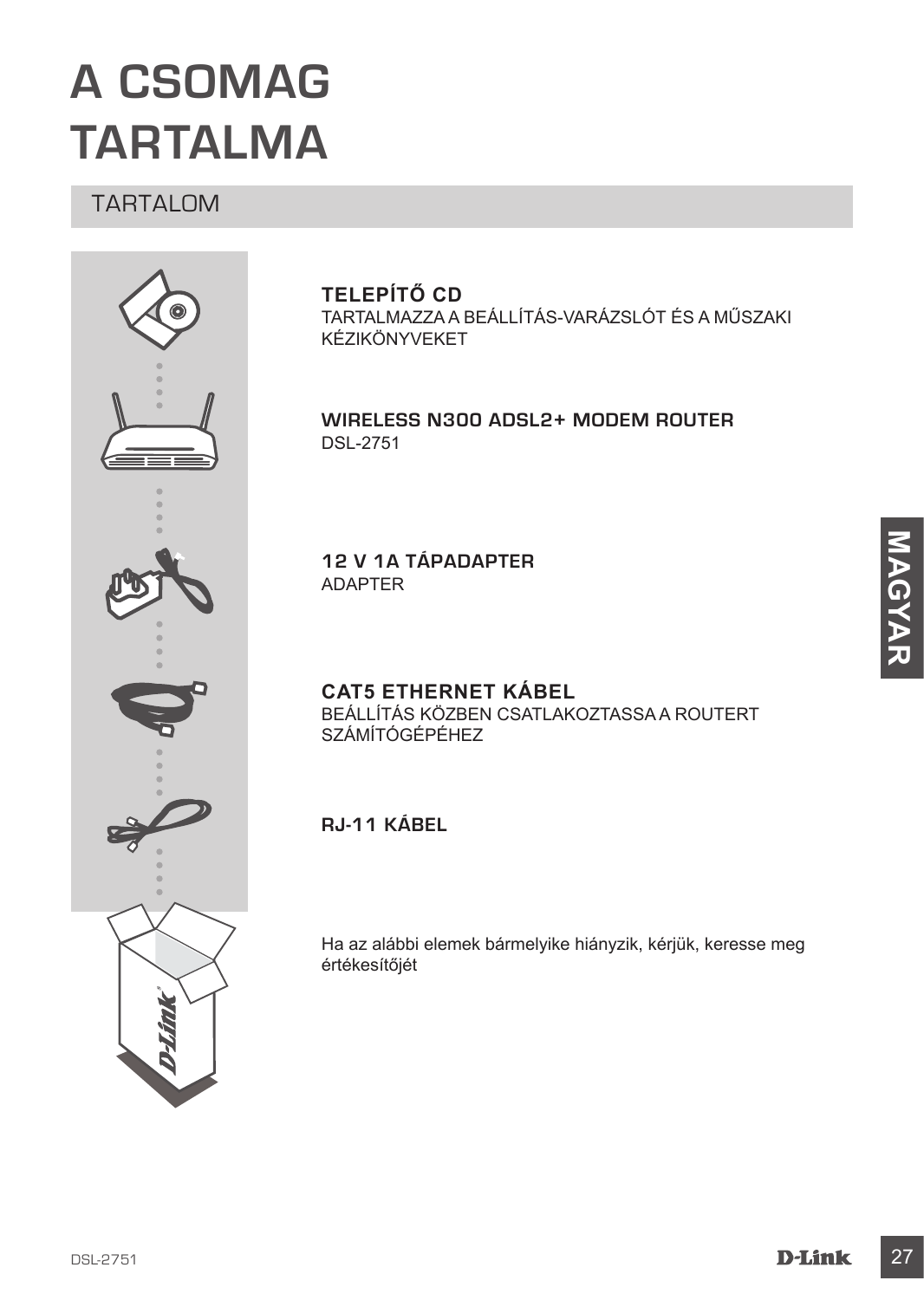# A CSOMAG TARTALMA

## TARTALOM

**TELEPÍTŐ CD**
TARTALMAZZA A BEÁLLÍTÁS-VARÁZSLÓT ÉS A MŰSZAKI KÉZIKÖNYVEKET

**WIRELESS N300 ADSL2+ MODEM ROUTER**
DSL-2751

**12 V 1A TÁPADAPTER**
ADAPTER

**CAT5 ETHERNET KÁBEL**
BEÁLLÍTÁS KÖZBEN CSATLAKOZTASSA A ROUTERT SZÁMÍTÓGÉPÉHEZ

**RJ-11 KÁBEL**

Ha az alábbi elemek bármelyike hiányzik, kérjük, keresse meg értékesítőjét

MAGYAR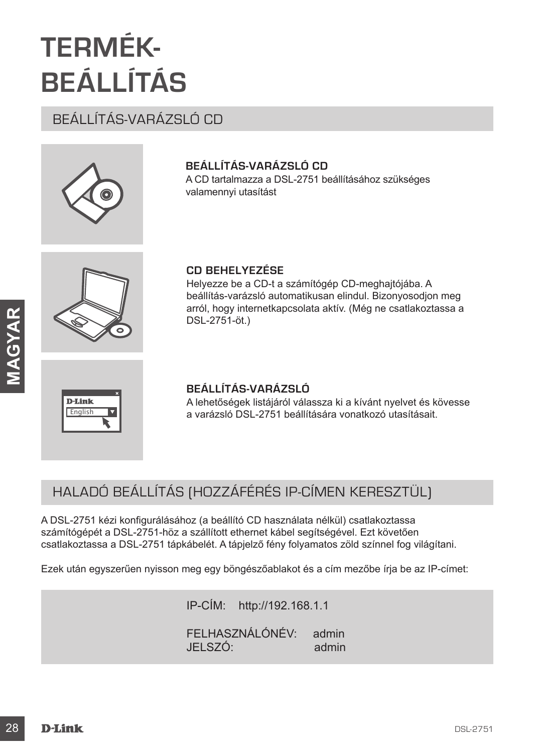# TERMÉK-BEÁLLÍTÁS

## BEÁLLÍTÁS-VARÁZSLÓ CD

**BEÁLLÍTÁS-VARÁZSLÓ CD**

A CD tartalmazza a DSL-2751 beállításához szükséges valamennyi utasítást

**CD BEHELYEZÉSE**

Helyezze be a CD-t a számítógép CD-meghajtójába. A beállítás-varázsló automatikusan elindul. Bizonyosodjon meg arról, hogy internetkapcsolata aktív. (Még ne csatlakoztassa a DSL-2751-öt.)

**BEÁLLÍTÁS-VARÁZSLÓ**

A lehetőségek listájáról válassza ki a kívánt nyelvet és kövesse a varázsló DSL-2751 beállítására vonatkozó utasításait.

## HALADÓ BEÁLLÍTÁS (HOZZÁFÉRÉS IP-CÍMEN KERESZTÜL)

A DSL-2751 kézi konfigurálásához (a beállító CD használata nélkül) csatlakoztassa számítógépét a DSL-2751-höz a szállított ethernet kábel segítségével. Ezt követően csatlakoztassa a DSL-2751 tápkábelét. A tápjelző fény folyamatos zöld színnel fog világítani.

Ezek után egyszerűen nyisson meg egy böngészőablakot és a cím mezőbe írja be az IP-címet:

IP-CÍM: http://192.168.1.1

FELHASZNÁLÓNÉV: admin
JELSZÓ: admin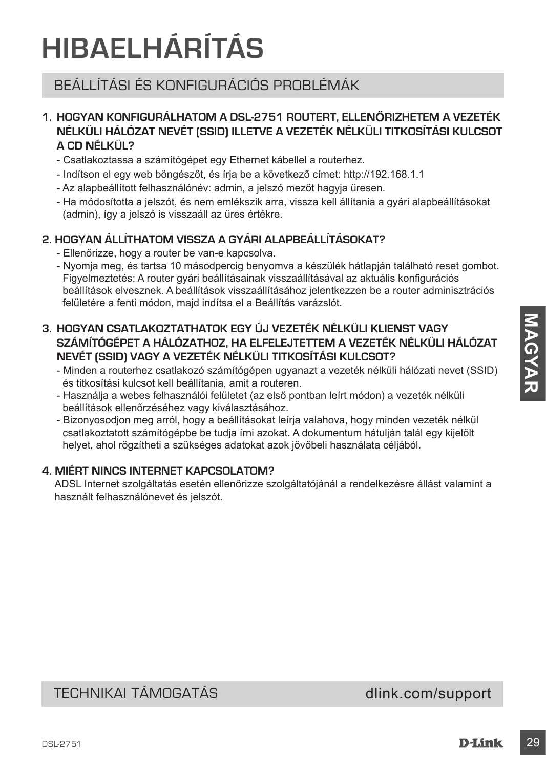# HIBAELHÁRÍTÁS

## BEÁLLÍTÁSI ÉS KONFIGURÁCIÓS PROBLÉMÁK

### 1. HOGYAN KONFIGURÁLHATOM A DSL-2751 ROUTERT, ELLENŐRIZHETEM A VEZETÉK NÉLKÜLI HÁLÓZAT NEVÉT (SSID) ILLETVE A VEZETÉK NÉLKÜLI TITKOSÍTÁSI KULCSOT A CD NÉLKÜL?

- Csatlakoztassa a számítógépet egy Ethernet kábellel a routerhez.
- Indítson el egy web böngészőt, és írja be a következő címet: http://192.168.1.1
- Az alapbeállított felhasználónév: admin, a jelszó mezőt hagyja üresen.
- Ha módosította a jelszót, és nem emlékszik arra, vissza kell állítania a gyári alapbeállításokat (admin), így a jelszó is visszaáll az üres értékre.

### 2. HOGYAN ÁLLÍTHATOM VISSZA A GYÁRI ALAPBEÁLLÍTÁSOKAT?

- Ellenőrizze, hogy a router be van-e kapcsolva.
- Nyomja meg, és tartsa 10 másodpercig benyomva a készülék hátlapján található reset gombot. Figyelmeztetés: A router gyári beállításainak visszaállításával az aktuális konfigurációs beállítások elvesznek. A beállítások visszaállításához jelentkezzen be a router adminisztrációs felületére a fenti módon, majd indítsa el a Beállítás varázslót.

### 3. HOGYAN CSATLAKOZTATHATOK EGY ÚJ VEZETÉK NÉLKÜLI KLIENST VAGY SZÁMÍTÓGÉPET A HÁLÓZATHOZ, HA ELFELEJTETTEM A VEZETÉK NÉLKÜLI HÁLÓZAT NEVÉT (SSID) VAGY A VEZETÉK NÉLKÜLI TITKOSÍTÁSI KULCSOT?

- Minden a routerhez csatlakozó számítógépen ugyanazt a vezeték nélküli hálózati nevet (SSID) és titkosítási kulcsot kell beállítania, amit a routeren.
- Használja a webes felhasználói felületet (az első pontban leírt módon) a vezeték nélküli beállítások ellenőrzéséhez vagy kiválasztásához.
- Bizonyosodjon meg arról, hogy a beállításokat leírja valahova, hogy minden vezeték nélkül csatlakoztatott számítógépbe be tudja írni azokat. A dokumentum hátulján talál egy kijelölt helyet, ahol rögzítheti a szükséges adatokat azok jövőbeli használata céljából.

### 4. MIÉRT NINCS INTERNET KAPCSOLATOM?

ADSL Internet szolgáltatás esetén ellenőrizze szolgáltatójánál a rendelkezésre állást valamint a használt felhasználónevet és jelszót.

## TECHNIKAI TÁMOGATÁS

dlink.com/support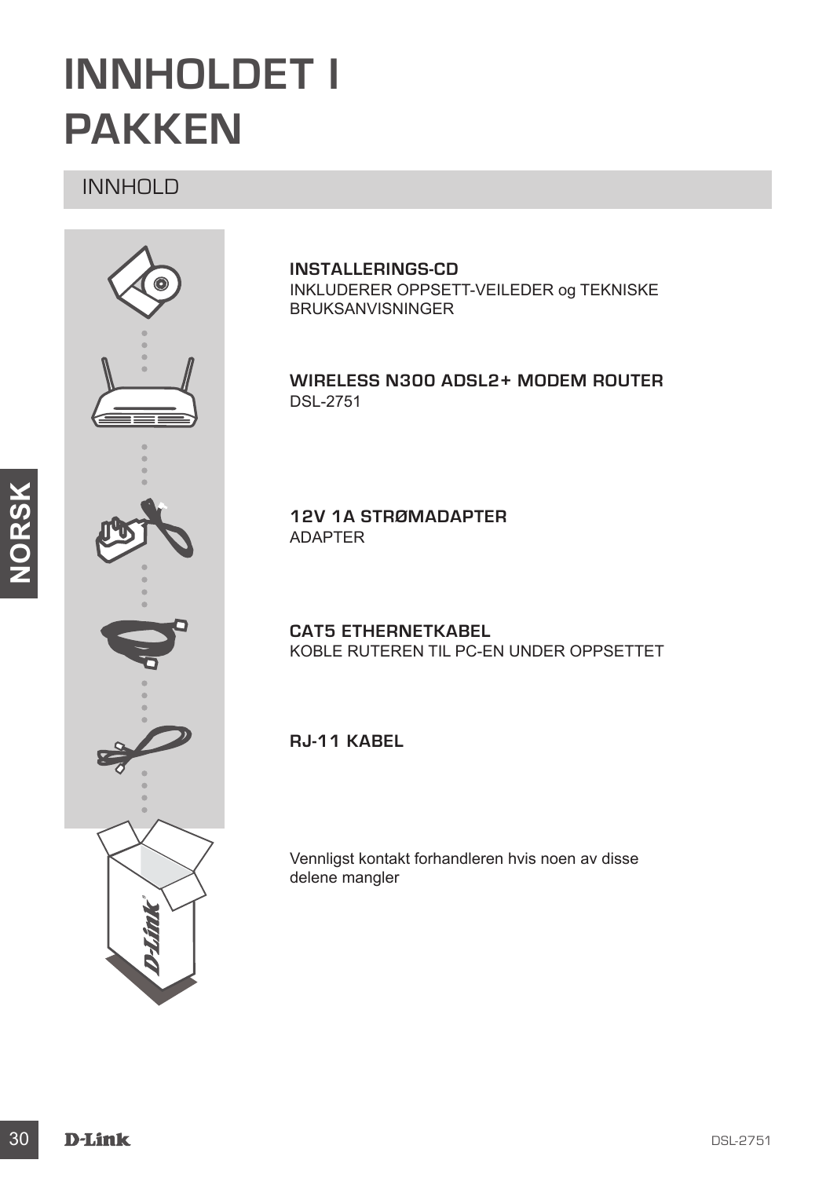# INNHOLDET I PAKKEN

## INNHOLD

**INSTALLERINGS-CD**
INKLUDERER OPPSETT-VEILEDER og TEKNISKE BRUKSANVISNINGER

**WIRELESS N300 ADSL2+ MODEM ROUTER**
DSL-2751

**12V 1A STRØMADAPTER**
ADAPTER

**CAT5 ETHERNETKABEL**
KOBLE RUTEREN TIL PC-EN UNDER OPPSETTET

**RJ-11 KABEL**

Vennligst kontakt forhandleren hvis noen av disse delene mangler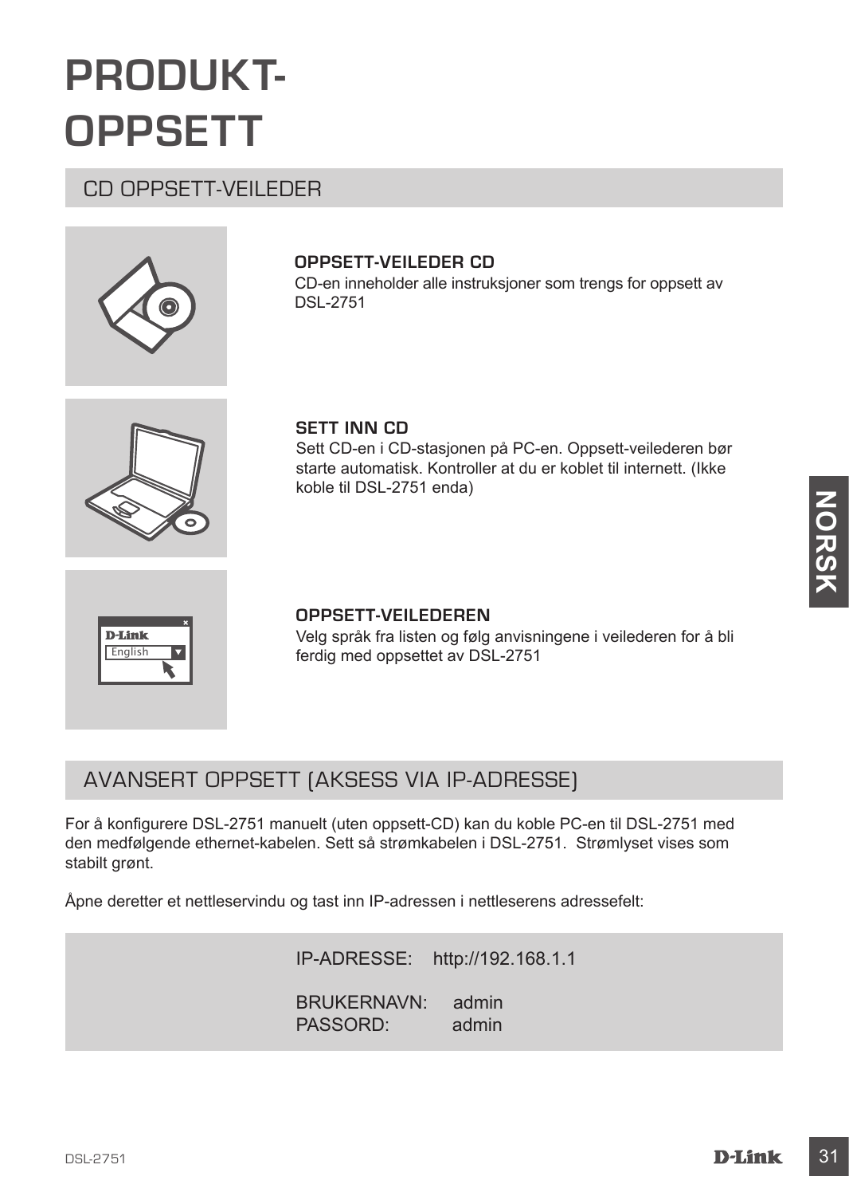# PRODUKT-OPPSETT

## CD OPPSETT-VEILEDER

**OPPSETT-VEILEDER CD**

CD-en inneholder alle instruksjoner som trengs for oppsett av DSL-2751

**SETT INN CD**

Sett CD-en i CD-stasjonen på PC-en. Oppsett-veilederen bør starte automatisk. Kontroller at du er koblet til internett. (Ikke koble til DSL-2751 enda)

**OPPSETT-VEILEDEREN**

Velg språk fra listen og følg anvisningene i veilederen for å bli ferdig med oppsettet av DSL-2751

## AVANSERT OPPSETT (AKSESS VIA IP-ADRESSE)

For å konfigurere DSL-2751 manuelt (uten oppsett-CD) kan du koble PC-en til DSL-2751 med den medfølgende ethernet-kabelen. Sett så strømkabelen i DSL-2751. Strømlyset vises som stabilt grønt.

Åpne deretter et nettleservindu og tast inn IP-adressen i nettleserens adressefelt:

IP-ADRESSE: http://192.168.1.1

BRUKERNAVN: admin
PASSORD: admin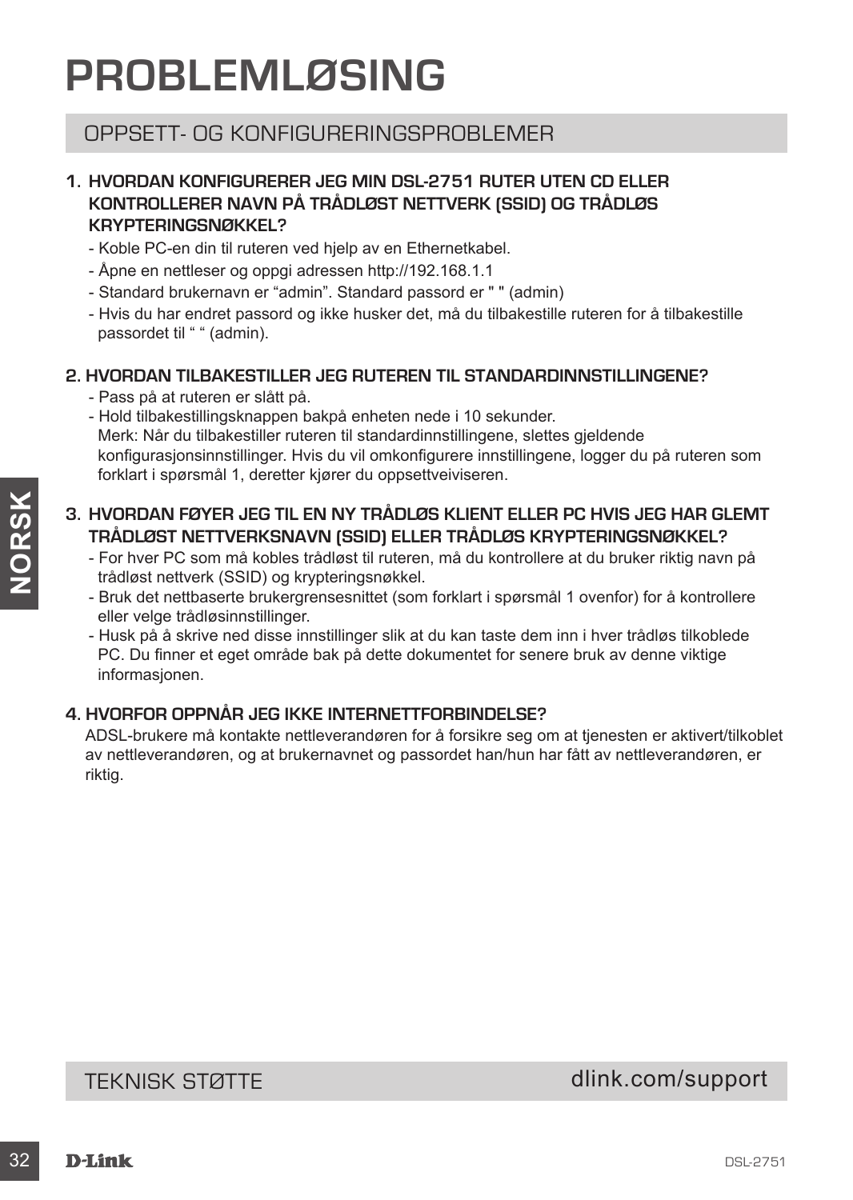# PROBLEMLØSING

## OPPSETT- OG KONFIGURERINGSPROBLEMER

### 1. HVORDAN KONFIGURERER JEG MIN DSL-2751 RUTER UTEN CD ELLER KONTROLLERER NAVN PÅ TRÅDLØST NETTVERK (SSID) OG TRÅDLØS KRYPTERINGSNØKKEL?

- Koble PC-en din til ruteren ved hjelp av en Ethernetkabel.
- Åpne en nettleser og oppgi adressen http://192.168.1.1
- Standard brukernavn er “admin”. Standard passord er " " (admin)
- Hvis du har endret passord og ikke husker det, må du tilbakestille ruteren for å tilbakestille passordet til “ “ (admin).

### 2. HVORDAN TILBAKESTILLER JEG RUTEREN TIL STANDARDINNSTILLINGENE?

- Pass på at ruteren er slått på.
- Hold tilbakestillingsknappen bakpå enheten nede i 10 sekunder.
  Merk: Når du tilbakestiller ruteren til standardinnstillingene, slettes gjeldende konfigurasjonsinnstillinger. Hvis du vil omkonfigurere innstillingene, logger du på ruteren som forklart i spørsmål 1, deretter kjører du oppsettveiviseren.

### 3. HVORDAN FØYER JEG TIL EN NY TRÅDLØS KLIENT ELLER PC HVIS JEG HAR GLEMT TRÅDLØST NETTVERKSNAVN (SSID) ELLER TRÅDLØS KRYPTERINGSNØKKEL?

- For hver PC som må kobles trådløst til ruteren, må du kontrollere at du bruker riktig navn på trådløst nettverk (SSID) og krypteringsnøkkel.
- Bruk det nettbaserte brukergrensesnittet (som forklart i spørsmål 1 ovenfor) for å kontrollere eller velge trådløsinnstillinger.
- Husk på å skrive ned disse innstillinger slik at du kan taste dem inn i hver trådløs tilkoblede PC. Du finner et eget område bak på dette dokumentet for senere bruk av denne viktige informasjonen.

### 4. HVORFOR OPPNÅR JEG IKKE INTERNETTFORBINDELSE?

ADSL-brukere må kontakte nettleverandøren for å forsikre seg om at tjenesten er aktivert/tilkoblet av nettleverandøren, og at brukernavnet og passordet han/hun har fått av nettleverandøren, er riktig.

## TEKNISK STØTTE

dlink.com/support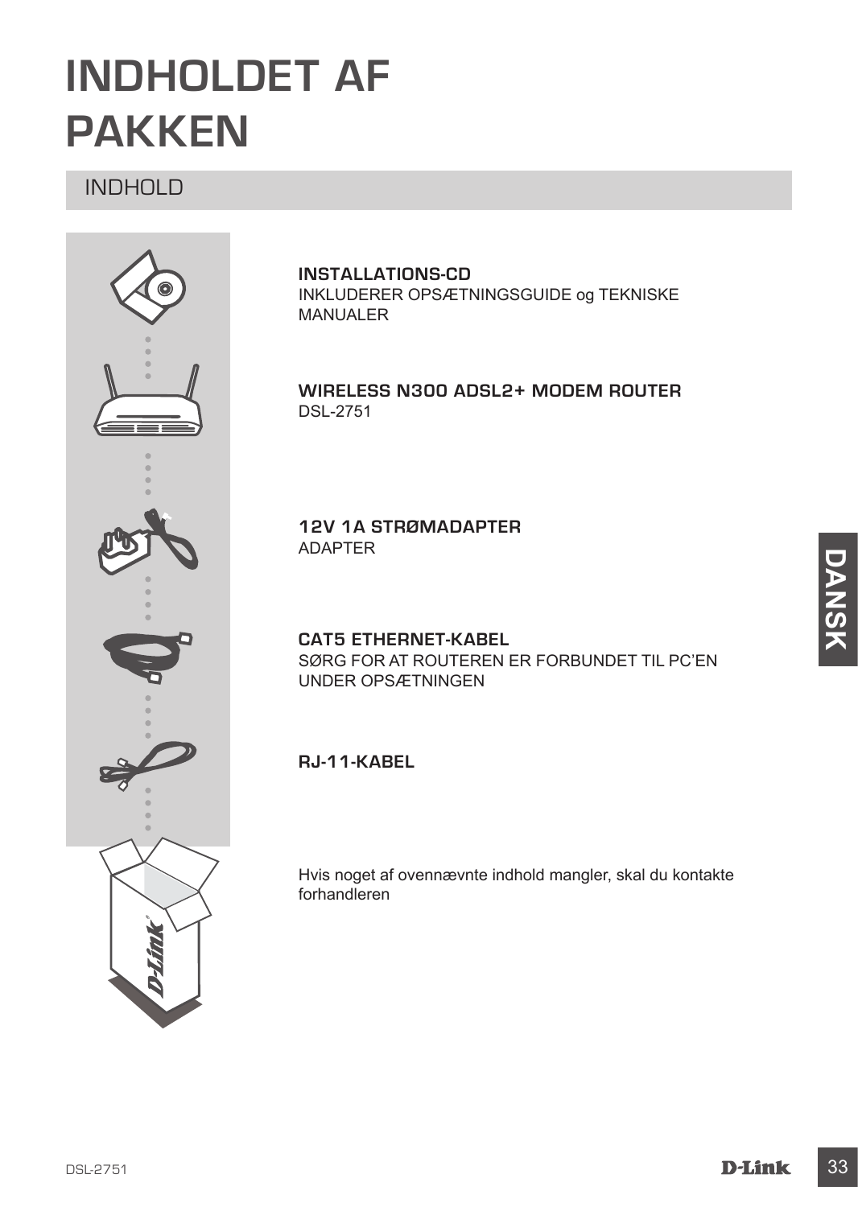# INDHOLDET AF PAKKEN

## INDHOLD

**INSTALLATIONS-CD**
INKLUDERER OPSÆTNINGSGUIDE og TEKNISKE MANUALER

**WIRELESS N300 ADSL2+ MODEM ROUTER**
DSL-2751

**12V 1A STRØMADAPTER**
ADAPTER

**CAT5 ETHERNET-KABEL**
SØRG FOR AT ROUTEREN ER FORBUNDET TIL PC'EN UNDER OPSÆTNINGEN

**RJ-11-KABEL**

Hvis noget af ovennævnte indhold mangler, skal du kontakte forhandleren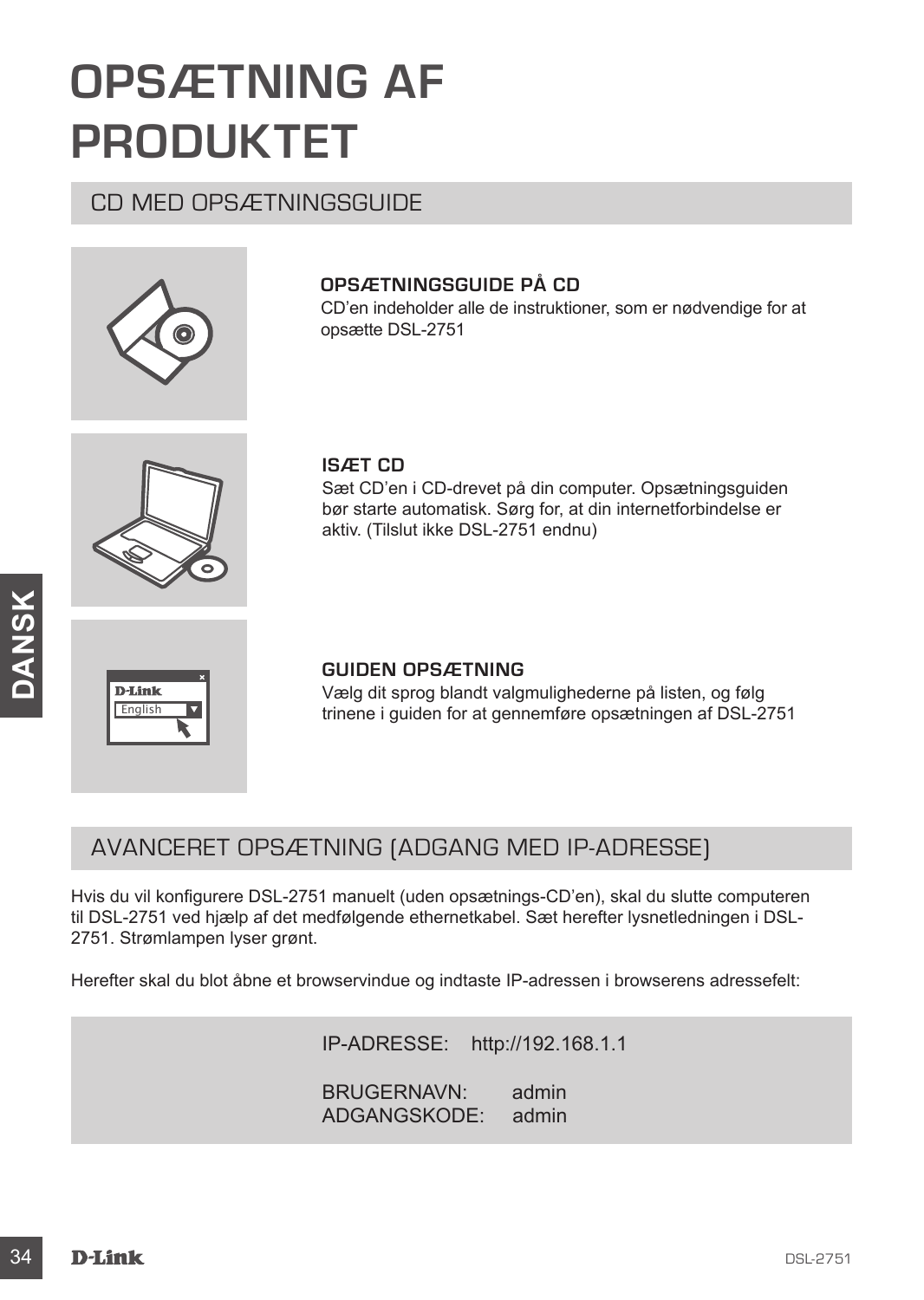# OPSÆTNING AF PRODUKTET

## CD MED OPSÆTNINGSGUIDE

**OPSÆTNINGSGUIDE PÅ CD**
CD'en indeholder alle de instruktioner, som er nødvendige for at opsætte DSL-2751

**ISÆT CD**
Sæt CD'en i CD-drevet på din computer. Opsætningsguiden bør starte automatisk. Sørg for, at din internetforbindelse er aktiv. (Tilslut ikke DSL-2751 endnu)

**GUIDEN OPSÆTNING**
Vælg dit sprog blandt valgmulighederne på listen, og følg trinene i guiden for at gennemføre opsætningen af DSL-2751

## AVANCERET OPSÆTNING (ADGANG MED IP-ADRESSE)

Hvis du vil konfigurere DSL-2751 manuelt (uden opsætnings-CD'en), skal du slutte computeren til DSL-2751 ved hjælp af det medfølgende ethernetkabel. Sæt herefter lysnetledningen i DSL-2751. Strømlampen lyser grønt.

Herefter skal du blot åbne et browservindue og indtaste IP-adressen i browserens adressefelt:

IP-ADRESSE: http://192.168.1.1

BRUGERNAVN: admin
ADGANGSKODE: admin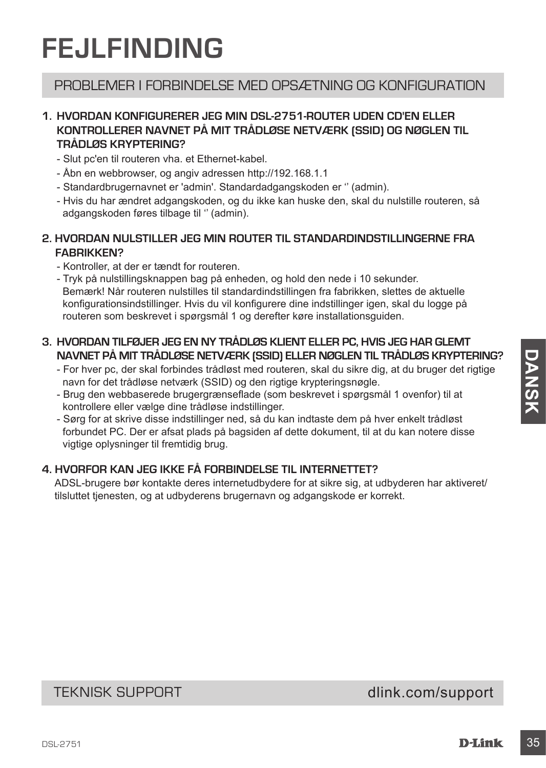# FEJLFINDING

## PROBLEMER I FORBINDELSE MED OPSÆTNING OG KONFIGURATION

**1. HVORDAN KONFIGURERER JEG MIN DSL-2751-ROUTER UDEN CD'EN ELLER KONTROLLERER NAVNET PÅ MIT TRÅDLØSE NETVÆRK (SSID) OG NØGLEN TIL TRÅDLØS KRYPTERING?**

- Slut pc'en til routeren vha. et Ethernet-kabel.
- Åbn en webbrowser, og angiv adressen http://192.168.1.1
- Standardbrugernavnet er 'admin'. Standardadgangskoden er '' (admin).
- Hvis du har ændret adgangskoden, og du ikke kan huske den, skal du nulstille routeren, så adgangskoden føres tilbage til '' (admin).

**2. HVORDAN NULSTILLER JEG MIN ROUTER TIL STANDARDINDSTILLINGERNE FRA FABRIKKEN?**

- Kontroller, at der er tændt for routeren.
- Tryk på nulstillingsknappen bag på enheden, og hold den nede i 10 sekunder.
  Bemærk! Når routeren nulstilles til standardindstillingen fra fabrikken, slettes de aktuelle konfigurationsindstillinger. Hvis du vil konfigurere dine indstillinger igen, skal du logge på routeren som beskrevet i spørgsmål 1 og derefter køre installationsguiden.

**3. HVORDAN TILFØJER JEG EN NY TRÅDLØS KLIENT ELLER PC, HVIS JEG HAR GLEMT NAVNET PÅ MIT TRÅDLØSE NETVÆRK (SSID) ELLER NØGLEN TIL TRÅDLØS KRYPTERING?**

- For hver pc, der skal forbindes trådløst med routeren, skal du sikre dig, at du bruger det rigtige navn for det trådløse netværk (SSID) og den rigtige krypteringsnøgle.
- Brug den webbaserede brugergrænseflade (som beskrevet i spørgsmål 1 ovenfor) til at kontrollere eller vælge dine trådløse indstillinger.
- Sørg for at skrive disse indstillinger ned, så du kan indtaste dem på hver enkelt trådløst forbundet PC. Der er afsat plads på bagsiden af dette dokument, til at du kan notere disse vigtige oplysninger til fremtidig brug.

**4. HVORFOR KAN JEG IKKE FÅ FORBINDELSE TIL INTERNETTET?**

ADSL-brugere bør kontakte deres internetudbydere for at sikre sig, at udbyderen har aktiveret/tilsluttet tjenesten, og at udbyderens brugernavn og adgangskode er korrekt.

## TEKNISK SUPPORT dlink.com/support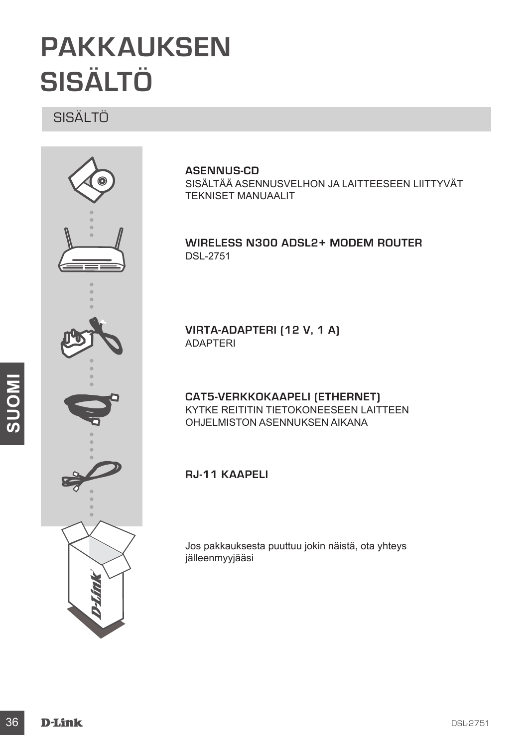# PAKKAUKSEN SISÄLTÖ

## SISÄLTÖ

**ASENNUS-CD**
SISÄLTÄÄ ASENNUSVELHON JA LAITTEESEEN LIITTYVÄT TEKNISET MANUAALIT

**WIRELESS N300 ADSL2+ MODEM ROUTER**
DSL-2751

**VIRTA-ADAPTERI (12 V, 1 A)**
ADAPTERI

**CAT5-VERKKOKAAPELI (ETHERNET)**
KYTKE REITITIN TIETOKONEESEEN LAITTEEN OHJELMISTON ASENNUKSEN AIKANA

**RJ-11 KAAPELI**

Jos pakkauksesta puuttuu jokin näistä, ota yhteys jälleenmyyjääsi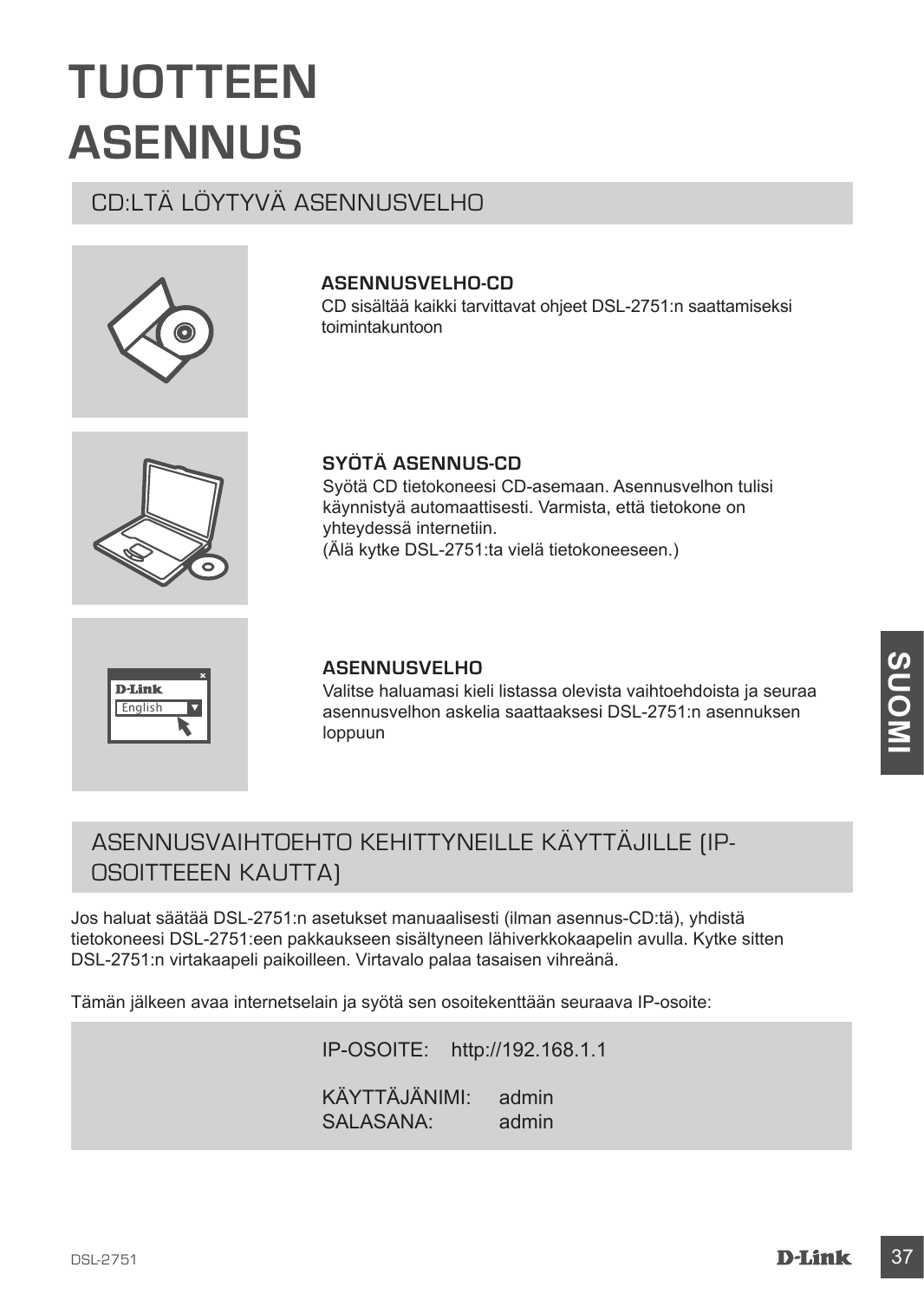# TUOTTEEN ASENNUS

## CD:LTÄ LÖYTYVÄ ASENNUSVELHO

**ASENNUSVELHO-CD**
CD sisältää kaikki tarvittavat ohjeet DSL-2751:n saattamiseksi toimintakuntoon

**SYÖTÄ ASENNUS-CD**
Syötä CD tietokoneesi CD-asemaan. Asennusvelhon tulisi käynnistyä automaattisesti. Varmista, että tietokone on yhteydessä internetiin.
(Älä kytke DSL-2751:ta vielä tietokoneeseen.)

**ASENNUSVELHO**
Valitse haluamasi kieli listassa olevista vaihtoehdoista ja seuraa asennusvelhon askelia saattaaksesi DSL-2751:n asennuksen loppuun

## ASENNUSVAIHTOEHTO KEHITTYNEILLE KÄYTTÄJILLE (IP-OSOITTEEEN KAUTTA)

Jos haluat säätää DSL-2751:n asetukset manuaalisesti (ilman asennus-CD:tä), yhdistä tietokoneesi DSL-2751:een pakkaukseen sisältyneen lähiverkkokaapelin avulla. Kytke sitten DSL-2751:n virtakaapeli paikoilleen. Virtavalo palaa tasaisen vihreänä.

Tämän jälkeen avaa internetselain ja syötä sen osoitekenttään seuraava IP-osoite:

IP-OSOITE: http://192.168.1.1

KÄYTTÄJÄNIMI: admin
SALASANA: admin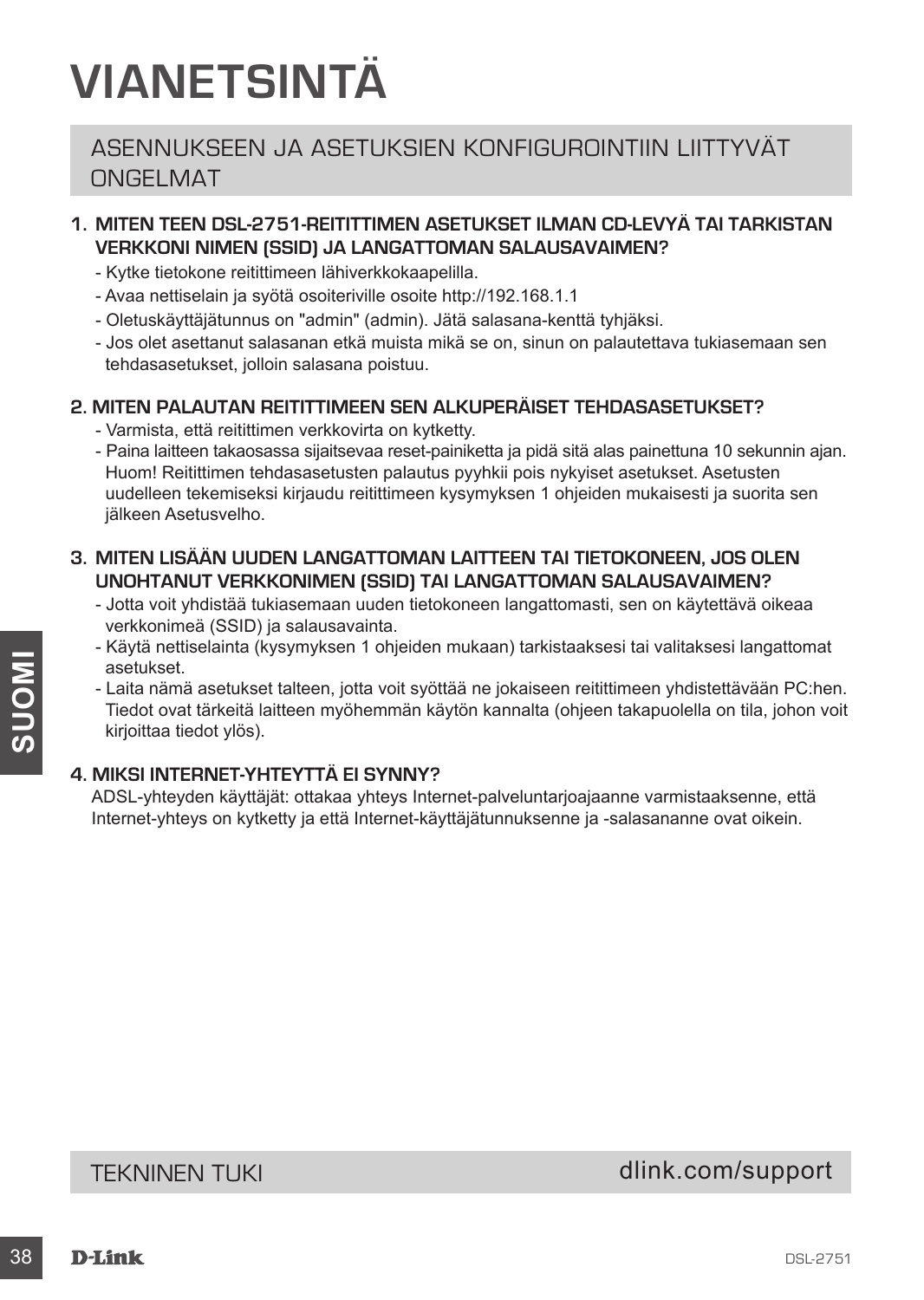# VIANETSINTÄ

## ASENNUKSEEN JA ASETUKSIEN KONFIGUROINTIIN LIITTYVÄT ONGELMAT

**1. MITEN TEEN DSL-2751-REITITTIMEN ASETUKSET ILMAN CD-LEVYÄ TAI TARKISTAN VERKKONI NIMEN (SSID) JA LANGATTOMAN SALAUSAVAIMEN?**

- Kytke tietokone reitittimeen lähiverkkokaapelilla.
- Avaa nettiselain ja syötä osoiteriville osoite http://192.168.1.1
- Oletuskäyttäjätunnus on "admin" (admin). Jätä salasana-kenttä tyhjäksi.
- Jos olet asettanut salasanan etkä muista mikä se on, sinun on palautettava tukiasemaan sen tehdasasetukset, jolloin salasana poistuu.

**2. MITEN PALAUTAN REITITTIMEEN SEN ALKUPERÄISET TEHDASASETUKSET?**

- Varmista, että reitittimen verkkovirta on kytketty.
- Paina laitteen takaosassa sijaitsevaa reset-painiketta ja pidä sitä alas painettuna 10 sekunnin ajan. Huom! Reitittimen tehdasasetusten palautus pyyhkii pois nykyiset asetukset. Asetusten uudelleen tekemiseksi kirjaudu reitittimeen kysymyksen 1 ohjeiden mukaisesti ja suorita sen jälkeen Asetusvelho.

**3. MITEN LISÄÄN UUDEN LANGATTOMAN LAITTEEN TAI TIETOKONEEN, JOS OLEN UNOHTANUT VERKKONIMEN (SSID) TAI LANGATTOMAN SALAUSAVAIMEN?**

- Jotta voit yhdistää tukiasemaan uuden tietokoneen langattomasti, sen on käytettävä oikeaa verkkonimeä (SSID) ja salausavainta.
- Käytä nettiselainta (kysymyksen 1 ohjeiden mukaan) tarkistaaksesi tai valitaksesi langattomat asetukset.
- Laita nämä asetukset talteen, jotta voit syöttää ne jokaiseen reitittimeen yhdistettävään PC:hen. Tiedot ovat tärkeitä laitteen myöhemmän käytön kannalta (ohjeen takapuolella on tila, johon voit kirjoittaa tiedot ylös).

**4. MIKSI INTERNET-YHTEYTTÄ EI SYNNY?**

ADSL-yhteyden käyttäjät: ottakaa yhteys Internet-palveluntarjoajaanne varmistaaksenne, että Internet-yhteys on kytketty ja että Internet-käyttäjätunnuksenne ja -salasananne ovat oikein.

TEKNINEN TUKI dlink.com/support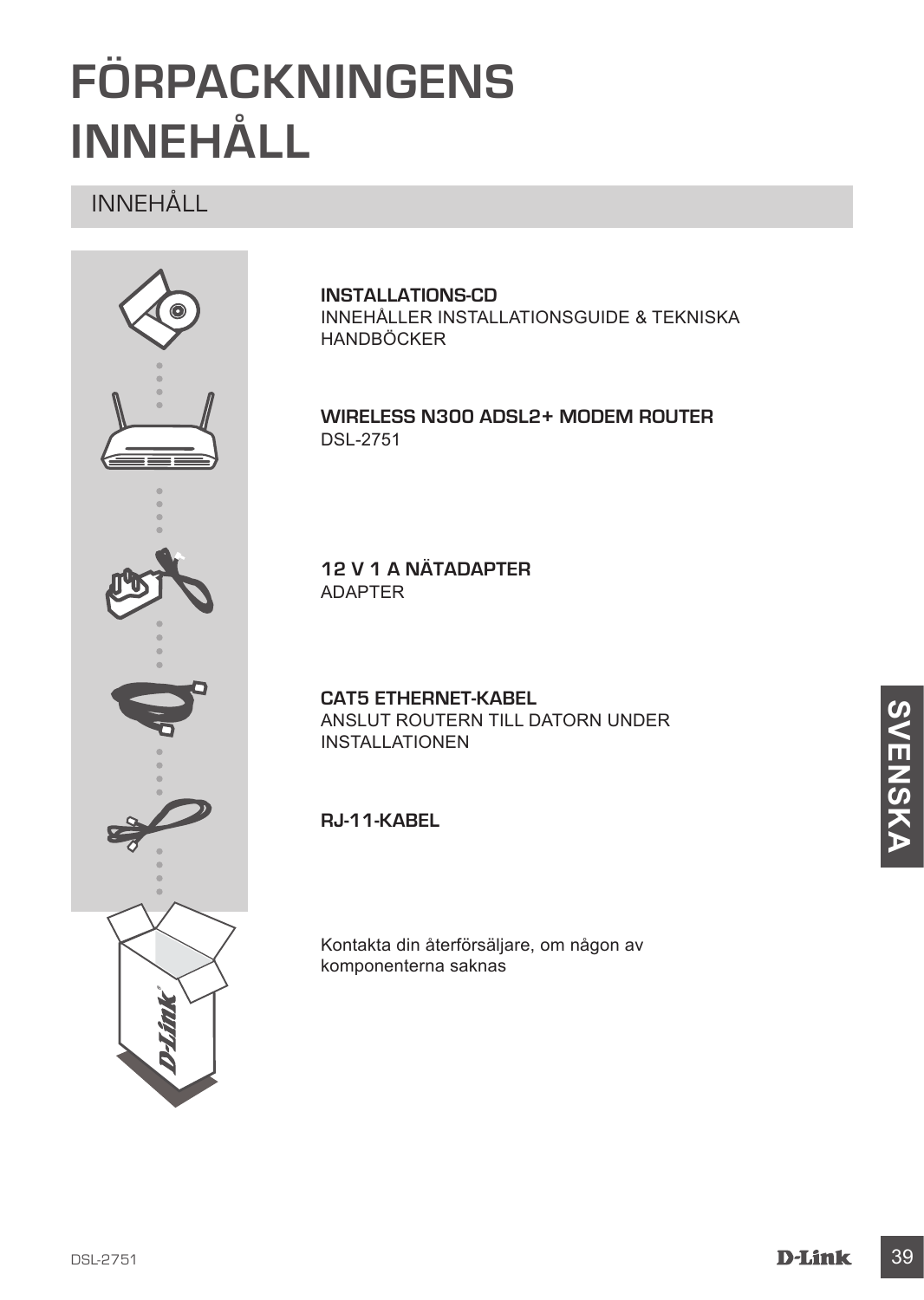# FÖRPACKNINGENS INNEHÅLL

## INNEHÅLL

**INSTALLATIONS-CD**
INNEHÅLLER INSTALLATIONSGUIDE & TEKNISKA HANDBÖCKER

**WIRELESS N300 ADSL2+ MODEM ROUTER**
DSL-2751

**12 V 1 A NÄTADAPTER**
ADAPTER

**CAT5 ETHERNET-KABEL**
ANSLUT ROUTERN TILL DATORN UNDER INSTALLATIONEN

**RJ-11-KABEL**

Kontakta din återförsäljare, om någon av komponenterna saknas

SVENSKA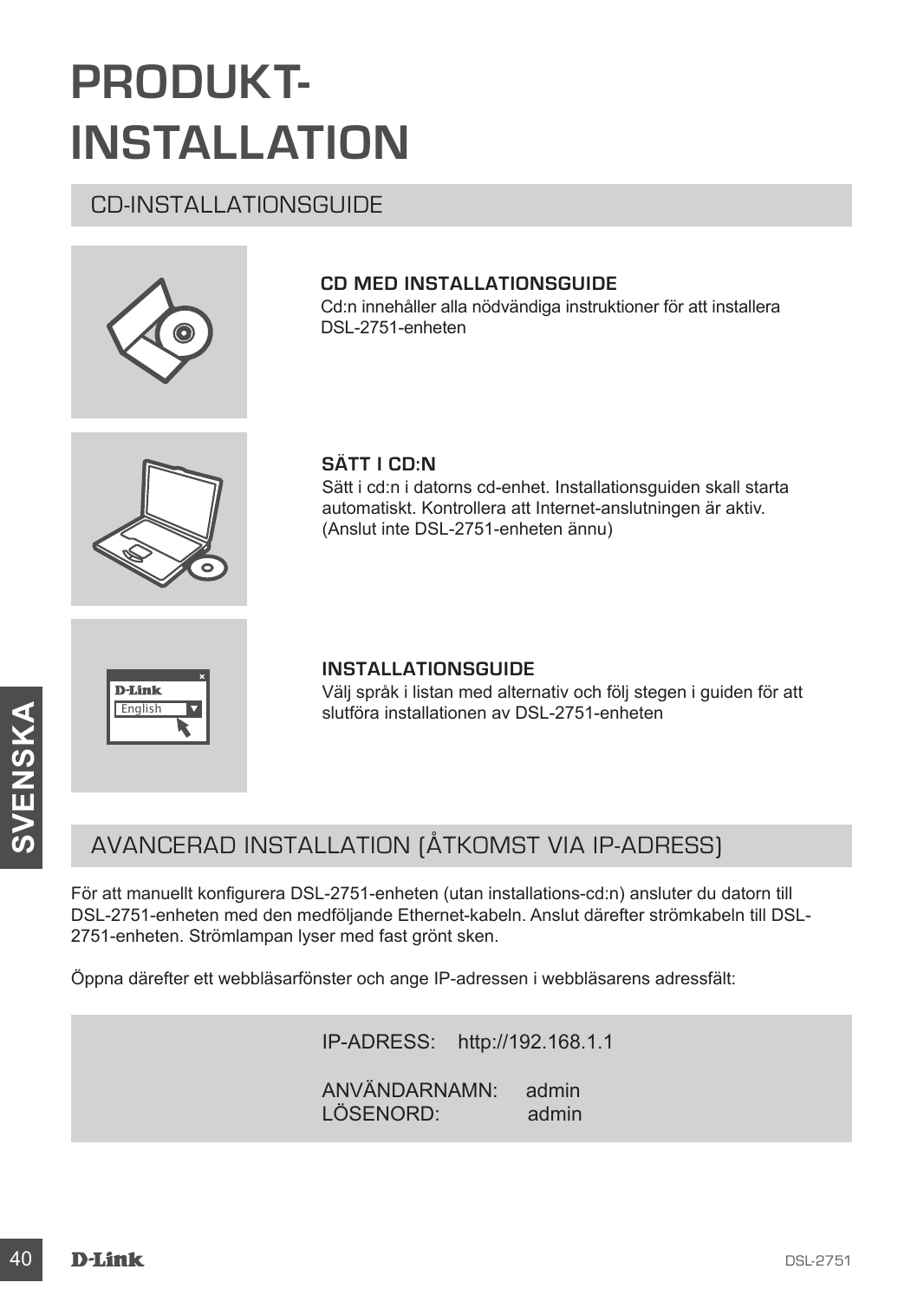# PRODUKT-INSTALLATION

## CD-INSTALLATIONSGUIDE

**CD MED INSTALLATIONSGUIDE**
Cd:n innehåller alla nödvändiga instruktioner för att installera DSL-2751-enheten

**SÄTT I CD:N**
Sätt i cd:n i datorns cd-enhet. Installationsguiden skall starta automatiskt. Kontrollera att Internet-anslutningen är aktiv. (Anslut inte DSL-2751-enheten ännu)

**INSTALLATIONSGUIDE**
Välj språk i listan med alternativ och följ stegen i guiden för att slutföra installationen av DSL-2751-enheten

## AVANCERAD INSTALLATION (ÅTKOMST VIA IP-ADRESS)

För att manuellt konfigurera DSL-2751-enheten (utan installations-cd:n) ansluter du datorn till DSL-2751-enheten med den medföljande Ethernet-kabeln. Anslut därefter strömkabeln till DSL-2751-enheten. Strömlampan lyser med fast grönt sken.

Öppna därefter ett webbläsarfönster och ange IP-adressen i webbläsarens adressfält:

IP-ADRESS: http://192.168.1.1

ANVÄNDARNAMN: admin
LÖSENORD: admin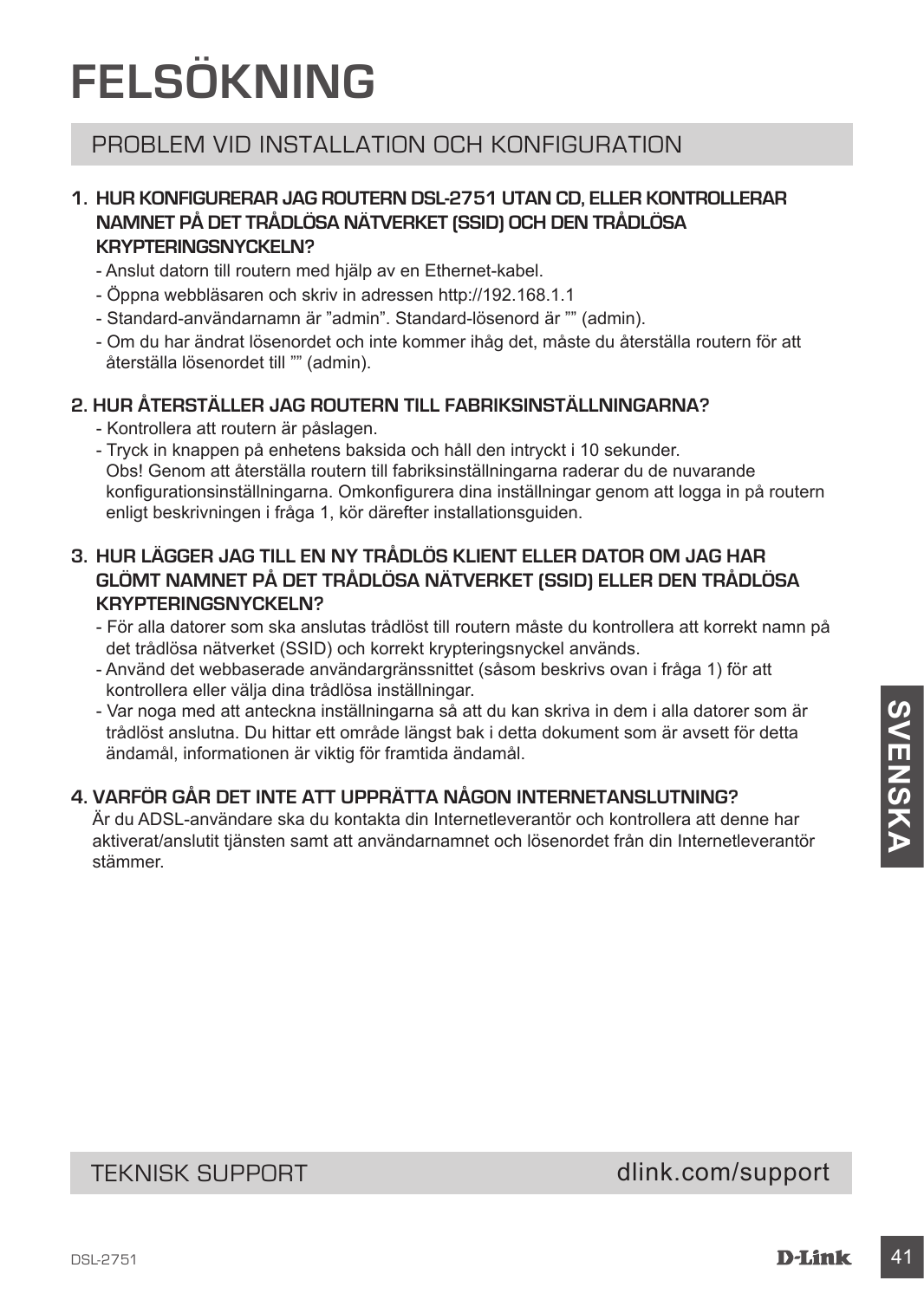# FELSÖKNING

## PROBLEM VID INSTALLATION OCH KONFIGURATION

**1. HUR KONFIGURERAR JAG ROUTERN DSL-2751 UTAN CD, ELLER KONTROLLERAR NAMNET PÅ DET TRÅDLÖSA NÄTVERKET (SSID) OCH DEN TRÅDLÖSA KRYPTERINGSNYCKELN?**

- Anslut datorn till routern med hjälp av en Ethernet-kabel.
- Öppna webbläsaren och skriv in adressen http://192.168.1.1
- Standard-användarnamn är "admin". Standard-lösenord är "" (admin).
- Om du har ändrat lösenordet och inte kommer ihåg det, måste du återställa routern för att återställa lösenordet till "" (admin).

**2. HUR ÅTERSTÄLLER JAG ROUTERN TILL FABRIKSINSTÄLLNINGARNA?**

- Kontrollera att routern är påslagen.
- Tryck in knappen på enhetens baksida och håll den intryckt i 10 sekunder.
  Obs! Genom att återställa routern till fabriksinställningarna raderar du de nuvarande konfigurationsinställningarna. Omkonfigurera dina inställningar genom att logga in på routern enligt beskrivningen i fråga 1, kör därefter installationsguiden.

**3. HUR LÄGGER JAG TILL EN NY TRÅDLÖS KLIENT ELLER DATOR OM JAG HAR GLÖMT NAMNET PÅ DET TRÅDLÖSA NÄTVERKET (SSID) ELLER DEN TRÅDLÖSA KRYPTERINGSNYCKELN?**

- För alla datorer som ska anslutas trådlöst till routern måste du kontrollera att korrekt namn på det trådlösa nätverket (SSID) och korrekt krypteringsnyckel används.
- Använd det webbaserade användargränssnittet (såsom beskrivs ovan i fråga 1) för att kontrollera eller välja dina trådlösa inställningar.
- Var noga med att anteckna inställningarna så att du kan skriva in dem i alla datorer som är trådlöst anslutna. Du hittar ett område längst bak i detta dokument som är avsett för detta ändamål, informationen är viktig för framtida ändamål.

**4. VARFÖR GÅR DET INTE ATT UPPRÄTTA NÅGON INTERNETANSLUTNING?**

Är du ADSL-användare ska du kontakta din Internetleverantör och kontrollera att denne har aktiverat/anslutit tjänsten samt att användarnamnet och lösenordet från din Internetleverantör stämmer.

## TEKNISK SUPPORT

dlink.com/support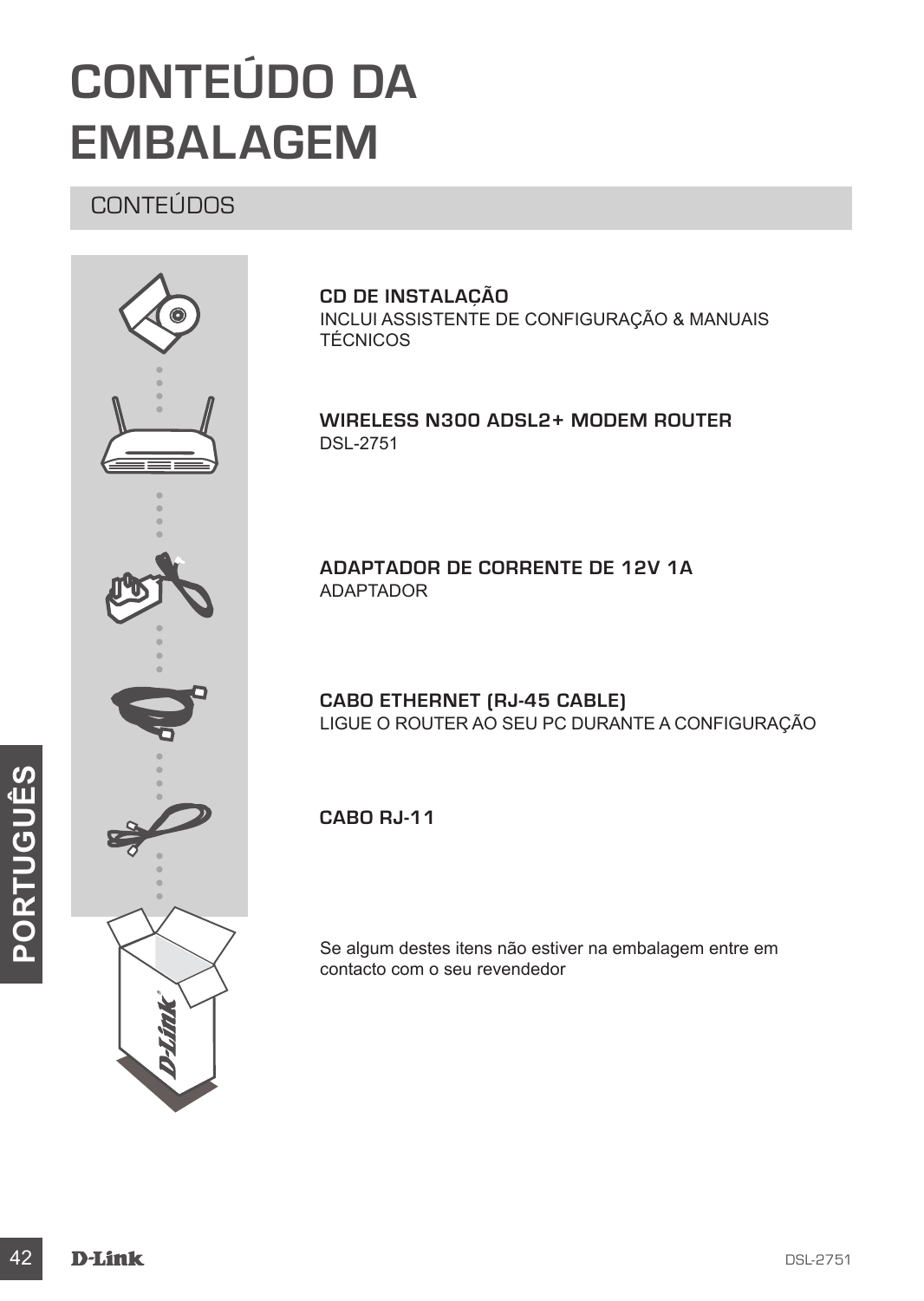# CONTEÚDO DA EMBALAGEM

## CONTEÚDOS

**CD DE INSTALAÇÃO**
INCLUI ASSISTENTE DE CONFIGURAÇÃO & MANUAIS TÉCNICOS

**WIRELESS N300 ADSL2+ MODEM ROUTER**
DSL-2751

**ADAPTADOR DE CORRENTE DE 12V 1A**
ADAPTADOR

**CABO ETHERNET (RJ-45 CABLE)**
LIGUE O ROUTER AO SEU PC DURANTE A CONFIGURAÇÃO

**CABO RJ-11**

Se algum destes itens não estiver na embalagem entre em contacto com o seu revendedor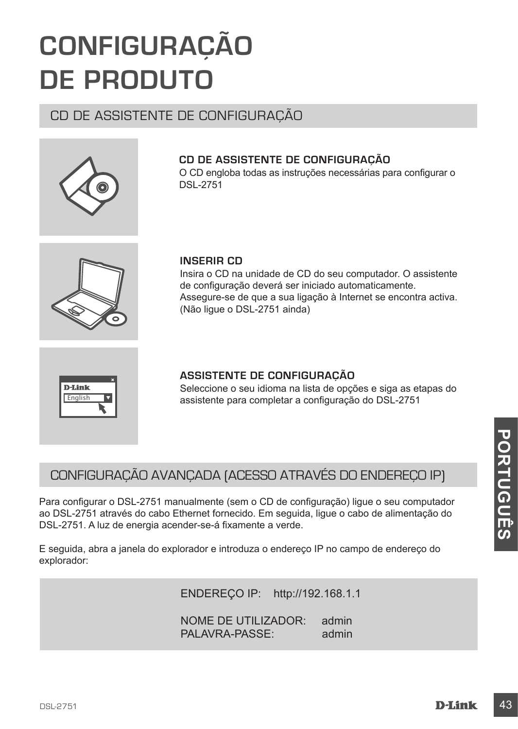# CONFIGURAÇÃO DE PRODUTO

## CD DE ASSISTENTE DE CONFIGURAÇÃO

**CD DE ASSISTENTE DE CONFIGURAÇÃO**
O CD engloba todas as instruções necessárias para configurar o DSL-2751

**INSERIR CD**
Insira o CD na unidade de CD do seu computador. O assistente de configuração deverá ser iniciado automaticamente. Assegure-se de que a sua ligação à Internet se encontra activa. (Não ligue o DSL-2751 ainda)

**ASSISTENTE DE CONFIGURAÇÃO**
Seleccione o seu idioma na lista de opções e siga as etapas do assistente para completar a configuração do DSL-2751

## CONFIGURAÇÃO AVANÇADA (ACESSO ATRAVÉS DO ENDEREÇO IP)

Para configurar o DSL-2751 manualmente (sem o CD de configuração) ligue o seu computador ao DSL-2751 através do cabo Ethernet fornecido. Em seguida, ligue o cabo de alimentação do DSL-2751. A luz de energia acender-se-á fixamente a verde.

E seguida, abra a janela do explorador e introduza o endereço IP no campo de endereço do explorador:

ENDEREÇO IP: http://192.168.1.1

NOME DE UTILIZADOR: admin
PALAVRA-PASSE: admin

PORTUGUÊS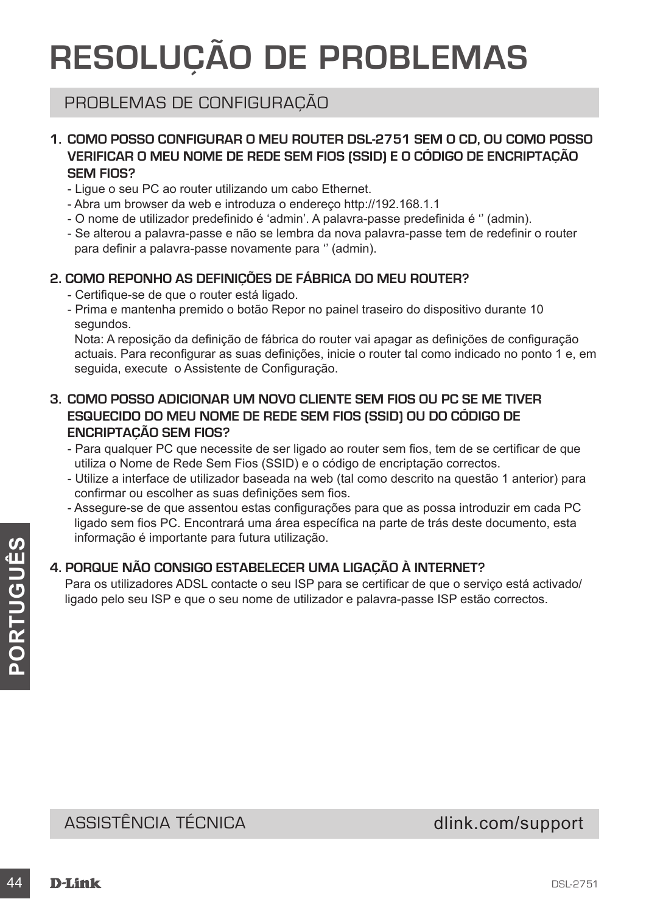# RESOLUÇÃO DE PROBLEMAS

## PROBLEMAS DE CONFIGURAÇÃO

### 1. COMO POSSO CONFIGURAR O MEU ROUTER DSL-2751 SEM O CD, OU COMO POSSO VERIFICAR O MEU NOME DE REDE SEM FIOS (SSID) E O CÓDIGO DE ENCRIPTAÇÃO SEM FIOS?

- Ligue o seu PC ao router utilizando um cabo Ethernet.
- Abra um browser da web e introduza o endereço http://192.168.1.1
- O nome de utilizador predefinido é 'admin'. A palavra-passe predefinida é '' (admin).
- Se alterou a palavra-passe e não se lembra da nova palavra-passe tem de redefinir o router para definir a palavra-passe novamente para '' (admin).

### 2. COMO REPONHO AS DEFINIÇÕES DE FÁBRICA DO MEU ROUTER?

- Certifique-se de que o router está ligado.
- Prima e mantenha premido o botão Repor no painel traseiro do dispositivo durante 10 segundos.
  Nota: A reposição da definição de fábrica do router vai apagar as definições de configuração actuais. Para reconfigurar as suas definições, inicie o router tal como indicado no ponto 1 e, em seguida, execute o Assistente de Configuração.

### 3. COMO POSSO ADICIONAR UM NOVO CLIENTE SEM FIOS OU PC SE ME TIVER ESQUECIDO DO MEU NOME DE REDE SEM FIOS (SSID) OU DO CÓDIGO DE ENCRIPTAÇÃO SEM FIOS?

- Para qualquer PC que necessite de ser ligado ao router sem fios, tem de se certificar de que utiliza o Nome de Rede Sem Fios (SSID) e o código de encriptação correctos.
- Utilize a interface de utilizador baseada na web (tal como descrito na questão 1 anterior) para confirmar ou escolher as suas definições sem fios.
- Assegure-se de que assentou estas configurações para que as possa introduzir em cada PC ligado sem fios PC. Encontrará uma área específica na parte de trás deste documento, esta informação é importante para futura utilização.

### 4. PORQUE NÃO CONSIGO ESTABELECER UMA LIGAÇÃO À INTERNET?

Para os utilizadores ADSL contacte o seu ISP para se certificar de que o serviço está activado/ligado pelo seu ISP e que o seu nome de utilizador e palavra-passe ISP estão correctos.

## ASSISTÊNCIA TÉCNICA dlink.com/support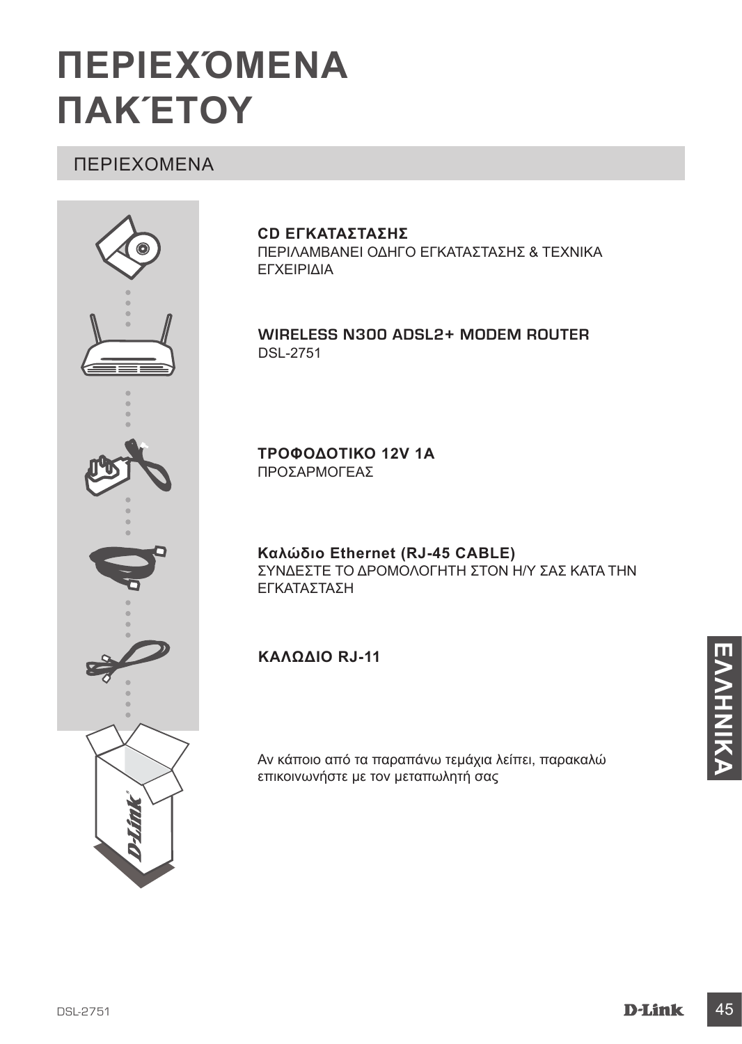# ΠΕΡΙΕΧΌΜΕΝΑ ΠΑΚΈΤΟΥ

## ΠΕΡΙΕΧΟΜΕΝΑ

**CD ΕΓΚΑΤΑΣΤΑΣΗΣ**
ΠΕΡΙΛΑΜΒΑΝΕΙ ΟΔΗΓΟ ΕΓΚΑΤΑΣΤΑΣΗΣ & ΤΕΧΝΙΚΑ ΕΓΧΕΙΡΙΔΙΑ

**WIRELESS N300 ADSL2+ MODEM ROUTER**
DSL-2751

**ΤΡΟΦΟΔΟΤΙΚΟ 12V 1A**
ΠΡΟΣΑΡΜΟΓΕΑΣ

**Καλώδιο Ethernet (RJ-45 CABLE)**
ΣΥΝΔΕΣΤΕ ΤΟ ΔΡΟΜΟΛΟΓΗΤΗ ΣΤΟΝ Η/Υ ΣΑΣ ΚΑΤΑ ΤΗΝ ΕΓΚΑΤΑΣΤΑΣΗ

**ΚΑΛΩΔΙΟ RJ-11**

Αν κάποιο από τα παραπάνω τεμάχια λείπει, παρακαλώ επικοινωνήστε με τον μεταπωλητή σας

ΕΛΛΗΝΙΚΑ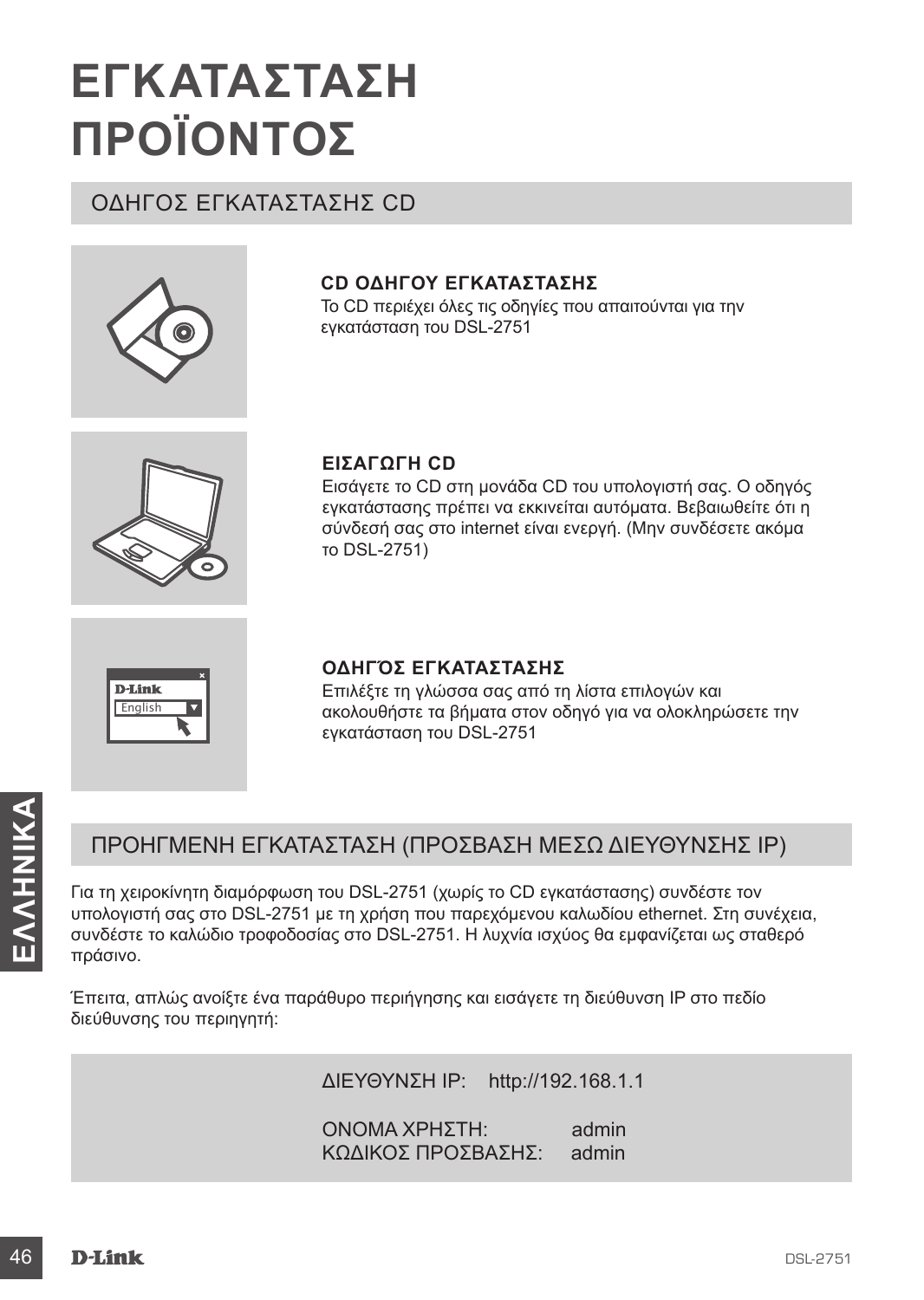# ΕΓΚΑΤΑΣΤΑΣΗ ΠΡΟΪΟΝΤΟΣ

## ΟΔΗΓΟΣ ΕΓΚΑΤΑΣΤΑΣΗΣ CD

**CD ΟΔΗΓΟΥ ΕΓΚΑΤΑΣΤΑΣΗΣ**
Το CD περιέχει όλες τις οδηγίες που απαιτούνται για την εγκατάσταση του DSL-2751

**ΕΙΣΑΓΩΓΗ CD**
Εισάγετε το CD στη μονάδα CD του υπολογιστή σας. Ο οδηγός εγκατάστασης πρέπει να εκκινείται αυτόματα. Βεβαιωθείτε ότι η σύνδεσή σας στο internet είναι ενεργή. (Μην συνδέσετε ακόμα το DSL-2751)

**ΟΔΗΓΌΣ ΕΓΚΑΤΑΣΤΑΣΗΣ**
Επιλέξτε τη γλώσσα σας από τη λίστα επιλογών και ακολουθήστε τα βήματα στον οδηγό για να ολοκληρώσετε την εγκατάσταση του DSL-2751

## ΠΡΟΗΓΜΕΝΗ ΕΓΚΑΤΑΣΤΑΣΗ (ΠΡΟΣΒΑΣΗ ΜΕΣΩ ΔΙΕΥΘΥΝΣΗΣ IP)

Για τη χειροκίνητη διαμόρφωση του DSL-2751 (χωρίς το CD εγκατάστασης) συνδέστε τον υπολογιστή σας στο DSL-2751 με τη χρήση που παρεχόμενου καλωδίου ethernet. Στη συνέχεια, συνδέστε το καλώδιο τροφοδοσίας στο DSL-2751. Η λυχνία ισχύος θα εμφανίζεται ως σταθερό πράσινο.

Έπειτα, απλώς ανοίξτε ένα παράθυρο περιήγησης και εισάγετε τη διεύθυνση IP στο πεδίο διεύθυνσης του περιηγητή:

ΔΙΕΥΘΥΝΣΗ IP: http://192.168.1.1

ΟΝΟΜΑ ΧΡΗΣΤΗ: admin
ΚΩΔΙΚΟΣ ΠΡΟΣΒΑΣΗΣ: admin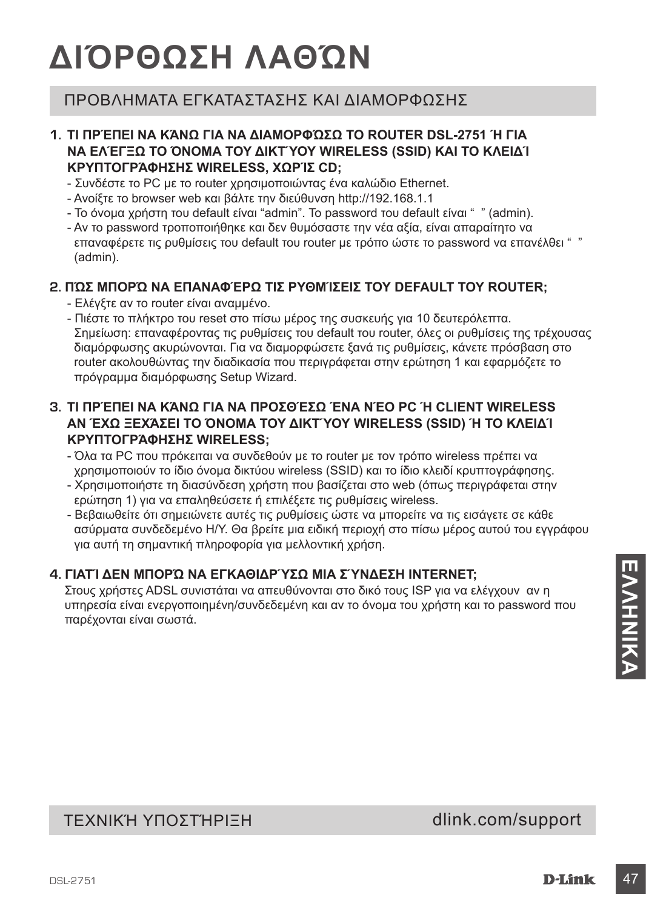# ΔΙΌΡΘΩΣΗ ΛΑΘΏΝ

## ΠΡΟΒΛΗΜΑΤΑ ΕΓΚΑΤΑΣΤΑΣΗΣ ΚΑΙ ΔΙΑΜΟΡΦΩΣΗΣ

**1. ΤΙ ΠΡΈΠΕΙ ΝΑ ΚΆΝΩ ΓΙΑ ΝΑ ΔΙΑΜΟΡΦΏΣΩ ΤΟ ROUTER DSL-2751 Ή ΓΙΑ ΝΑ ΕΛΈΓΞΩ ΤΟ ΌΝΟΜΑ ΤΟΥ ΔΙΚΤΎΟΥ WIRELESS (SSID) ΚΑΙ ΤΟ ΚΛΕΙΔΊ ΚΡΥΠΤΟΓΡΆΦΗΣΗΣ WIRELESS, ΧΩΡΊΣ CD;**

- Συνδέστε το PC με το router χρησιμοποιώντας ένα καλώδιο Ethernet.
- Ανοίξτε το browser web και βάλτε την διεύθυνση http://192.168.1.1
- Το όνομα χρήστη του default είναι “admin”. Το password του default είναι “ ” (admin).
- Αν το password τροποποιήθηκε και δεν θυμόσαστε την νέα αξία, είναι απαραίτητο να επαναφέρετε τις ρυθμίσεις του default του router με τρόπο ώστε το password να επανέλθει “ ” (admin).

**2. ΠΏΣ ΜΠΟΡΏ ΝΑ ΕΠΑΝΑΦΈΡΩ ΤΙΣ ΡΥΘΜΊΣΕΙΣ ΤΟΥ DEFAULT ΤΟΥ ROUTER;**

- Ελέγξτε αν το router είναι αναμμένο.
- Πιέστε το πλήκτρο του reset στο πίσω μέρος της συσκευής για 10 δευτερόλεπτα.
  Σημείωση: επαναφέροντας τις ρυθμίσεις του default του router, όλες οι ρυθμίσεις της τρέχουσας διαμόρφωσης ακυρώνονται. Για να διαμορφώσετε ξανά τις ρυθμίσεις, κάνετε πρόσβαση στο router ακολουθώντας την διαδικασία που περιγράφεται στην ερώτηση 1 και εφαρμόζετε το πρόγραμμα διαμόρφωσης Setup Wizard.

**3. ΤΙ ΠΡΈΠΕΙ ΝΑ ΚΆΝΩ ΓΙΑ ΝΑ ΠΡΟΣΘΈΣΩ ΈΝΑ ΝΈΟ PC Ή CLIENT WIRELESS ΑΝ ΈΧΩ ΞΕΧΆΣΕΙ ΤΟ ΌΝΟΜΑ ΤΟΥ ΔΙΚΤΎΟΥ WIRELESS (SSID) Ή ΤΟ ΚΛΕΙΔΊ ΚΡΥΠΤΟΓΡΆΦΗΣΗΣ WIRELESS;**

- Όλα τα PC που πρόκειται να συνδεθούν με το router με τον τρόπο wireless πρέπει να χρησιμοποιούν το ίδιο όνομα δικτύου wireless (SSID) και το ίδιο κλειδί κρυπτογράφησης.
- Χρησιμοποιήστε τη διασύνδεση χρήστη που βασίζεται στο web (όπως περιγράφεται στην ερώτηση 1) για να επαληθεύσετε ή επιλέξετε τις ρυθμίσεις wireless.
- Βεβαιωθείτε ότι σημειώνετε αυτές τις ρυθμίσεις ώστε να μπορείτε να τις εισάγετε σε κάθε ασύρματα συνδεδεμένο Η/Υ. Θα βρείτε μια ειδική περιοχή στο πίσω μέρος αυτού του εγγράφου για αυτή τη σημαντική πληροφορία για μελλοντική χρήση.

**4. ΓΙΑΤΊ ΔΕΝ ΜΠΟΡΏ ΝΑ ΕΓΚΑΘΙΔΡΎΣΩ ΜΙΑ ΣΎΝΔΕΣΗ INTERNET;**

Στους χρήστες ADSL συνιστάται να απευθύνονται στο δικό τους ISP για να ελέγχουν αν η υπηρεσία είναι ενεργοποιημένη/συνδεδεμένη και αν το όνομα του χρήστη και το password που παρέχονται είναι σωστά.

## ΤΕΧΝΙΚΉ ΥΠΟΣΤΉΡΙΞΗ dlink.com/support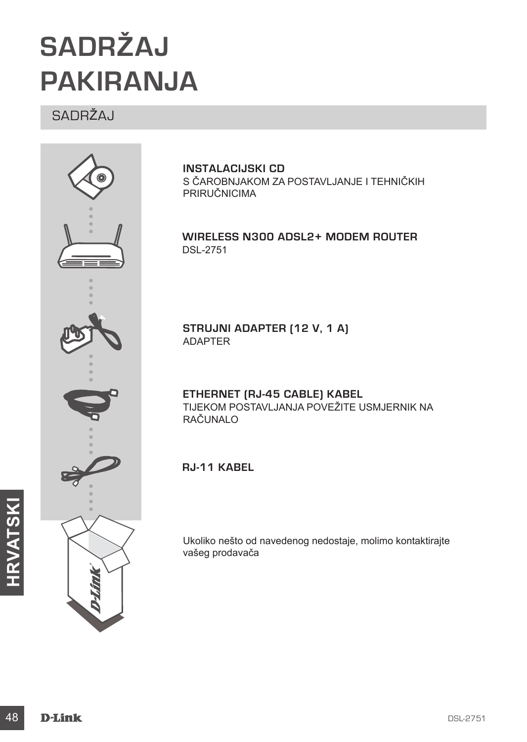# SADRŽAJ PAKIRANJA

## SADRŽAJ

**INSTALACIJSKI CD**
S ČAROBNJAKOM ZA POSTAVLJANJE I TEHNIČKIH PRIRUČNICIMA

**WIRELESS N300 ADSL2+ MODEM ROUTER**
DSL-2751

**STRUJNI ADAPTER (12 V, 1 A)**
ADAPTER

**ETHERNET (RJ-45 CABLE) KABEL**
TIJEKOM POSTAVLJANJA POVEŽITE USMJERNIK NA RAČUNALO

**RJ-11 KABEL**

Ukoliko nešto od navedenog nedostaje, molimo kontaktirajte vašeg prodavača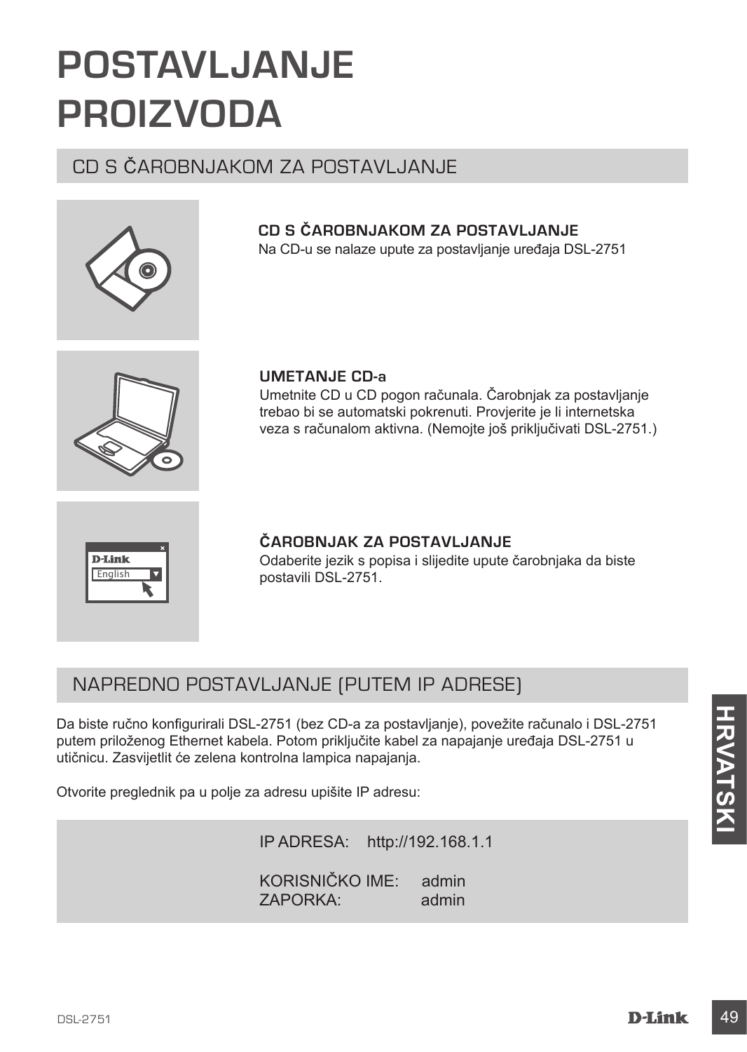# POSTAVLJANJE PROIZVODA

## CD S ČAROBNJAKOM ZA POSTAVLJANJE

**CD S ČAROBNJAKOM ZA POSTAVLJANJE**
Na CD-u se nalaze upute za postavljanje uređaja DSL-2751

**UMETANJE CD-a**
Umetnite CD u CD pogon računala. Čarobnjak za postavljanje trebao bi se automatski pokrenuti. Provjerite je li internetska veza s računalom aktivna. (Nemojte još priključivati DSL-2751.)

**ČAROBNJAK ZA POSTAVLJANJE**
Odaberite jezik s popisa i slijedite upute čarobnjaka da biste postavili DSL-2751.

## NAPREDNO POSTAVLJANJE (PUTEM IP ADRESE)

Da biste ručno konfigurirali DSL-2751 (bez CD-a za postavljanje), povežite računalo i DSL-2751 putem priloženog Ethernet kabela. Potom priključite kabel za napajanje uređaja DSL-2751 u utičnicu. Zasvijetlit će zelena kontrolna lampica napajanja.

Otvorite preglednik pa u polje za adresu upišite IP adresu:

IP ADRESA: http://192.168.1.1

KORISNIČKO IME: admin
ZAPORKA: admin

HRVATSKI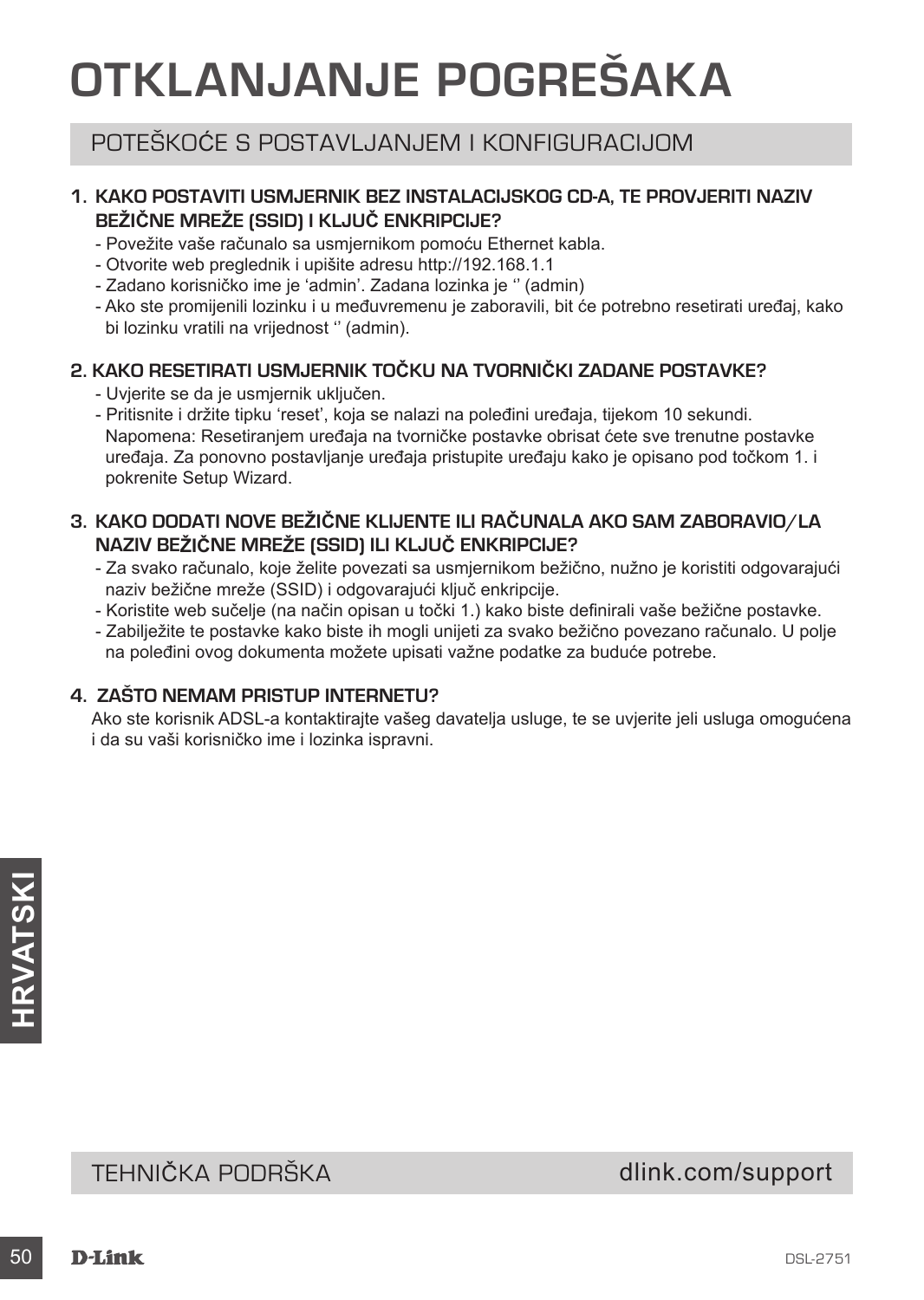# OTKLANJANJE POGREŠAKA

## POTEŠKOĆE S POSTAVLJANJEM I KONFIGURACIJOM

### 1. KAKO POSTAVITI USMJERNIK BEZ INSTALACIJSKOG CD-A, TE PROVJERITI NAZIV BEŽIČNE MREŽE (SSID) I KLJUČ ENKRIPCIJE?

- Povežite vaše računalo sa usmjernikom pomoću Ethernet kabla.
- Otvorite web preglednik i upišite adresu http://192.168.1.1
- Zadano korisničko ime je 'admin'. Zadana lozinka je '' (admin)
- Ako ste promijenili lozinku i u međuvremenu je zaboravili, bit će potrebno resetirati uređaj, kako bi lozinku vratili na vrijednost '' (admin).

### 2. KAKO RESETIRATI USMJERNIK TOČKU NA TVORNIČKI ZADANE POSTAVKE?

- Uvjerite se da je usmjernik uključen.
- Pritisnite i držite tipku 'reset', koja se nalazi na poleđini uređaja, tijekom 10 sekundi. Napomena: Resetiranjem uređaja na tvorničke postavke obrisat ćete sve trenutne postavke uređaja. Za ponovno postavljanje uređaja pristupite uređaju kako je opisano pod točkom 1. i pokrenite Setup Wizard.

### 3. KAKO DODATI NOVE BEŽIČNE KLIJENTE ILI RAČUNALA AKO SAM ZABORAVIO/LA NAZIV BEŽIČNE MREŽE (SSID) ILI KLJUČ ENKRIPCIJE?

- Za svako računalo, koje želite povezati sa usmjernikom bežično, nužno je koristiti odgovarajući naziv bežične mreže (SSID) i odgovarajući ključ enkripcije.
- Koristite web sučelje (na način opisan u točki 1.) kako biste definirali vaše bežične postavke.
- Zabilježite te postavke kako biste ih mogli unijeti za svako bežično povezano računalo. U polje na poleđini ovog dokumenta možete upisati važne podatke za buduće potrebe.

### 4. ZAŠTO NEMAM PRISTUP INTERNETU?

Ako ste korisnik ADSL-a kontaktirajte vašeg davatelja usluge, te se uvjerite jeli usluga omogućena i da su vaši korisničko ime i lozinka ispravni.

## TEHNIČKA PODRŠKA dlink.com/support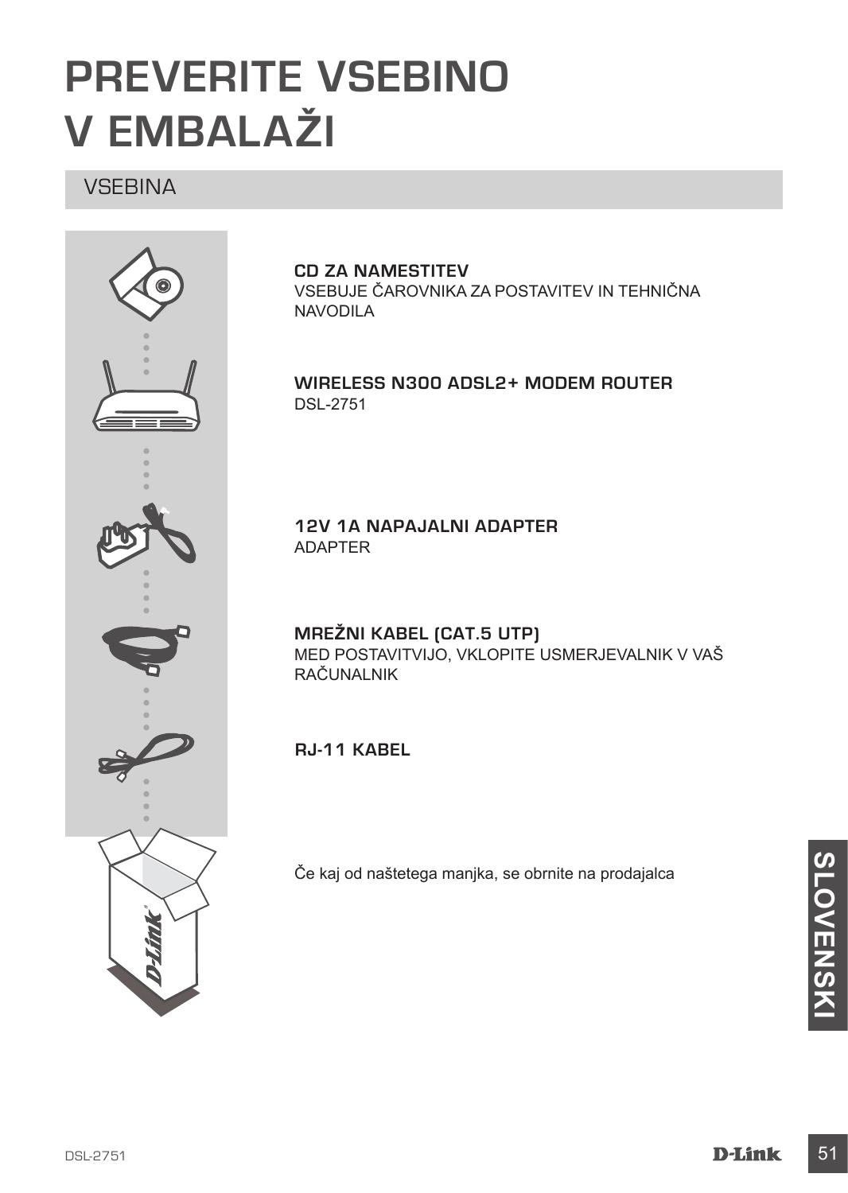# PREVERITE VSEBINO V EMBALAŽI

## VSEBINA

**CD ZA NAMESTITEV**
VSEBUJE ČAROVNIKA ZA POSTAVITEV IN TEHNIČNA NAVODILA

**WIRELESS N300 ADSL2+ MODEM ROUTER**
DSL-2751

**12V 1A NAPAJALNI ADAPTER**
ADAPTER

**MREŽNI KABEL (CAT.5 UTP)**
MED POSTAVITVIJO, VKLOPITE USMERJEVALNIK V VAŠ RAČUNALNIK

**RJ-11 KABEL**

Če kaj od naštetega manjka, se obrnite na prodajalca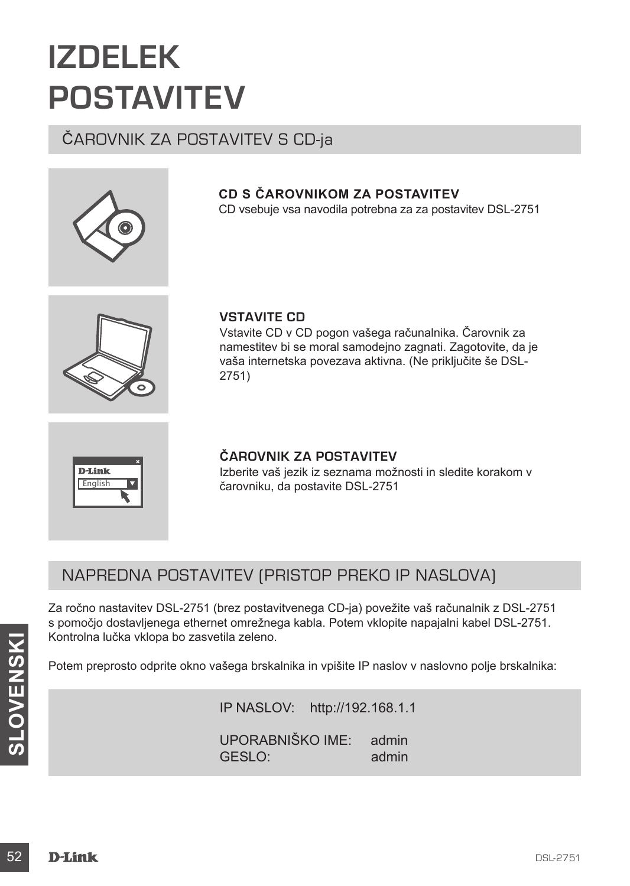# IZDELEK POSTAVITEV

## ČAROVNIK ZA POSTAVITEV S CD-ja

**CD S ČAROVNIKOM ZA POSTAVITEV**
CD vsebuje vsa navodila potrebna za za postavitev DSL-2751

**VSTAVITE CD**
Vstavite CD v CD pogon vašega računalnika. Čarovnik za namestitev bi se moral samodejno zagnati. Zagotovite, da je vaša internetska povezava aktivna. (Ne priključite še DSL-2751)

**ČAROVNIK ZA POSTAVITEV**
Izberite vaš jezik iz seznama možnosti in sledite korakom v čarovniku, da postavite DSL-2751

## NAPREDNA POSTAVITEV (PRISTOP PREKO IP NASLOVA)

Za ročno nastavitev DSL-2751 (brez postavitvenega CD-ja) povežite vaš računalnik z DSL-2751 s pomočjo dostavljenega ethernet omrežnega kabla. Potem vklopite napajalni kabel DSL-2751. Kontrolna lučka vklopa bo zasvetila zeleno.

Potem preprosto odprite okno vašega brskalnika in vpišite IP naslov v naslovno polje brskalnika:

IP NASLOV: http://192.168.1.1

UPORABNIŠKO IME: admin
GESLO: admin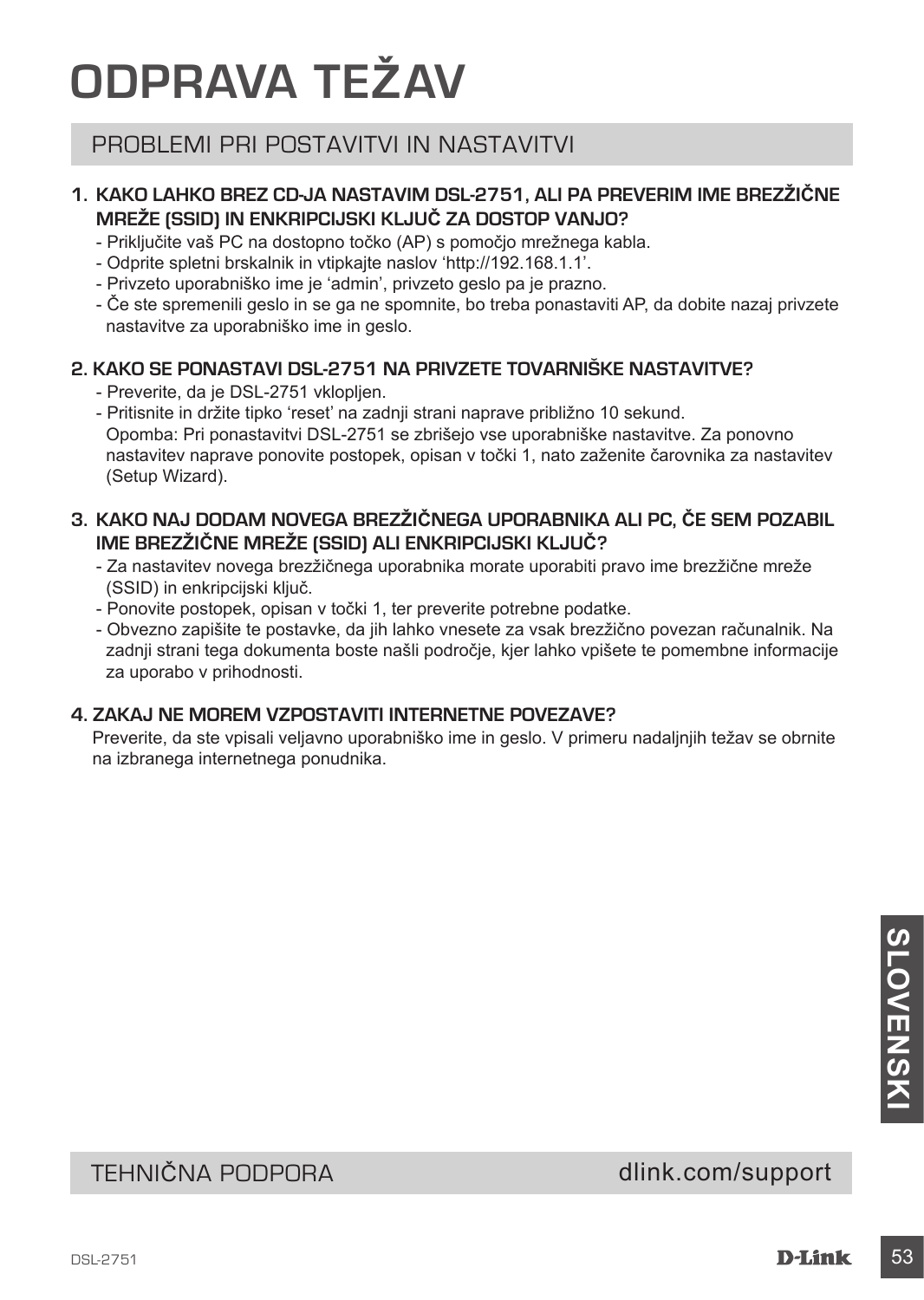# ODPRAVA TEŽAV

## PROBLEMI PRI POSTAVITVI IN NASTAVITVI

**1. KAKO LAHKO BREZ CD-JA NASTAVIM DSL-2751, ALI PA PREVERIM IME BREZŽIČNE MREŽE (SSID) IN ENKRIPCIJSKI KLJUČ ZA DOSTOP VANJO?**

- Priključite vaš PC na dostopno točko (AP) s pomočjo mrežnega kabla.
- Odprite spletni brskalnik in vtipkajte naslov 'http://192.168.1.1'.
- Privzeto uporabniško ime je 'admin', privzeto geslo pa je prazno.
- Če ste spremenili geslo in se ga ne spomnite, bo treba ponastaviti AP, da dobite nazaj privzete nastavitve za uporabniško ime in geslo.

**2. KAKO SE PONASTAVI DSL-2751 NA PRIVZETE TOVARNIŠKE NASTAVITVE?**

- Preverite, da je DSL-2751 vklopljen.
- Pritisnite in držite tipko 'reset' na zadnji strani naprave približno 10 sekund.
  Opomba: Pri ponastavitvi DSL-2751 se zbrišejo vse uporabniške nastavitve. Za ponovno nastavitev naprave ponovite postopek, opisan v točki 1, nato zaženite čarovnika za nastavitev (Setup Wizard).

**3. KAKO NAJ DODAM NOVEGA BREZŽIČNEGA UPORABNIKA ALI PC, ČE SEM POZABIL IME BREZŽIČNE MREŽE (SSID) ALI ENKRIPCIJSKI KLJUČ?**

- Za nastavitev novega brezžičnega uporabnika morate uporabiti pravo ime brezžične mreže (SSID) in enkripcijski ključ.
- Ponovite postopek, opisan v točki 1, ter preverite potrebne podatke.
- Obvezno zapišite te postavke, da jih lahko vnesete za vsak brezžično povezan računalnik. Na zadnji strani tega dokumenta boste našli področje, kjer lahko vpišete te pomembne informacije za uporabo v prihodnosti.

**4. ZAKAJ NE MOREM VZPOSTAVITI INTERNETNE POVEZAVE?**

Preverite, da ste vpisali veljavno uporabniško ime in geslo. V primeru nadaljnjih težav se obrnite na izbranega internetnega ponudnika.

## TEHNIČNA PODPORA

dlink.com/support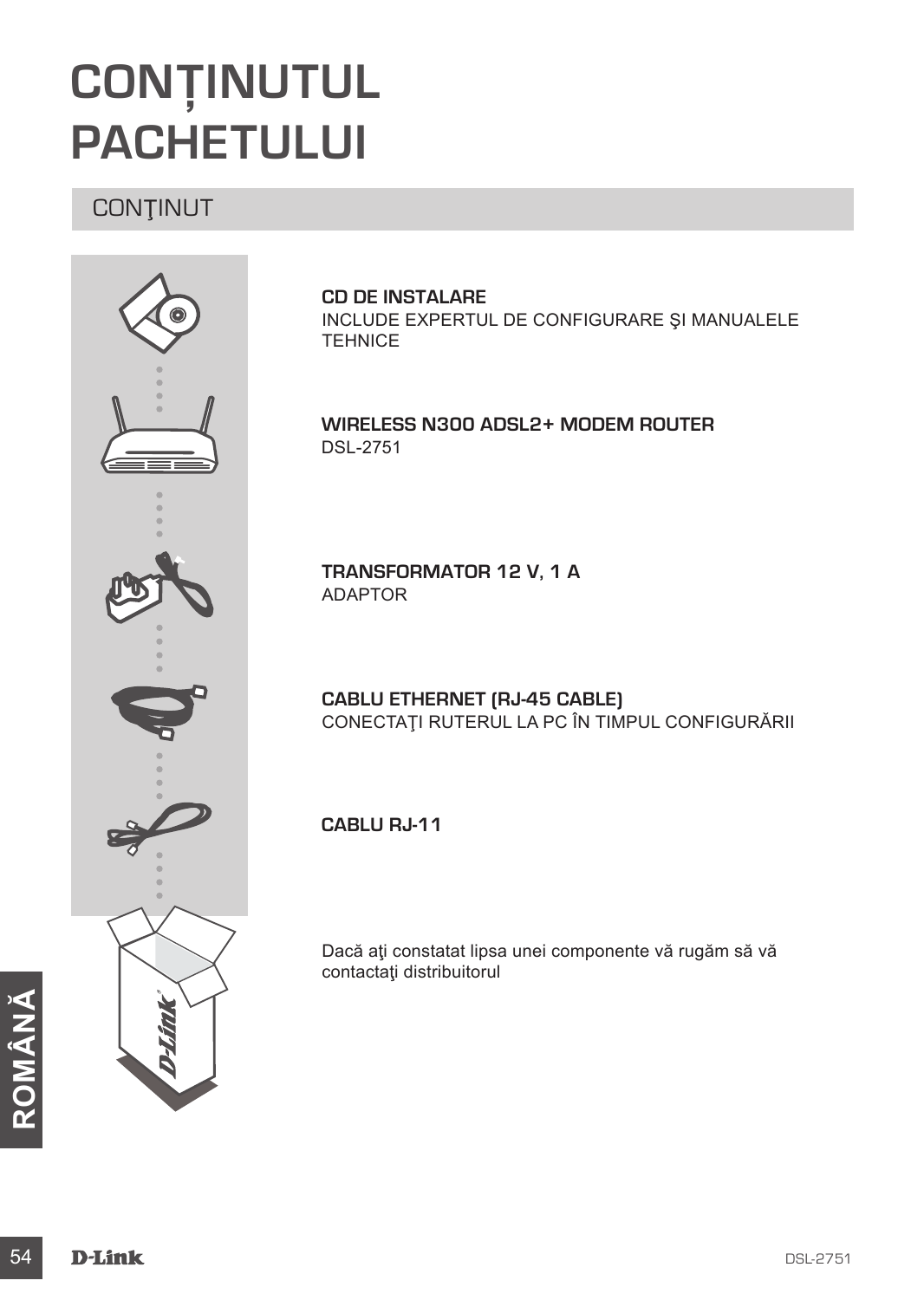# CONȚINUTUL PACHETULUI

## CONŢINUT

**CD DE INSTALARE**
INCLUDE EXPERTUL DE CONFIGURARE ŞI MANUALELE TEHNICE

**WIRELESS N300 ADSL2+ MODEM ROUTER**
DSL-2751

**TRANSFORMATOR 12 V, 1 A**
ADAPTOR

**CABLU ETHERNET (RJ-45 CABLE)**
CONECTAŢI RUTERUL LA PC ÎN TIMPUL CONFIGURĂRII

**CABLU RJ-11**

Dacă aţi constatat lipsa unei componente vă rugăm să vă contactaţi distribuitorul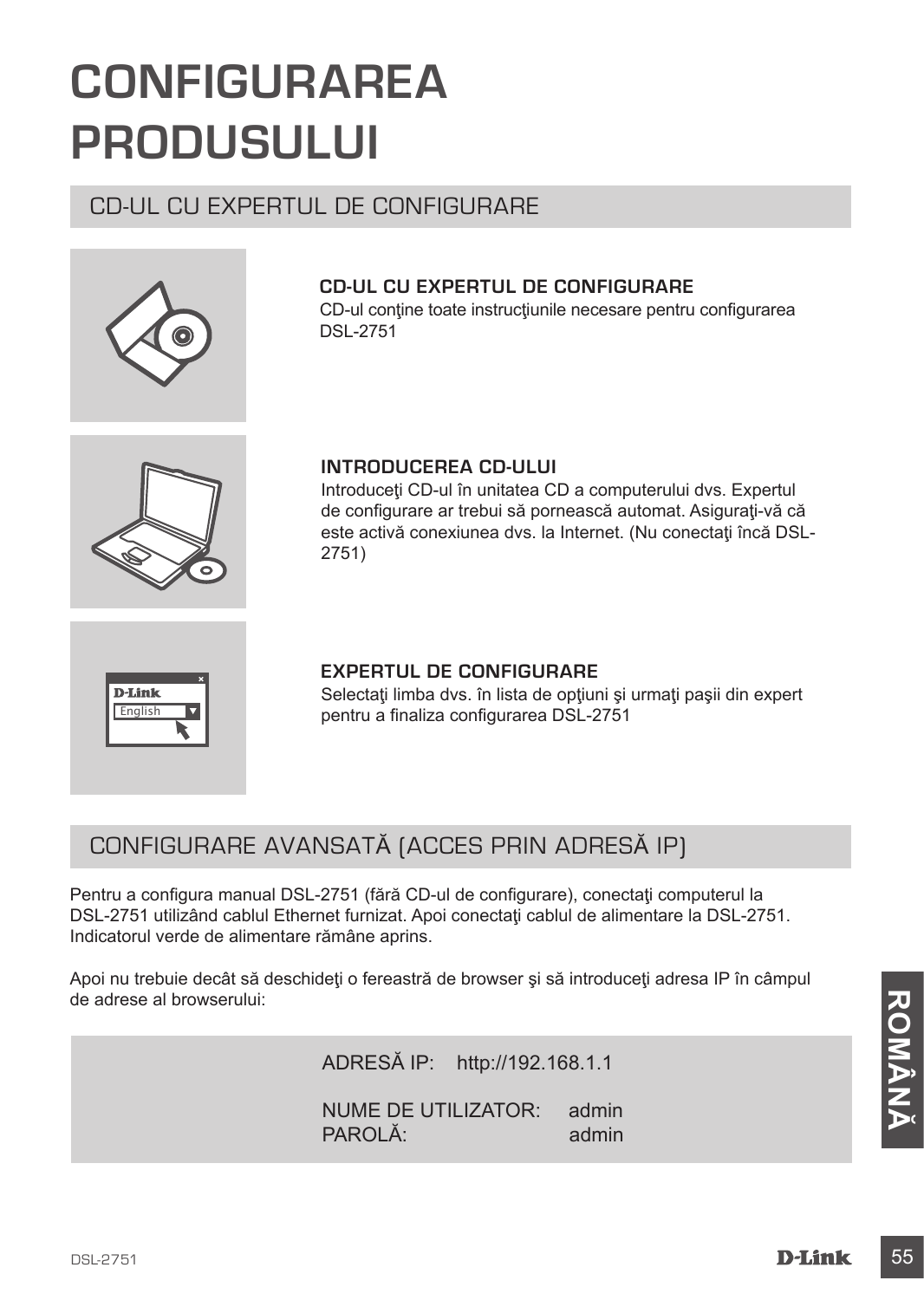# CONFIGURAREA PRODUSULUI

## CD-UL CU EXPERTUL DE CONFIGURARE

**CD-UL CU EXPERTUL DE CONFIGURARE**
CD-ul conţine toate instrucţiunile necesare pentru configurarea DSL-2751

**INTRODUCEREA CD-ULUI**
Introduceţi CD-ul în unitatea CD a computerului dvs. Expertul de configurare ar trebui să pornească automat. Asiguraţi-vă că este activă conexiunea dvs. la Internet. (Nu conectaţi încă DSL-2751)

**EXPERTUL DE CONFIGURARE**
Selectaţi limba dvs. în lista de opţiuni şi urmaţi paşii din expert pentru a finaliza configurarea DSL-2751

## CONFIGURARE AVANSATĂ (ACCES PRIN ADRESĂ IP)

Pentru a configura manual DSL-2751 (fără CD-ul de configurare), conectaţi computerul la DSL-2751 utilizând cablul Ethernet furnizat. Apoi conectaţi cablul de alimentare la DSL-2751. Indicatorul verde de alimentare rămâne aprins.

Apoi nu trebuie decât să deschideţi o fereastră de browser şi să introduceţi adresa IP în câmpul de adrese al browserului:

ADRESĂ IP: http://192.168.1.1

NUME DE UTILIZATOR: admin
PAROLĂ: admin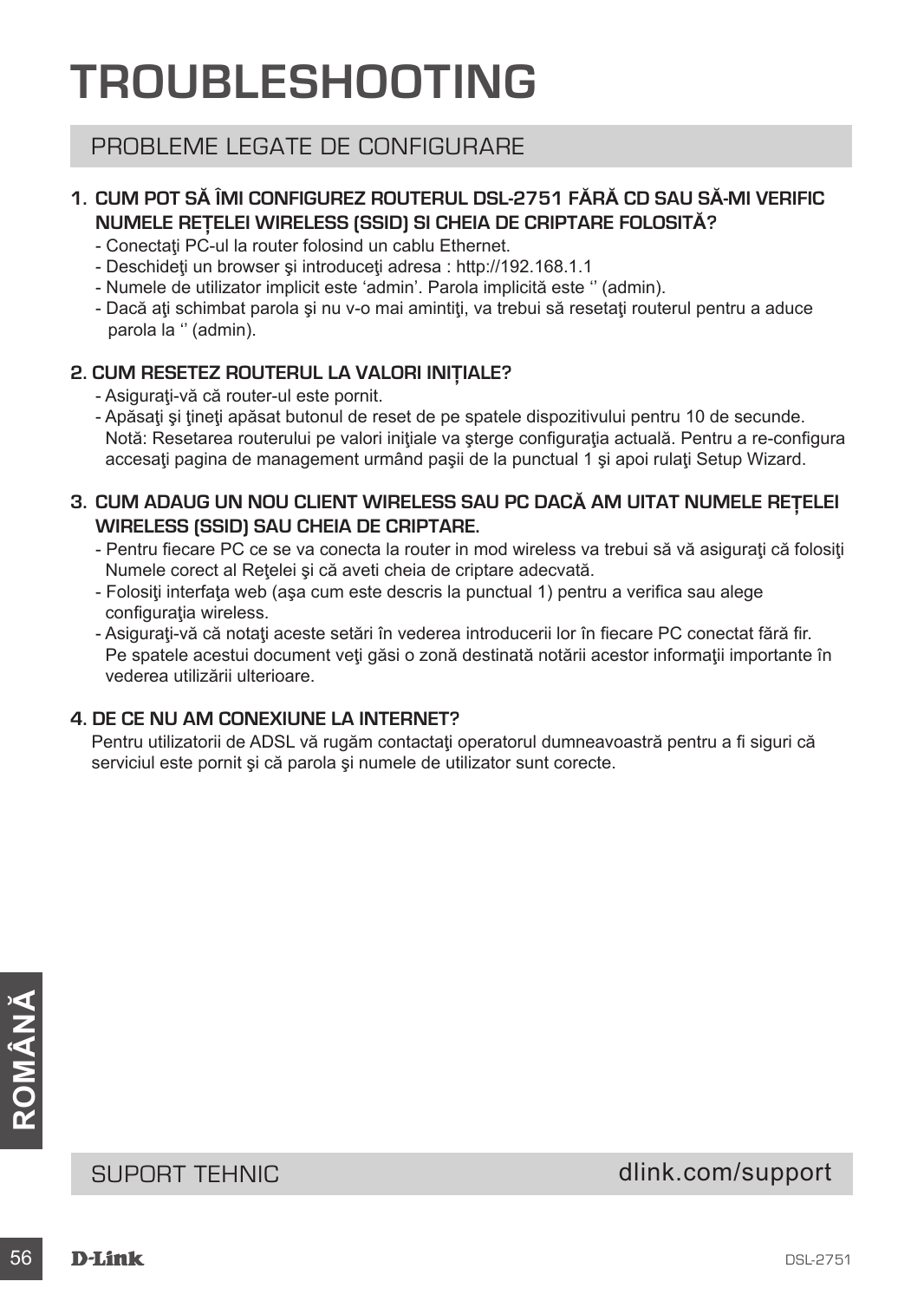# TROUBLESHOOTING

## PROBLEME LEGATE DE CONFIGURARE

### 1. CUM POT SĂ ÎMI CONFIGUREZ ROUTERUL DSL-2751 FĂRĂ CD SAU SĂ-MI VERIFIC NUMELE REȚELEI WIRELESS (SSID) SI CHEIA DE CRIPTARE FOLOSITĂ?

- Conectaţi PC-ul la router folosind un cablu Ethernet.
- Deschideţi un browser şi introduceţi adresa : http://192.168.1.1
- Numele de utilizator implicit este 'admin'. Parola implicită este '' (admin).
- Dacă aţi schimbat parola şi nu v-o mai amintiţi, va trebui să resetaţi routerul pentru a aduce parola la '' (admin).

### 2. CUM RESETEZ ROUTERUL LA VALORI INIȚIALE?

- Asiguraţi-vă că router-ul este pornit.
- Apăsaţi şi ţineţi apăsat butonul de reset de pe spatele dispozitivului pentru 10 de secunde. Notă: Resetarea routerului pe valori iniţiale va şterge configuraţia actuală. Pentru a re-configura accesaţi pagina de management urmând paşii de la punctual 1 şi apoi rulaţi Setup Wizard.

### 3. CUM ADAUG UN NOU CLIENT WIRELESS SAU PC DACĂ AM UITAT NUMELE REȚELEI WIRELESS (SSID) SAU CHEIA DE CRIPTARE.

- Pentru fiecare PC ce se va conecta la router in mod wireless va trebui să vă asiguraţi că folosiţi Numele corect al Reţelei şi că aveti cheia de criptare adecvată.
- Folosiţi interfaţa web (aşa cum este descris la punctual 1) pentru a verifica sau alege configuraţia wireless.
- Asiguraţi-vă că notaţi aceste setări în vederea introducerii lor în fiecare PC conectat fără fir. Pe spatele acestui document veţi găsi o zonă destinată notării acestor informaţii importante în vederea utilizării ulterioare.

### 4. DE CE NU AM CONEXIUNE LA INTERNET?

Pentru utilizatorii de ADSL vă rugăm contactaţi operatorul dumneavoastră pentru a fi siguri că serviciul este pornit şi că parola şi numele de utilizator sunt corecte.

## SUPORT TEHNIC dlink.com/support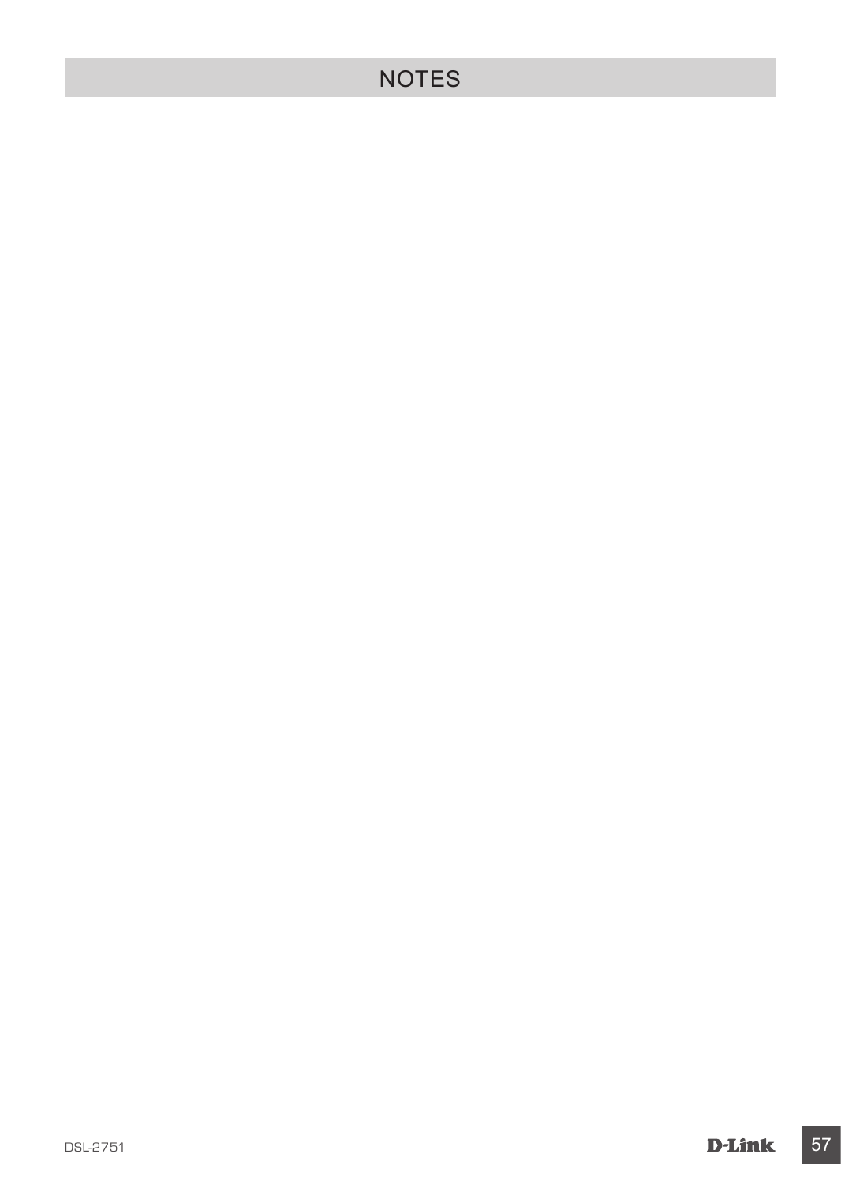# NOTES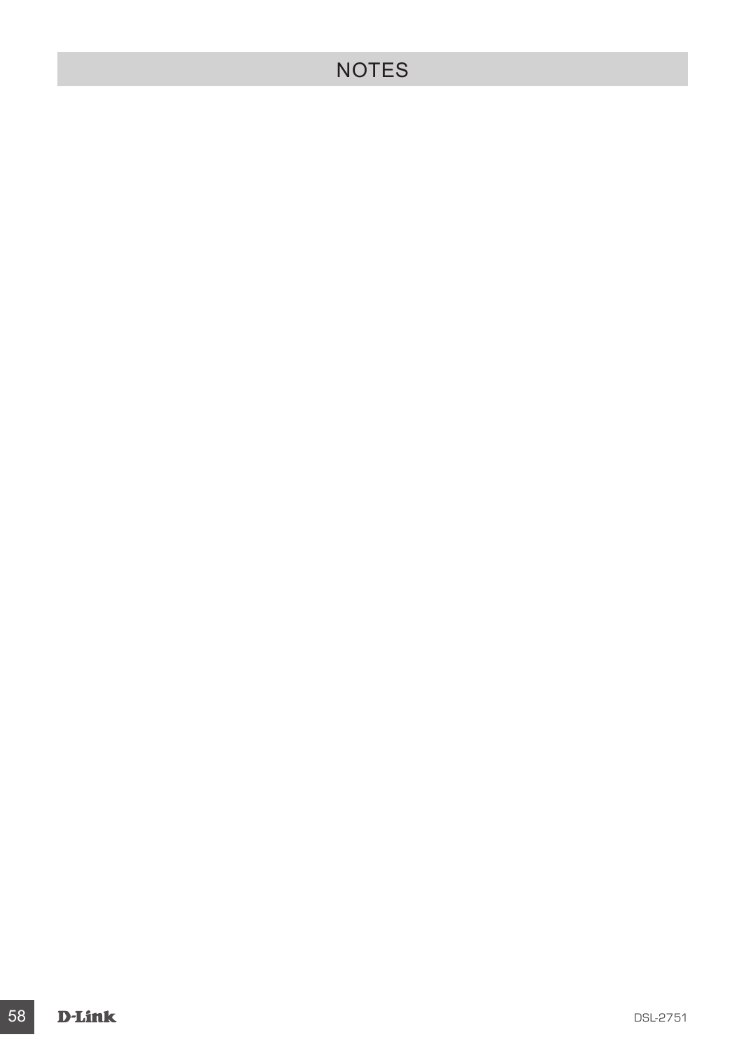# NOTES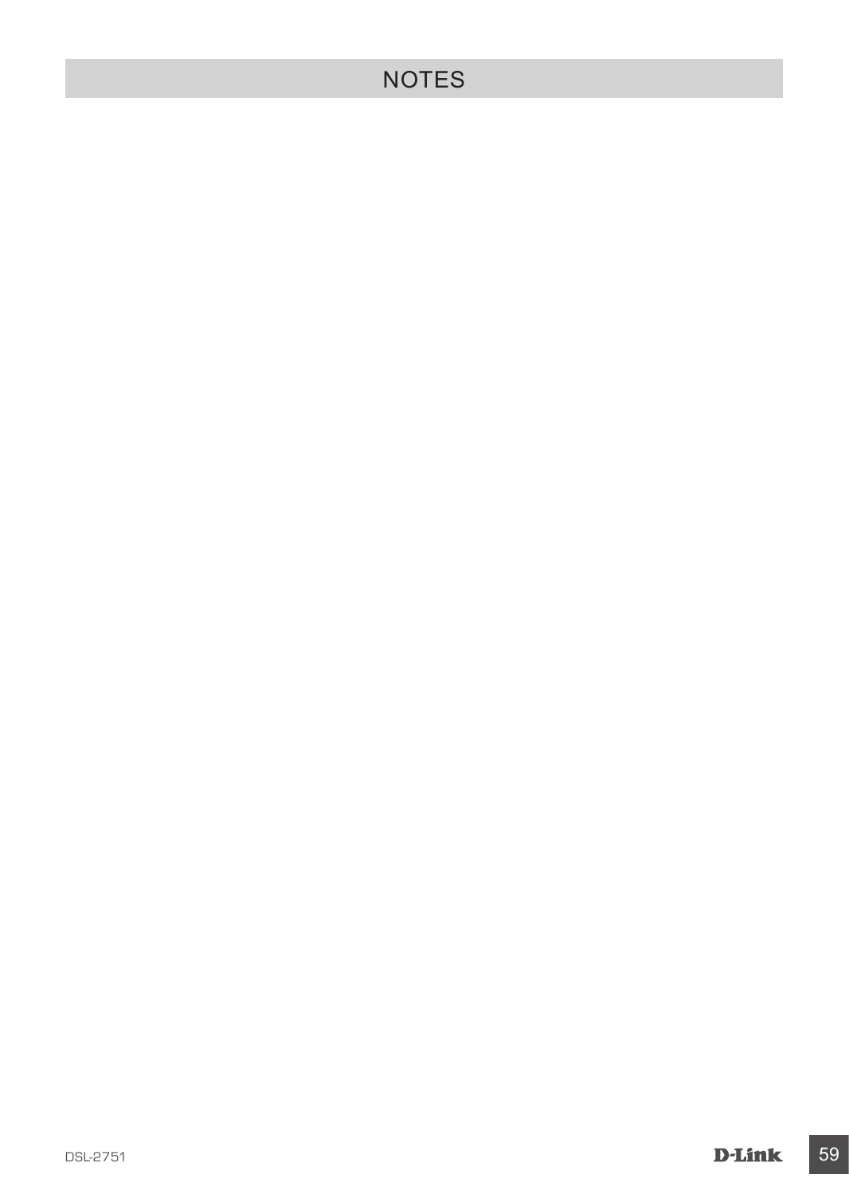# NOTES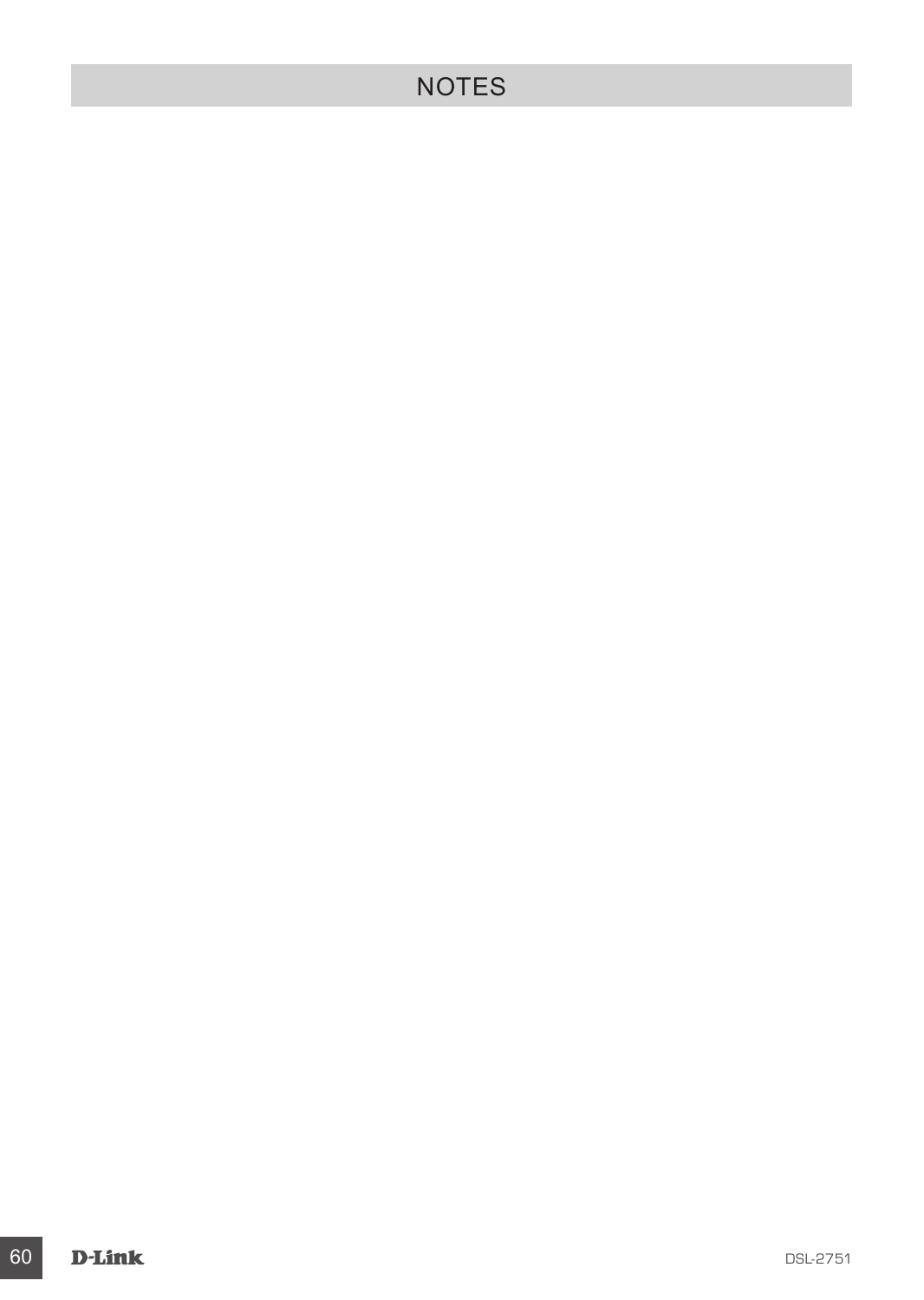# NOTES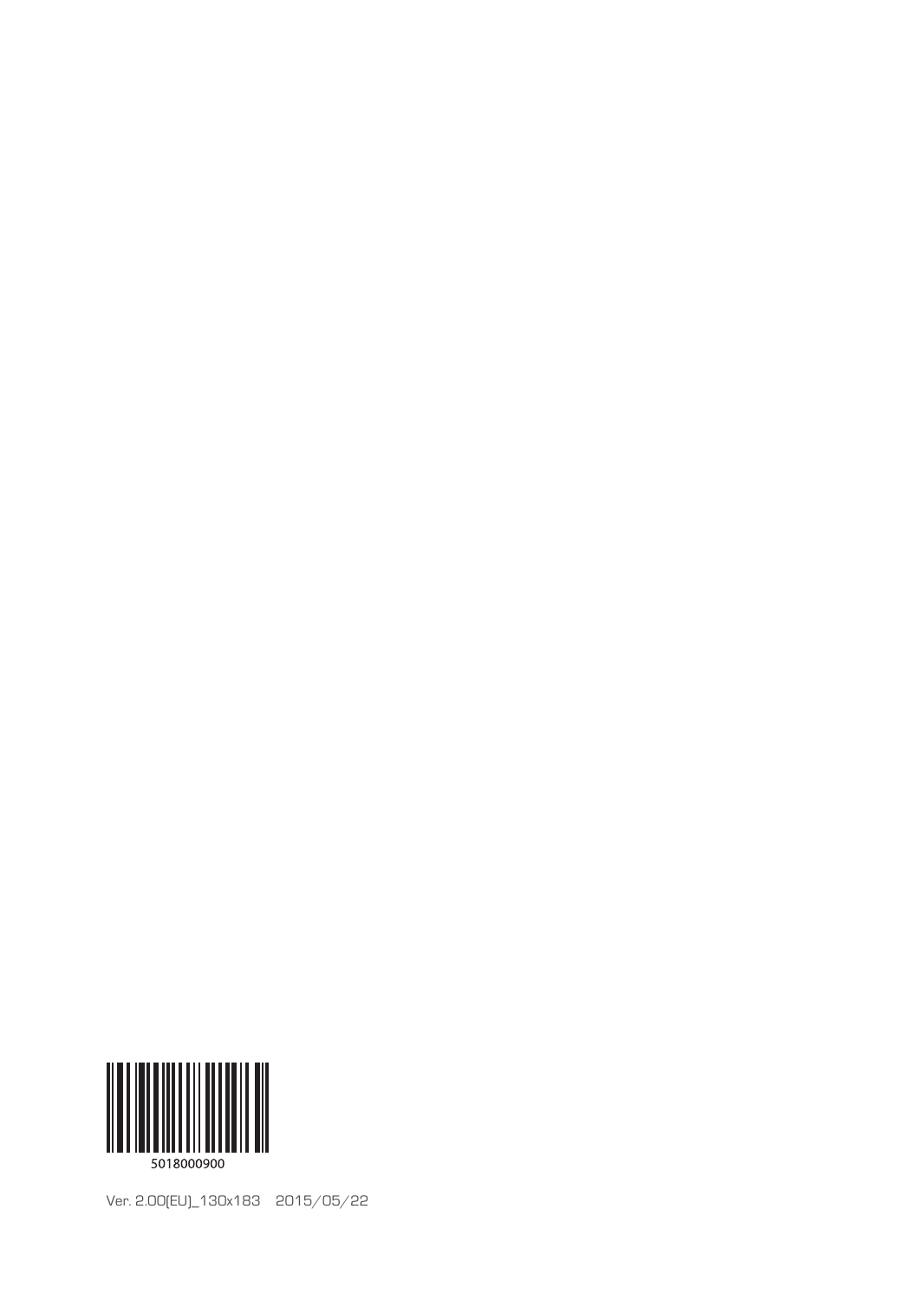5018000900

Ver. 2.00(EU)_130x183 2015/05/22